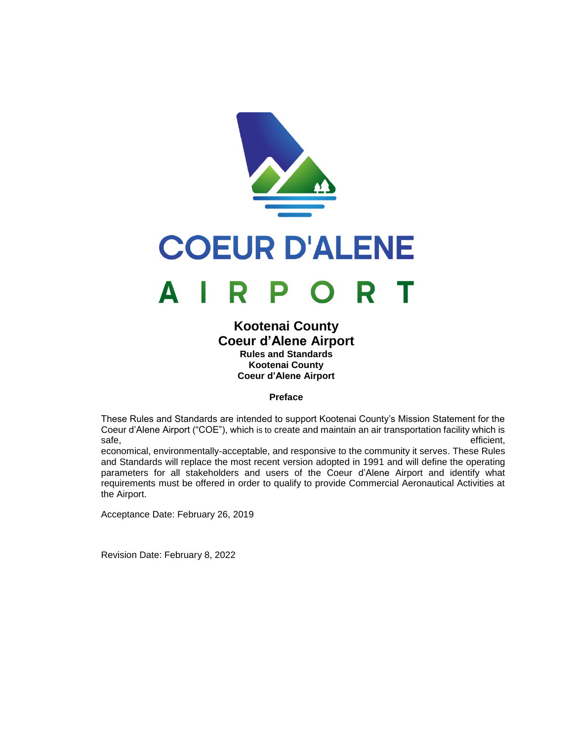# COEUR D'ALENE

# AIRPORT

## Kootenai County
## Coeur d'Alene Airport

**Rules and Standards**
**Kootenai County**
**Coeur d'Alene Airport**

**Preface**

These Rules and Standards are intended to support Kootenai County's Mission Statement for the Coeur d'Alene Airport ("COE"), which is to create and maintain an air transportation facility which is safe, efficient, economical, environmentally-acceptable, and responsive to the community it serves. These Rules and Standards will replace the most recent version adopted in 1991 and will define the operating parameters for all stakeholders and users of the Coeur d'Alene Airport and identify what requirements must be offered in order to qualify to provide Commercial Aeronautical Activities at the Airport.

Acceptance Date: February 26, 2019

Revision Date: February 8, 2022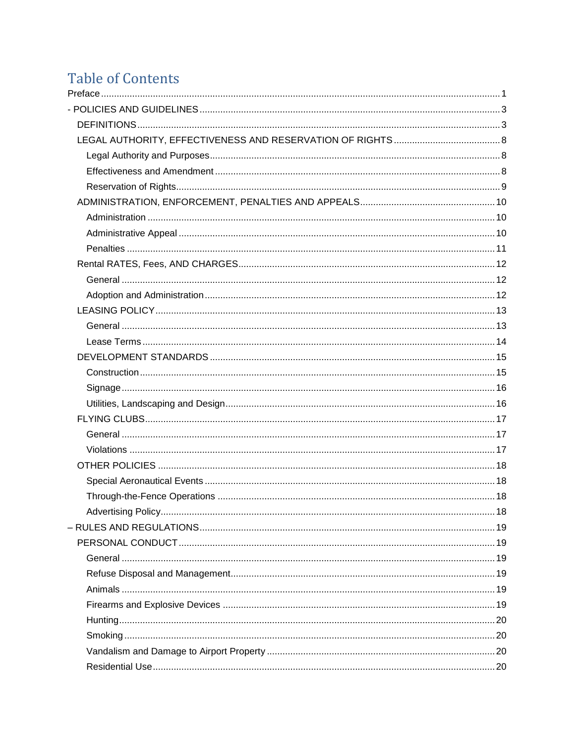# Table of Contents

Preface ..... 1

- POLICIES AND GUIDELINES ..... 3
  - DEFINITIONS ..... 3
  - LEGAL AUTHORITY, EFFECTIVENESS AND RESERVATION OF RIGHTS ..... 8
    - Legal Authority and Purposes ..... 8
    - Effectiveness and Amendment ..... 8
    - Reservation of Rights ..... 9
  - ADMINISTRATION, ENFORCEMENT, PENALTIES AND APPEALS ..... 10
    - Administration ..... 10
    - Administrative Appeal ..... 10
    - Penalties ..... 11
  - Rental RATES, Fees, AND CHARGES ..... 12
    - General ..... 12
    - Adoption and Administration ..... 12
  - LEASING POLICY ..... 13
    - General ..... 13
    - Lease Terms ..... 14
  - DEVELOPMENT STANDARDS ..... 15
    - Construction ..... 15
    - Signage ..... 16
    - Utilities, Landscaping and Design ..... 16
  - FLYING CLUBS ..... 17
    - General ..... 17
    - Violations ..... 17
  - OTHER POLICIES ..... 18
    - Special Aeronautical Events ..... 18
    - Through-the-Fence Operations ..... 18
    - Advertising Policy ..... 18

– RULES AND REGULATIONS ..... 19
  - PERSONAL CONDUCT ..... 19
    - General ..... 19
    - Refuse Disposal and Management ..... 19
    - Animals ..... 19
    - Firearms and Explosive Devices ..... 19
    - Hunting ..... 20
    - Smoking ..... 20
    - Vandalism and Damage to Airport Property ..... 20
    - Residential Use ..... 20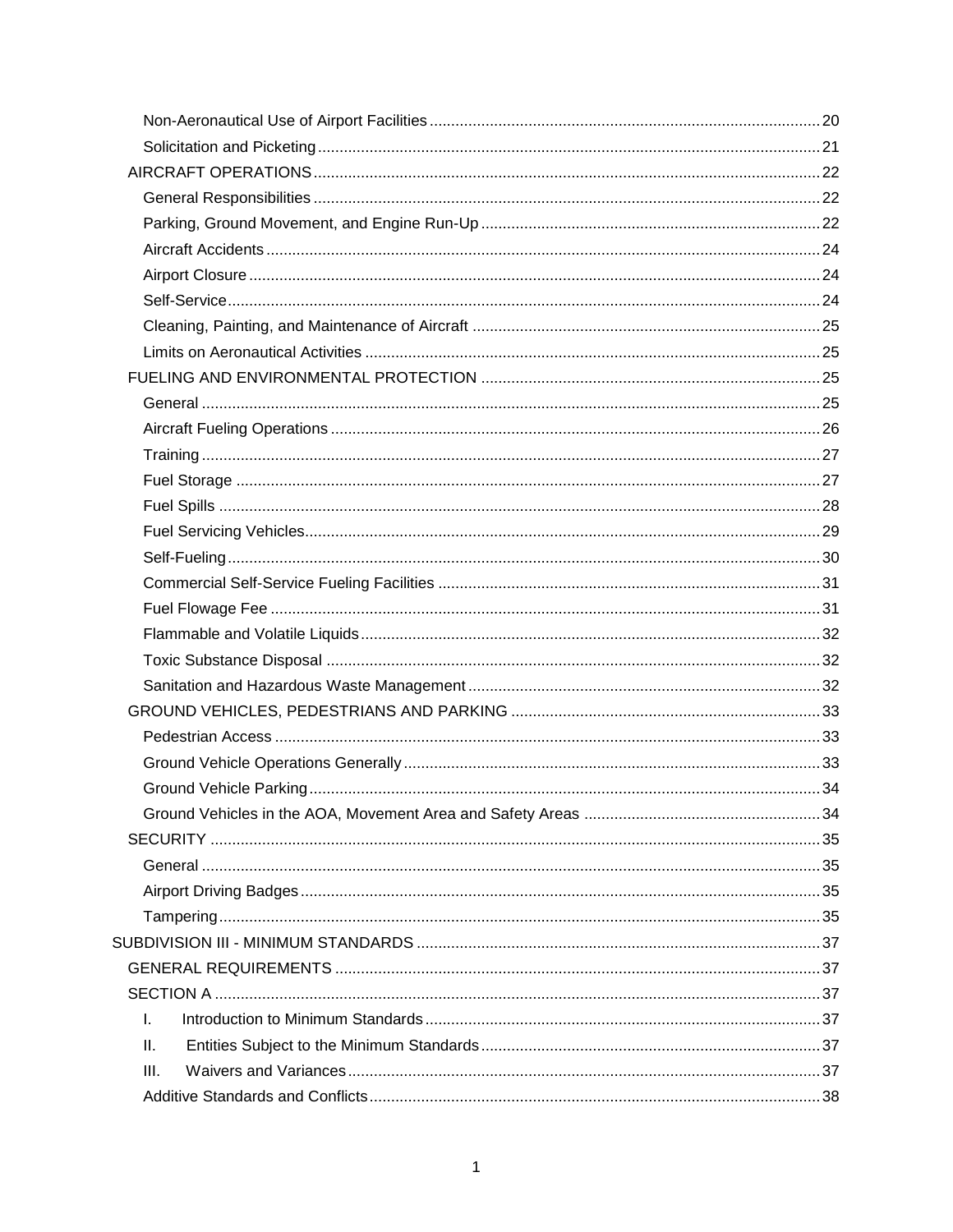- Non-Aeronautical Use of Airport Facilities ........ 20
- Solicitation and Picketing ........ 21

AIRCRAFT OPERATIONS ........ 22

- General Responsibilities ........ 22
- Parking, Ground Movement, and Engine Run-Up ........ 22
- Aircraft Accidents ........ 24
- Airport Closure ........ 24
- Self-Service ........ 24
- Cleaning, Painting, and Maintenance of Aircraft ........ 25
- Limits on Aeronautical Activities ........ 25

FUELING AND ENVIRONMENTAL PROTECTION ........ 25

- General ........ 25
- Aircraft Fueling Operations ........ 26
- Training ........ 27
- Fuel Storage ........ 27
- Fuel Spills ........ 28
- Fuel Servicing Vehicles ........ 29
- Self-Fueling ........ 30
- Commercial Self-Service Fueling Facilities ........ 31
- Fuel Flowage Fee ........ 31
- Flammable and Volatile Liquids ........ 32
- Toxic Substance Disposal ........ 32
- Sanitation and Hazardous Waste Management ........ 32

GROUND VEHICLES, PEDESTRIANS AND PARKING ........ 33

- Pedestrian Access ........ 33
- Ground Vehicle Operations Generally ........ 33
- Ground Vehicle Parking ........ 34
- Ground Vehicles in the AOA, Movement Area and Safety Areas ........ 34

SECURITY ........ 35

- General ........ 35
- Airport Driving Badges ........ 35
- Tampering ........ 35

SUBDIVISION III - MINIMUM STANDARDS ........ 37

GENERAL REQUIREMENTS ........ 37

SECTION A ........ 37

- I. Introduction to Minimum Standards ........ 37
- II. Entities Subject to the Minimum Standards ........ 37
- III. Waivers and Variances ........ 37
- Additive Standards and Conflicts ........ 38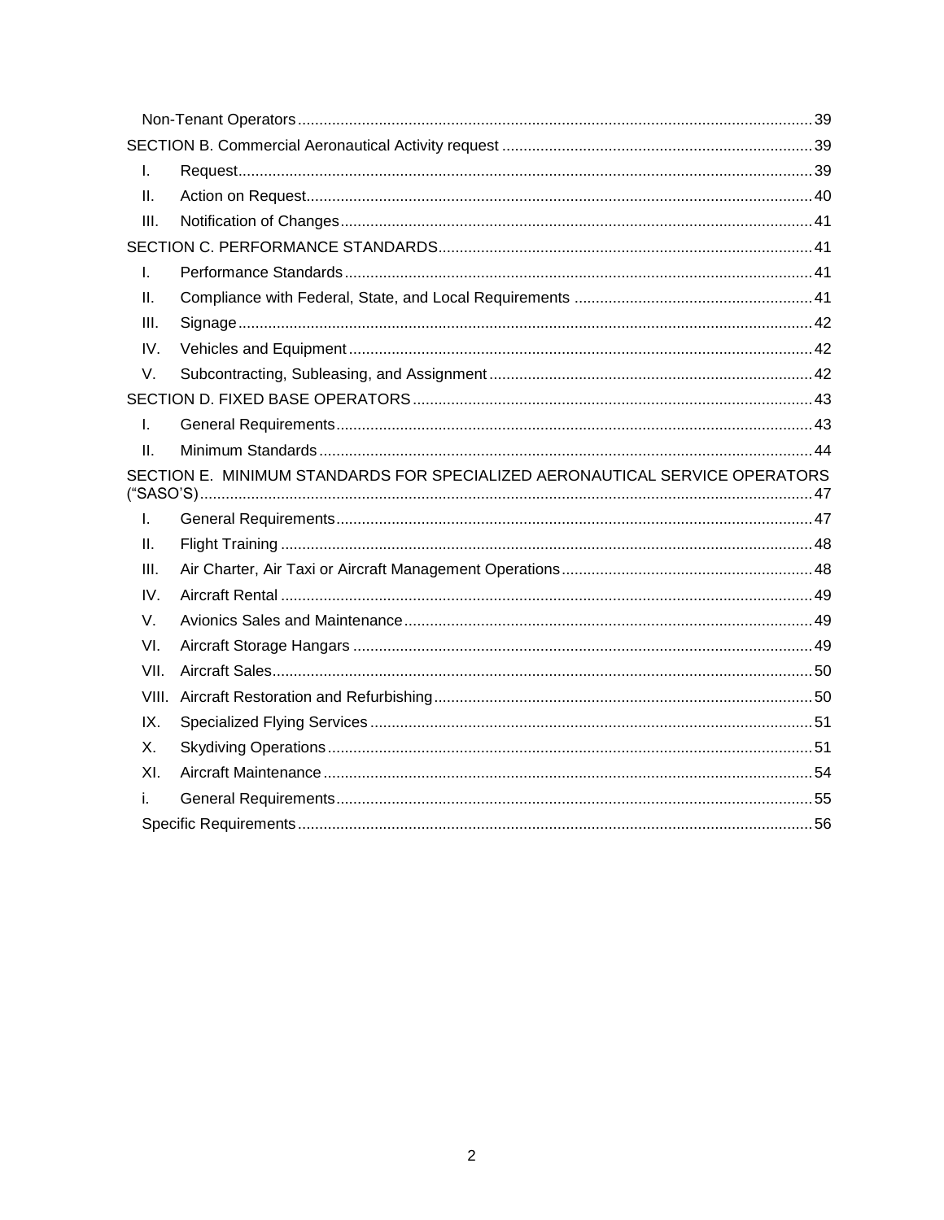Non-Tenant Operators ........ 39

SECTION B. Commercial Aeronautical Activity request ........ 39

I. Request ........ 39

II. Action on Request ........ 40

III. Notification of Changes ........ 41

SECTION C. PERFORMANCE STANDARDS ........ 41

I. Performance Standards ........ 41

II. Compliance with Federal, State, and Local Requirements ........ 41

III. Signage ........ 42

IV. Vehicles and Equipment ........ 42

V. Subcontracting, Subleasing, and Assignment ........ 42

SECTION D. FIXED BASE OPERATORS ........ 43

I. General Requirements ........ 43

II. Minimum Standards ........ 44

SECTION E. MINIMUM STANDARDS FOR SPECIALIZED AERONAUTICAL SERVICE OPERATORS ("SASO'S) ........ 47

I. General Requirements ........ 47

II. Flight Training ........ 48

III. Air Charter, Air Taxi or Aircraft Management Operations ........ 48

IV. Aircraft Rental ........ 49

V. Avionics Sales and Maintenance ........ 49

VI. Aircraft Storage Hangars ........ 49

VII. Aircraft Sales ........ 50

VIII. Aircraft Restoration and Refurbishing ........ 50

IX. Specialized Flying Services ........ 51

X. Skydiving Operations ........ 51

XI. Aircraft Maintenance ........ 54

i. General Requirements ........ 55

Specific Requirements ........ 56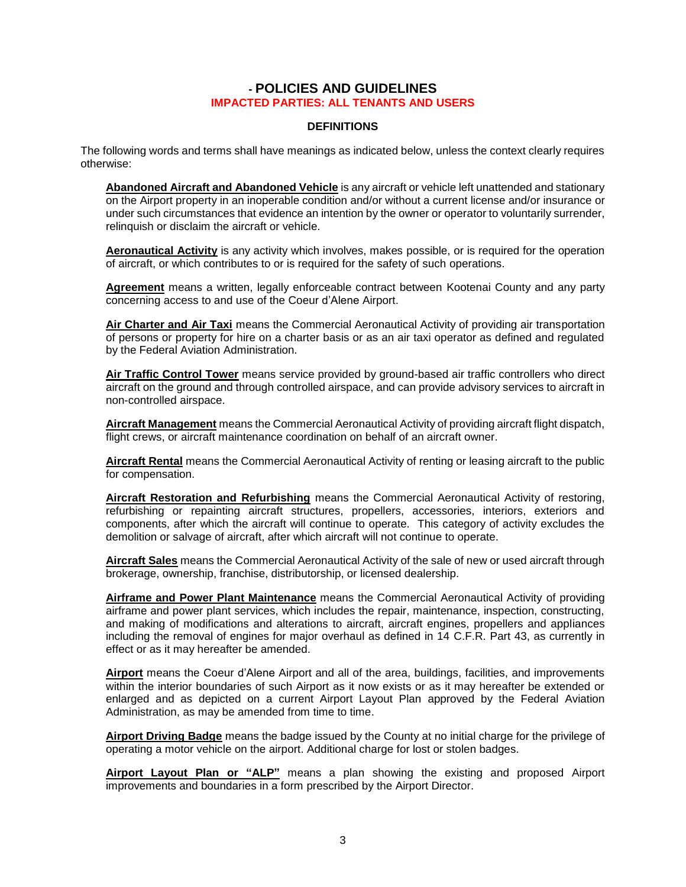## - POLICIES AND GUIDELINES

**IMPACTED PARTIES: ALL TENANTS AND USERS**

### DEFINITIONS

The following words and terms shall have meanings as indicated below, unless the context clearly requires otherwise:

**Abandoned Aircraft and Abandoned Vehicle** is any aircraft or vehicle left unattended and stationary on the Airport property in an inoperable condition and/or without a current license and/or insurance or under such circumstances that evidence an intention by the owner or operator to voluntarily surrender, relinquish or disclaim the aircraft or vehicle.

**Aeronautical Activity** is any activity which involves, makes possible, or is required for the operation of aircraft, or which contributes to or is required for the safety of such operations.

**Agreement** means a written, legally enforceable contract between Kootenai County and any party concerning access to and use of the Coeur d'Alene Airport.

**Air Charter and Air Taxi** means the Commercial Aeronautical Activity of providing air transportation of persons or property for hire on a charter basis or as an air taxi operator as defined and regulated by the Federal Aviation Administration.

**Air Traffic Control Tower** means service provided by ground-based air traffic controllers who direct aircraft on the ground and through controlled airspace, and can provide advisory services to aircraft in non-controlled airspace.

**Aircraft Management** means the Commercial Aeronautical Activity of providing aircraft flight dispatch, flight crews, or aircraft maintenance coordination on behalf of an aircraft owner.

**Aircraft Rental** means the Commercial Aeronautical Activity of renting or leasing aircraft to the public for compensation.

**Aircraft Restoration and Refurbishing** means the Commercial Aeronautical Activity of restoring, refurbishing or repainting aircraft structures, propellers, accessories, interiors, exteriors and components, after which the aircraft will continue to operate. This category of activity excludes the demolition or salvage of aircraft, after which aircraft will not continue to operate.

**Aircraft Sales** means the Commercial Aeronautical Activity of the sale of new or used aircraft through brokerage, ownership, franchise, distributorship, or licensed dealership.

**Airframe and Power Plant Maintenance** means the Commercial Aeronautical Activity of providing airframe and power plant services, which includes the repair, maintenance, inspection, constructing, and making of modifications and alterations to aircraft, aircraft engines, propellers and appliances including the removal of engines for major overhaul as defined in 14 C.F.R. Part 43, as currently in effect or as it may hereafter be amended.

**Airport** means the Coeur d'Alene Airport and all of the area, buildings, facilities, and improvements within the interior boundaries of such Airport as it now exists or as it may hereafter be extended or enlarged and as depicted on a current Airport Layout Plan approved by the Federal Aviation Administration, as may be amended from time to time.

**Airport Driving Badge** means the badge issued by the County at no initial charge for the privilege of operating a motor vehicle on the airport. Additional charge for lost or stolen badges.

**Airport Layout Plan or "ALP"** means a plan showing the existing and proposed Airport improvements and boundaries in a form prescribed by the Airport Director.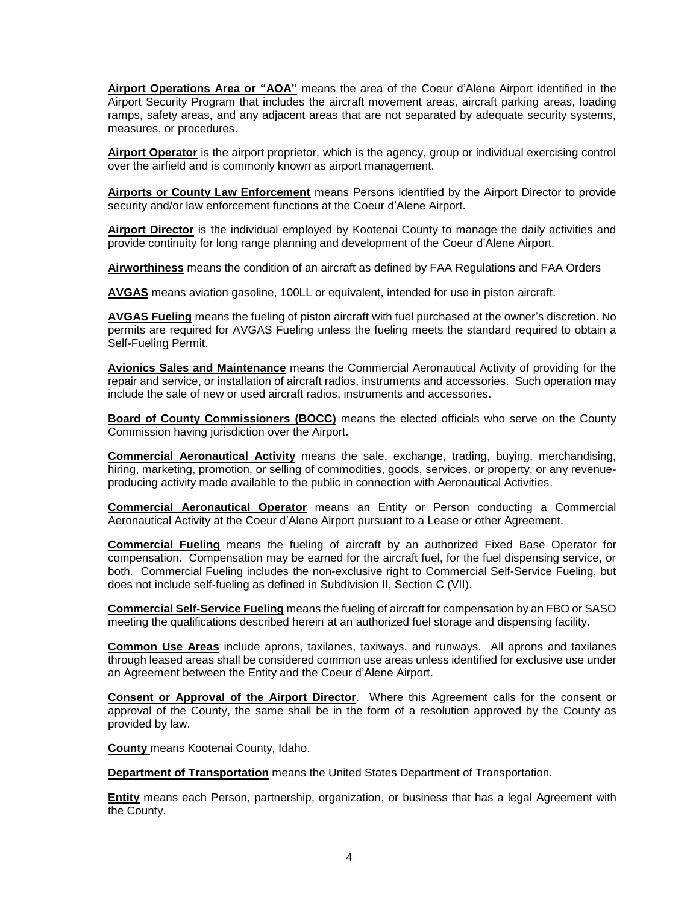**Airport Operations Area or "AOA"** means the area of the Coeur d'Alene Airport identified in the Airport Security Program that includes the aircraft movement areas, aircraft parking areas, loading ramps, safety areas, and any adjacent areas that are not separated by adequate security systems, measures, or procedures.

**Airport Operator** is the airport proprietor, which is the agency, group or individual exercising control over the airfield and is commonly known as airport management.

**Airports or County Law Enforcement** means Persons identified by the Airport Director to provide security and/or law enforcement functions at the Coeur d'Alene Airport.

**Airport Director** is the individual employed by Kootenai County to manage the daily activities and provide continuity for long range planning and development of the Coeur d'Alene Airport.

**Airworthiness** means the condition of an aircraft as defined by FAA Regulations and FAA Orders

**AVGAS** means aviation gasoline, 100LL or equivalent, intended for use in piston aircraft.

**AVGAS Fueling** means the fueling of piston aircraft with fuel purchased at the owner's discretion. No permits are required for AVGAS Fueling unless the fueling meets the standard required to obtain a Self-Fueling Permit.

**Avionics Sales and Maintenance** means the Commercial Aeronautical Activity of providing for the repair and service, or installation of aircraft radios, instruments and accessories. Such operation may include the sale of new or used aircraft radios, instruments and accessories.

**Board of County Commissioners (BOCC)** means the elected officials who serve on the County Commission having jurisdiction over the Airport.

**Commercial Aeronautical Activity** means the sale, exchange, trading, buying, merchandising, hiring, marketing, promotion, or selling of commodities, goods, services, or property, or any revenue-producing activity made available to the public in connection with Aeronautical Activities.

**Commercial Aeronautical Operator** means an Entity or Person conducting a Commercial Aeronautical Activity at the Coeur d'Alene Airport pursuant to a Lease or other Agreement.

**Commercial Fueling** means the fueling of aircraft by an authorized Fixed Base Operator for compensation. Compensation may be earned for the aircraft fuel, for the fuel dispensing service, or both. Commercial Fueling includes the non-exclusive right to Commercial Self-Service Fueling, but does not include self-fueling as defined in Subdivision II, Section C (VII).

**Commercial Self-Service Fueling** means the fueling of aircraft for compensation by an FBO or SASO meeting the qualifications described herein at an authorized fuel storage and dispensing facility.

**Common Use Areas** include aprons, taxilanes, taxiways, and runways. All aprons and taxilanes through leased areas shall be considered common use areas unless identified for exclusive use under an Agreement between the Entity and the Coeur d'Alene Airport.

**Consent or Approval of the Airport Director**. Where this Agreement calls for the consent or approval of the County, the same shall be in the form of a resolution approved by the County as provided by law.

**County** means Kootenai County, Idaho.

**Department of Transportation** means the United States Department of Transportation.

**Entity** means each Person, partnership, organization, or business that has a legal Agreement with the County.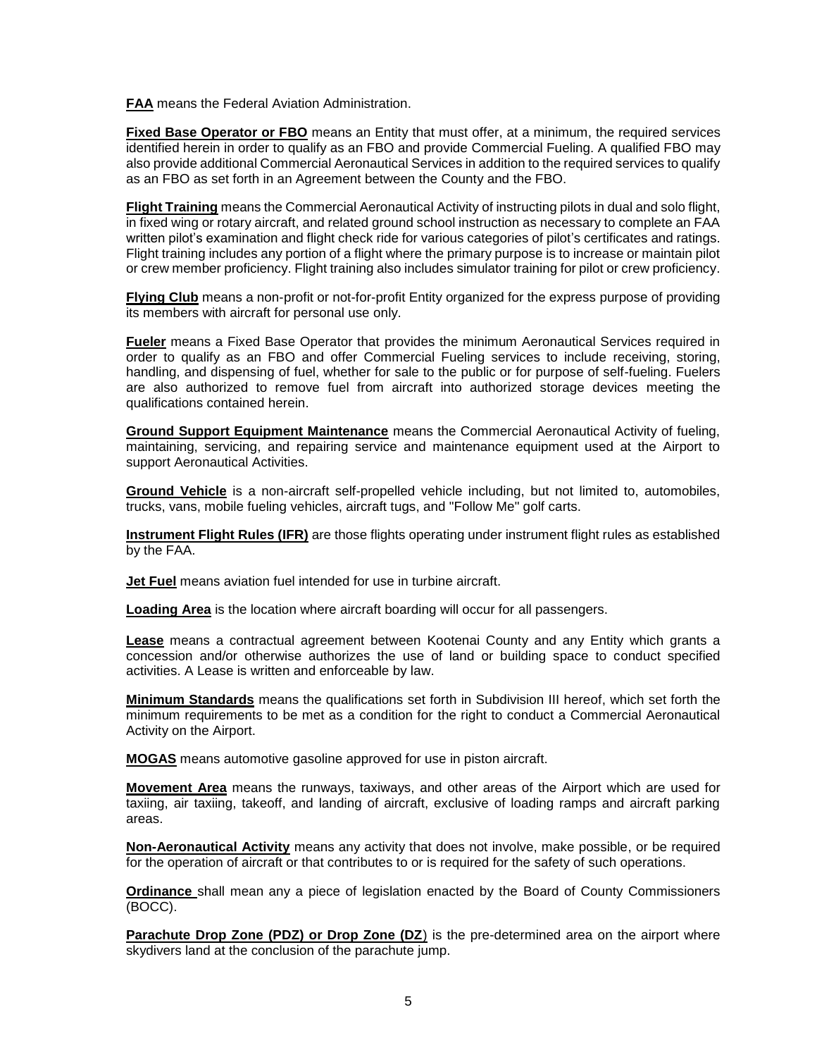**FAA** means the Federal Aviation Administration.

**Fixed Base Operator or FBO** means an Entity that must offer, at a minimum, the required services identified herein in order to qualify as an FBO and provide Commercial Fueling. A qualified FBO may also provide additional Commercial Aeronautical Services in addition to the required services to qualify as an FBO as set forth in an Agreement between the County and the FBO.

**Flight Training** means the Commercial Aeronautical Activity of instructing pilots in dual and solo flight, in fixed wing or rotary aircraft, and related ground school instruction as necessary to complete an FAA written pilot's examination and flight check ride for various categories of pilot's certificates and ratings. Flight training includes any portion of a flight where the primary purpose is to increase or maintain pilot or crew member proficiency. Flight training also includes simulator training for pilot or crew proficiency.

**Flying Club** means a non-profit or not-for-profit Entity organized for the express purpose of providing its members with aircraft for personal use only.

**Fueler** means a Fixed Base Operator that provides the minimum Aeronautical Services required in order to qualify as an FBO and offer Commercial Fueling services to include receiving, storing, handling, and dispensing of fuel, whether for sale to the public or for purpose of self-fueling. Fuelers are also authorized to remove fuel from aircraft into authorized storage devices meeting the qualifications contained herein.

**Ground Support Equipment Maintenance** means the Commercial Aeronautical Activity of fueling, maintaining, servicing, and repairing service and maintenance equipment used at the Airport to support Aeronautical Activities.

**Ground Vehicle** is a non-aircraft self-propelled vehicle including, but not limited to, automobiles, trucks, vans, mobile fueling vehicles, aircraft tugs, and "Follow Me" golf carts.

**Instrument Flight Rules (IFR)** are those flights operating under instrument flight rules as established by the FAA.

**Jet Fuel** means aviation fuel intended for use in turbine aircraft.

**Loading Area** is the location where aircraft boarding will occur for all passengers.

**Lease** means a contractual agreement between Kootenai County and any Entity which grants a concession and/or otherwise authorizes the use of land or building space to conduct specified activities. A Lease is written and enforceable by law.

**Minimum Standards** means the qualifications set forth in Subdivision III hereof, which set forth the minimum requirements to be met as a condition for the right to conduct a Commercial Aeronautical Activity on the Airport.

**MOGAS** means automotive gasoline approved for use in piston aircraft.

**Movement Area** means the runways, taxiways, and other areas of the Airport which are used for taxiing, air taxiing, takeoff, and landing of aircraft, exclusive of loading ramps and aircraft parking areas.

**Non-Aeronautical Activity** means any activity that does not involve, make possible, or be required for the operation of aircraft or that contributes to or is required for the safety of such operations.

**Ordinance** shall mean any a piece of legislation enacted by the Board of County Commissioners (BOCC).

**Parachute Drop Zone (PDZ) or Drop Zone (DZ)** is the pre-determined area on the airport where skydivers land at the conclusion of the parachute jump.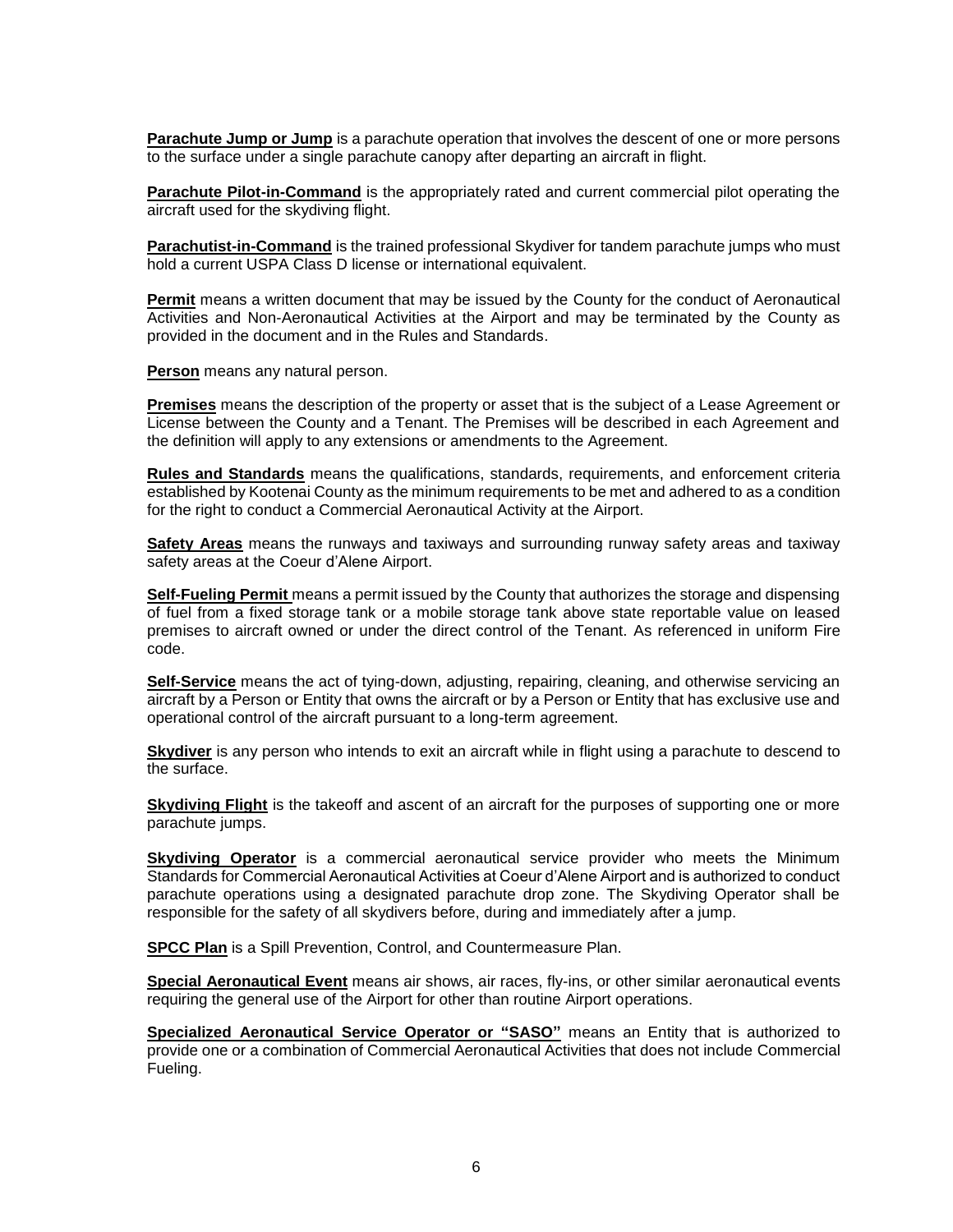**Parachute Jump or Jump** is a parachute operation that involves the descent of one or more persons to the surface under a single parachute canopy after departing an aircraft in flight.

**Parachute Pilot-in-Command** is the appropriately rated and current commercial pilot operating the aircraft used for the skydiving flight.

**Parachutist-in-Command** is the trained professional Skydiver for tandem parachute jumps who must hold a current USPA Class D license or international equivalent.

**Permit** means a written document that may be issued by the County for the conduct of Aeronautical Activities and Non-Aeronautical Activities at the Airport and may be terminated by the County as provided in the document and in the Rules and Standards.

**Person** means any natural person.

**Premises** means the description of the property or asset that is the subject of a Lease Agreement or License between the County and a Tenant. The Premises will be described in each Agreement and the definition will apply to any extensions or amendments to the Agreement.

**Rules and Standards** means the qualifications, standards, requirements, and enforcement criteria established by Kootenai County as the minimum requirements to be met and adhered to as a condition for the right to conduct a Commercial Aeronautical Activity at the Airport.

**Safety Areas** means the runways and taxiways and surrounding runway safety areas and taxiway safety areas at the Coeur d'Alene Airport.

**Self-Fueling Permit** means a permit issued by the County that authorizes the storage and dispensing of fuel from a fixed storage tank or a mobile storage tank above state reportable value on leased premises to aircraft owned or under the direct control of the Tenant. As referenced in uniform Fire code.

**Self-Service** means the act of tying-down, adjusting, repairing, cleaning, and otherwise servicing an aircraft by a Person or Entity that owns the aircraft or by a Person or Entity that has exclusive use and operational control of the aircraft pursuant to a long-term agreement.

**Skydiver** is any person who intends to exit an aircraft while in flight using a parachute to descend to the surface.

**Skydiving Flight** is the takeoff and ascent of an aircraft for the purposes of supporting one or more parachute jumps.

**Skydiving Operator** is a commercial aeronautical service provider who meets the Minimum Standards for Commercial Aeronautical Activities at Coeur d'Alene Airport and is authorized to conduct parachute operations using a designated parachute drop zone. The Skydiving Operator shall be responsible for the safety of all skydivers before, during and immediately after a jump.

**SPCC Plan** is a Spill Prevention, Control, and Countermeasure Plan.

**Special Aeronautical Event** means air shows, air races, fly-ins, or other similar aeronautical events requiring the general use of the Airport for other than routine Airport operations.

**Specialized Aeronautical Service Operator or "SASO"** means an Entity that is authorized to provide one or a combination of Commercial Aeronautical Activities that does not include Commercial Fueling.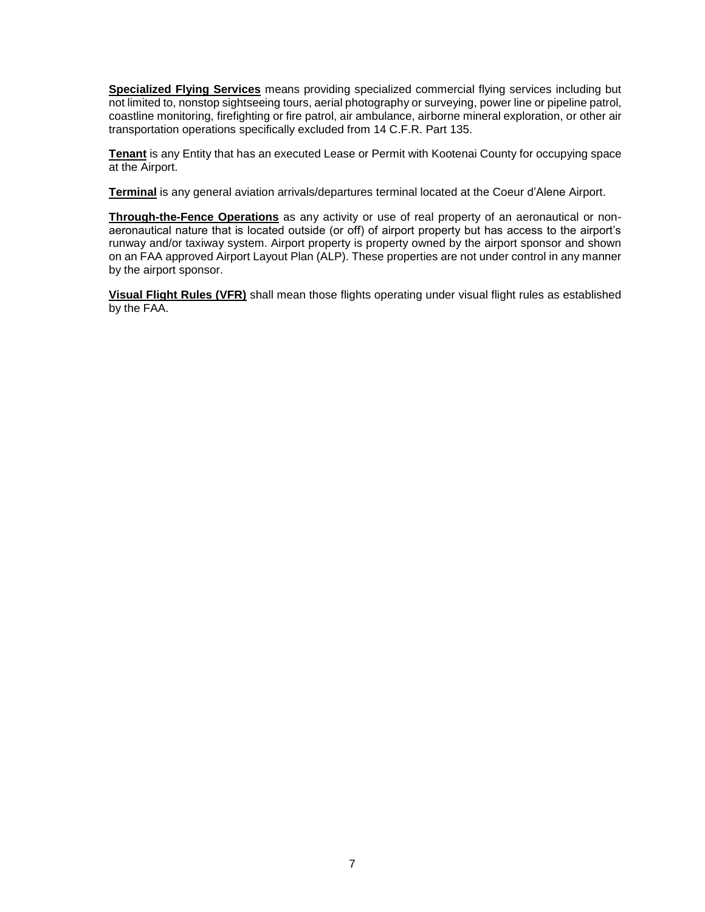**Specialized Flying Services** means providing specialized commercial flying services including but not limited to, nonstop sightseeing tours, aerial photography or surveying, power line or pipeline patrol, coastline monitoring, firefighting or fire patrol, air ambulance, airborne mineral exploration, or other air transportation operations specifically excluded from 14 C.F.R. Part 135.

**Tenant** is any Entity that has an executed Lease or Permit with Kootenai County for occupying space at the Airport.

**Terminal** is any general aviation arrivals/departures terminal located at the Coeur d'Alene Airport.

**Through-the-Fence Operations** as any activity or use of real property of an aeronautical or non-aeronautical nature that is located outside (or off) of airport property but has access to the airport's runway and/or taxiway system. Airport property is property owned by the airport sponsor and shown on an FAA approved Airport Layout Plan (ALP). These properties are not under control in any manner by the airport sponsor.

**Visual Flight Rules (VFR)** shall mean those flights operating under visual flight rules as established by the FAA.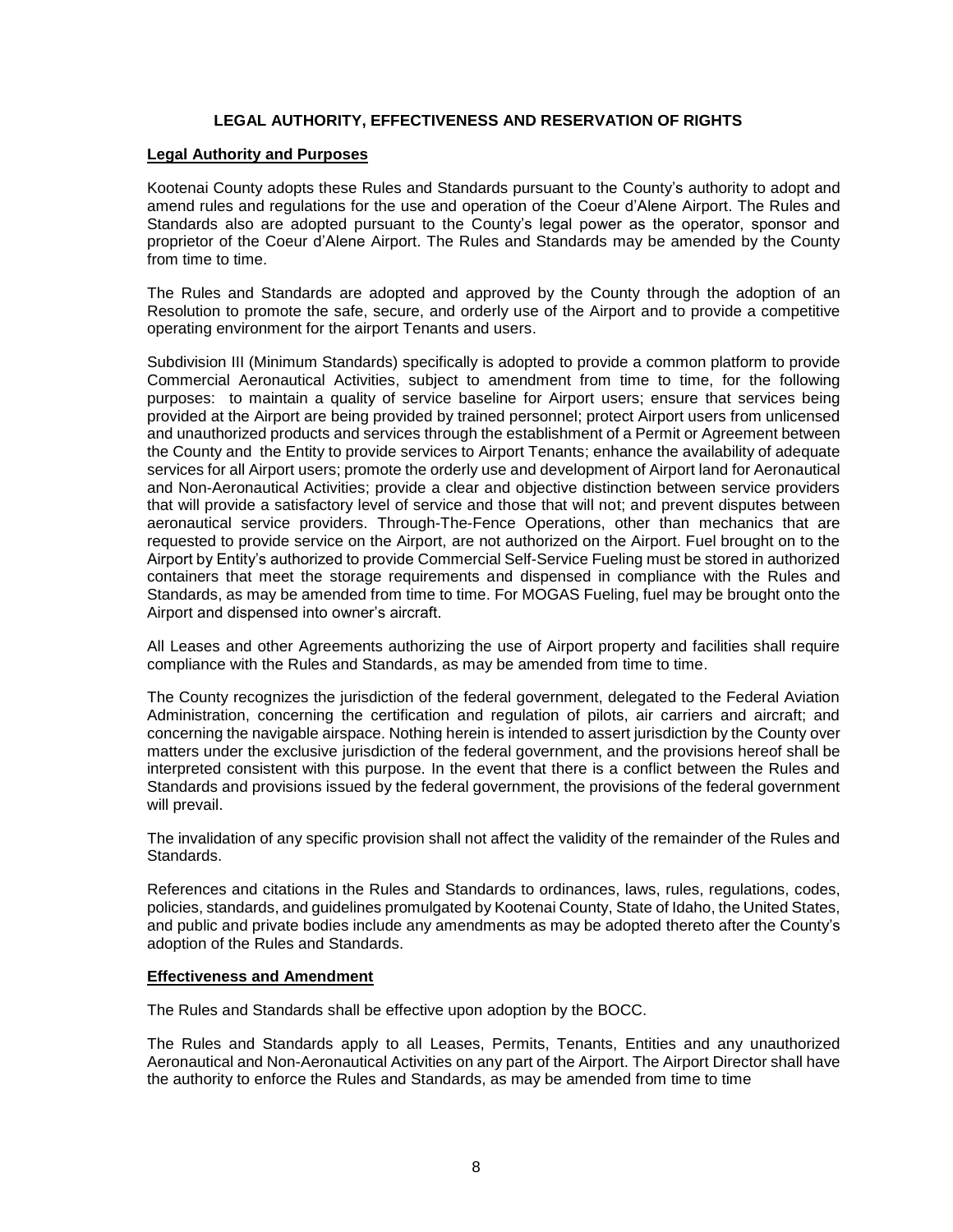## LEGAL AUTHORITY, EFFECTIVENESS AND RESERVATION OF RIGHTS

### Legal Authority and Purposes

Kootenai County adopts these Rules and Standards pursuant to the County's authority to adopt and amend rules and regulations for the use and operation of the Coeur d'Alene Airport. The Rules and Standards also are adopted pursuant to the County's legal power as the operator, sponsor and proprietor of the Coeur d'Alene Airport. The Rules and Standards may be amended by the County from time to time.

The Rules and Standards are adopted and approved by the County through the adoption of an Resolution to promote the safe, secure, and orderly use of the Airport and to provide a competitive operating environment for the airport Tenants and users.

Subdivision III (Minimum Standards) specifically is adopted to provide a common platform to provide Commercial Aeronautical Activities, subject to amendment from time to time, for the following purposes: to maintain a quality of service baseline for Airport users; ensure that services being provided at the Airport are being provided by trained personnel; protect Airport users from unlicensed and unauthorized products and services through the establishment of a Permit or Agreement between the County and the Entity to provide services to Airport Tenants; enhance the availability of adequate services for all Airport users; promote the orderly use and development of Airport land for Aeronautical and Non-Aeronautical Activities; provide a clear and objective distinction between service providers that will provide a satisfactory level of service and those that will not; and prevent disputes between aeronautical service providers. Through-The-Fence Operations, other than mechanics that are requested to provide service on the Airport, are not authorized on the Airport. Fuel brought on to the Airport by Entity's authorized to provide Commercial Self-Service Fueling must be stored in authorized containers that meet the storage requirements and dispensed in compliance with the Rules and Standards, as may be amended from time to time. For MOGAS Fueling, fuel may be brought onto the Airport and dispensed into owner's aircraft.

All Leases and other Agreements authorizing the use of Airport property and facilities shall require compliance with the Rules and Standards, as may be amended from time to time.

The County recognizes the jurisdiction of the federal government, delegated to the Federal Aviation Administration, concerning the certification and regulation of pilots, air carriers and aircraft; and concerning the navigable airspace. Nothing herein is intended to assert jurisdiction by the County over matters under the exclusive jurisdiction of the federal government, and the provisions hereof shall be interpreted consistent with this purpose. In the event that there is a conflict between the Rules and Standards and provisions issued by the federal government, the provisions of the federal government will prevail.

The invalidation of any specific provision shall not affect the validity of the remainder of the Rules and Standards.

References and citations in the Rules and Standards to ordinances, laws, rules, regulations, codes, policies, standards, and guidelines promulgated by Kootenai County, State of Idaho, the United States, and public and private bodies include any amendments as may be adopted thereto after the County's adoption of the Rules and Standards.

### Effectiveness and Amendment

The Rules and Standards shall be effective upon adoption by the BOCC.

The Rules and Standards apply to all Leases, Permits, Tenants, Entities and any unauthorized Aeronautical and Non-Aeronautical Activities on any part of the Airport. The Airport Director shall have the authority to enforce the Rules and Standards, as may be amended from time to time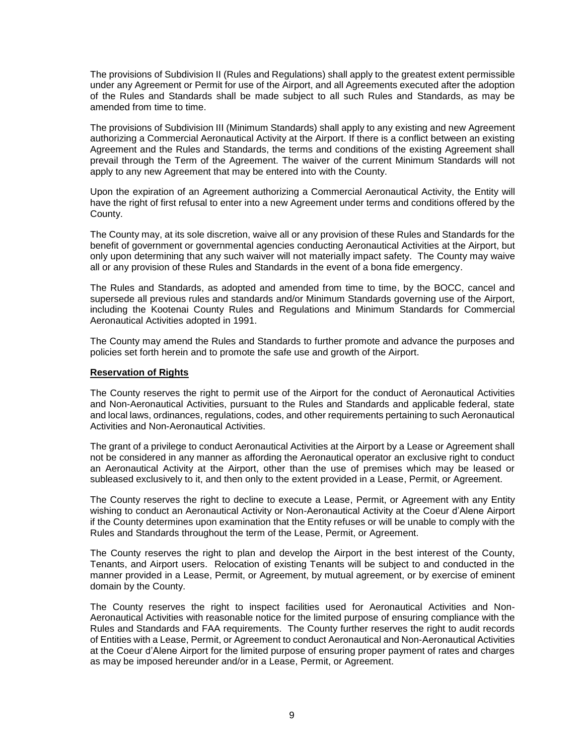The provisions of Subdivision II (Rules and Regulations) shall apply to the greatest extent permissible under any Agreement or Permit for use of the Airport, and all Agreements executed after the adoption of the Rules and Standards shall be made subject to all such Rules and Standards, as may be amended from time to time.

The provisions of Subdivision III (Minimum Standards) shall apply to any existing and new Agreement authorizing a Commercial Aeronautical Activity at the Airport. If there is a conflict between an existing Agreement and the Rules and Standards, the terms and conditions of the existing Agreement shall prevail through the Term of the Agreement. The waiver of the current Minimum Standards will not apply to any new Agreement that may be entered into with the County.

Upon the expiration of an Agreement authorizing a Commercial Aeronautical Activity, the Entity will have the right of first refusal to enter into a new Agreement under terms and conditions offered by the County.

The County may, at its sole discretion, waive all or any provision of these Rules and Standards for the benefit of government or governmental agencies conducting Aeronautical Activities at the Airport, but only upon determining that any such waiver will not materially impact safety. The County may waive all or any provision of these Rules and Standards in the event of a bona fide emergency.

The Rules and Standards, as adopted and amended from time to time, by the BOCC, cancel and supersede all previous rules and standards and/or Minimum Standards governing use of the Airport, including the Kootenai County Rules and Regulations and Minimum Standards for Commercial Aeronautical Activities adopted in 1991.

The County may amend the Rules and Standards to further promote and advance the purposes and policies set forth herein and to promote the safe use and growth of the Airport.

**Reservation of Rights**

The County reserves the right to permit use of the Airport for the conduct of Aeronautical Activities and Non-Aeronautical Activities, pursuant to the Rules and Standards and applicable federal, state and local laws, ordinances, regulations, codes, and other requirements pertaining to such Aeronautical Activities and Non-Aeronautical Activities.

The grant of a privilege to conduct Aeronautical Activities at the Airport by a Lease or Agreement shall not be considered in any manner as affording the Aeronautical operator an exclusive right to conduct an Aeronautical Activity at the Airport, other than the use of premises which may be leased or subleased exclusively to it, and then only to the extent provided in a Lease, Permit, or Agreement.

The County reserves the right to decline to execute a Lease, Permit, or Agreement with any Entity wishing to conduct an Aeronautical Activity or Non-Aeronautical Activity at the Coeur d'Alene Airport if the County determines upon examination that the Entity refuses or will be unable to comply with the Rules and Standards throughout the term of the Lease, Permit, or Agreement.

The County reserves the right to plan and develop the Airport in the best interest of the County, Tenants, and Airport users. Relocation of existing Tenants will be subject to and conducted in the manner provided in a Lease, Permit, or Agreement, by mutual agreement, or by exercise of eminent domain by the County.

The County reserves the right to inspect facilities used for Aeronautical Activities and Non-Aeronautical Activities with reasonable notice for the limited purpose of ensuring compliance with the Rules and Standards and FAA requirements. The County further reserves the right to audit records of Entities with a Lease, Permit, or Agreement to conduct Aeronautical and Non-Aeronautical Activities at the Coeur d'Alene Airport for the limited purpose of ensuring proper payment of rates and charges as may be imposed hereunder and/or in a Lease, Permit, or Agreement.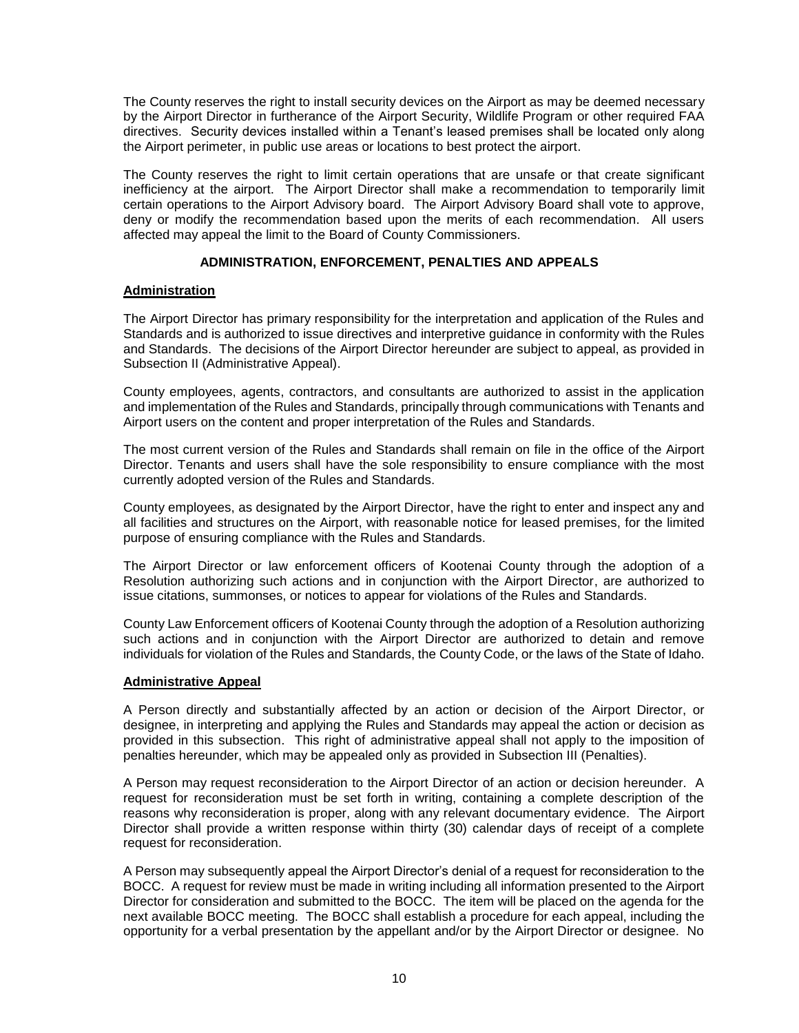The County reserves the right to install security devices on the Airport as may be deemed necessary by the Airport Director in furtherance of the Airport Security, Wildlife Program or other required FAA directives. Security devices installed within a Tenant's leased premises shall be located only along the Airport perimeter, in public use areas or locations to best protect the airport.

The County reserves the right to limit certain operations that are unsafe or that create significant inefficiency at the airport. The Airport Director shall make a recommendation to temporarily limit certain operations to the Airport Advisory board. The Airport Advisory Board shall vote to approve, deny or modify the recommendation based upon the merits of each recommendation. All users affected may appeal the limit to the Board of County Commissioners.

## ADMINISTRATION, ENFORCEMENT, PENALTIES AND APPEALS

### Administration

The Airport Director has primary responsibility for the interpretation and application of the Rules and Standards and is authorized to issue directives and interpretive guidance in conformity with the Rules and Standards. The decisions of the Airport Director hereunder are subject to appeal, as provided in Subsection II (Administrative Appeal).

County employees, agents, contractors, and consultants are authorized to assist in the application and implementation of the Rules and Standards, principally through communications with Tenants and Airport users on the content and proper interpretation of the Rules and Standards.

The most current version of the Rules and Standards shall remain on file in the office of the Airport Director. Tenants and users shall have the sole responsibility to ensure compliance with the most currently adopted version of the Rules and Standards.

County employees, as designated by the Airport Director, have the right to enter and inspect any and all facilities and structures on the Airport, with reasonable notice for leased premises, for the limited purpose of ensuring compliance with the Rules and Standards.

The Airport Director or law enforcement officers of Kootenai County through the adoption of a Resolution authorizing such actions and in conjunction with the Airport Director, are authorized to issue citations, summonses, or notices to appear for violations of the Rules and Standards.

County Law Enforcement officers of Kootenai County through the adoption of a Resolution authorizing such actions and in conjunction with the Airport Director are authorized to detain and remove individuals for violation of the Rules and Standards, the County Code, or the laws of the State of Idaho.

### Administrative Appeal

A Person directly and substantially affected by an action or decision of the Airport Director, or designee, in interpreting and applying the Rules and Standards may appeal the action or decision as provided in this subsection. This right of administrative appeal shall not apply to the imposition of penalties hereunder, which may be appealed only as provided in Subsection III (Penalties).

A Person may request reconsideration to the Airport Director of an action or decision hereunder. A request for reconsideration must be set forth in writing, containing a complete description of the reasons why reconsideration is proper, along with any relevant documentary evidence. The Airport Director shall provide a written response within thirty (30) calendar days of receipt of a complete request for reconsideration.

A Person may subsequently appeal the Airport Director's denial of a request for reconsideration to the BOCC. A request for review must be made in writing including all information presented to the Airport Director for consideration and submitted to the BOCC. The item will be placed on the agenda for the next available BOCC meeting. The BOCC shall establish a procedure for each appeal, including the opportunity for a verbal presentation by the appellant and/or by the Airport Director or designee. No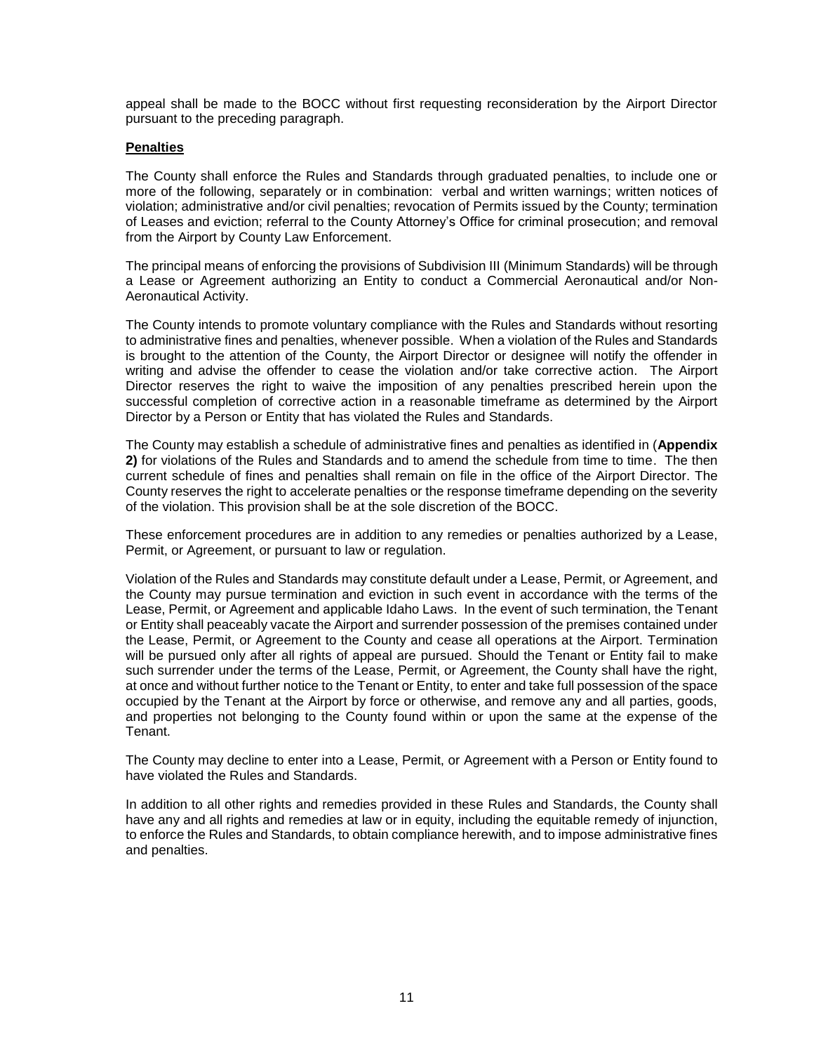appeal shall be made to the BOCC without first requesting reconsideration by the Airport Director pursuant to the preceding paragraph.

**Penalties**

The County shall enforce the Rules and Standards through graduated penalties, to include one or more of the following, separately or in combination: verbal and written warnings; written notices of violation; administrative and/or civil penalties; revocation of Permits issued by the County; termination of Leases and eviction; referral to the County Attorney's Office for criminal prosecution; and removal from the Airport by County Law Enforcement.

The principal means of enforcing the provisions of Subdivision III (Minimum Standards) will be through a Lease or Agreement authorizing an Entity to conduct a Commercial Aeronautical and/or Non-Aeronautical Activity.

The County intends to promote voluntary compliance with the Rules and Standards without resorting to administrative fines and penalties, whenever possible. When a violation of the Rules and Standards is brought to the attention of the County, the Airport Director or designee will notify the offender in writing and advise the offender to cease the violation and/or take corrective action. The Airport Director reserves the right to waive the imposition of any penalties prescribed herein upon the successful completion of corrective action in a reasonable timeframe as determined by the Airport Director by a Person or Entity that has violated the Rules and Standards.

The County may establish a schedule of administrative fines and penalties as identified in (**Appendix 2)** for violations of the Rules and Standards and to amend the schedule from time to time. The then current schedule of fines and penalties shall remain on file in the office of the Airport Director. The County reserves the right to accelerate penalties or the response timeframe depending on the severity of the violation. This provision shall be at the sole discretion of the BOCC.

These enforcement procedures are in addition to any remedies or penalties authorized by a Lease, Permit, or Agreement, or pursuant to law or regulation.

Violation of the Rules and Standards may constitute default under a Lease, Permit, or Agreement, and the County may pursue termination and eviction in such event in accordance with the terms of the Lease, Permit, or Agreement and applicable Idaho Laws. In the event of such termination, the Tenant or Entity shall peaceably vacate the Airport and surrender possession of the premises contained under the Lease, Permit, or Agreement to the County and cease all operations at the Airport. Termination will be pursued only after all rights of appeal are pursued. Should the Tenant or Entity fail to make such surrender under the terms of the Lease, Permit, or Agreement, the County shall have the right, at once and without further notice to the Tenant or Entity, to enter and take full possession of the space occupied by the Tenant at the Airport by force or otherwise, and remove any and all parties, goods, and properties not belonging to the County found within or upon the same at the expense of the Tenant.

The County may decline to enter into a Lease, Permit, or Agreement with a Person or Entity found to have violated the Rules and Standards.

In addition to all other rights and remedies provided in these Rules and Standards, the County shall have any and all rights and remedies at law or in equity, including the equitable remedy of injunction, to enforce the Rules and Standards, to obtain compliance herewith, and to impose administrative fines and penalties.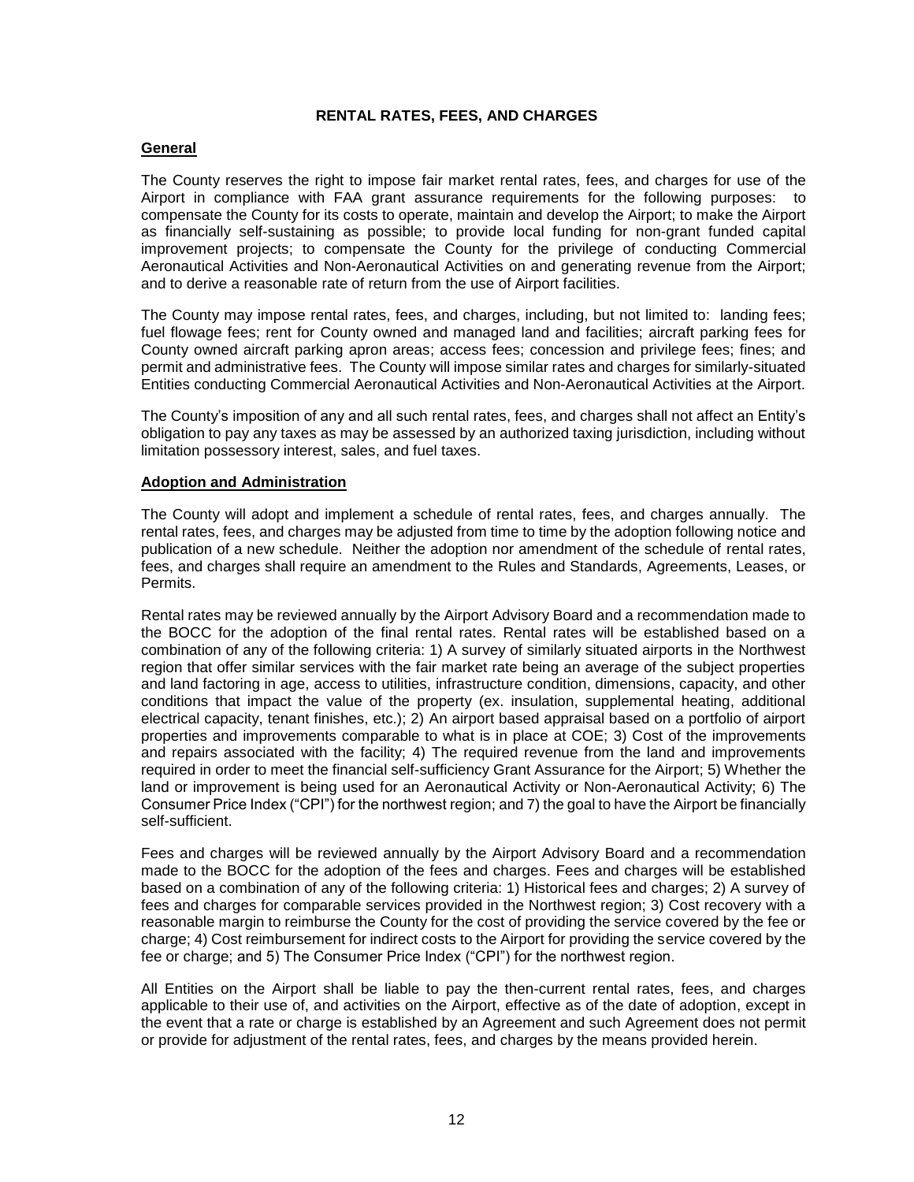# RENTAL RATES, FEES, AND CHARGES

## General

The County reserves the right to impose fair market rental rates, fees, and charges for use of the Airport in compliance with FAA grant assurance requirements for the following purposes: to compensate the County for its costs to operate, maintain and develop the Airport; to make the Airport as financially self-sustaining as possible; to provide local funding for non-grant funded capital improvement projects; to compensate the County for the privilege of conducting Commercial Aeronautical Activities and Non-Aeronautical Activities on and generating revenue from the Airport; and to derive a reasonable rate of return from the use of Airport facilities.

The County may impose rental rates, fees, and charges, including, but not limited to: landing fees; fuel flowage fees; rent for County owned and managed land and facilities; aircraft parking fees for County owned aircraft parking apron areas; access fees; concession and privilege fees; fines; and permit and administrative fees. The County will impose similar rates and charges for similarly-situated Entities conducting Commercial Aeronautical Activities and Non-Aeronautical Activities at the Airport.

The County's imposition of any and all such rental rates, fees, and charges shall not affect an Entity's obligation to pay any taxes as may be assessed by an authorized taxing jurisdiction, including without limitation possessory interest, sales, and fuel taxes.

## Adoption and Administration

The County will adopt and implement a schedule of rental rates, fees, and charges annually. The rental rates, fees, and charges may be adjusted from time to time by the adoption following notice and publication of a new schedule. Neither the adoption nor amendment of the schedule of rental rates, fees, and charges shall require an amendment to the Rules and Standards, Agreements, Leases, or Permits.

Rental rates may be reviewed annually by the Airport Advisory Board and a recommendation made to the BOCC for the adoption of the final rental rates. Rental rates will be established based on a combination of any of the following criteria: 1) A survey of similarly situated airports in the Northwest region that offer similar services with the fair market rate being an average of the subject properties and land factoring in age, access to utilities, infrastructure condition, dimensions, capacity, and other conditions that impact the value of the property (ex. insulation, supplemental heating, additional electrical capacity, tenant finishes, etc.); 2) An airport based appraisal based on a portfolio of airport properties and improvements comparable to what is in place at COE; 3) Cost of the improvements and repairs associated with the facility; 4) The required revenue from the land and improvements required in order to meet the financial self-sufficiency Grant Assurance for the Airport; 5) Whether the land or improvement is being used for an Aeronautical Activity or Non-Aeronautical Activity; 6) The Consumer Price Index ("CPI") for the northwest region; and 7) the goal to have the Airport be financially self-sufficient.

Fees and charges will be reviewed annually by the Airport Advisory Board and a recommendation made to the BOCC for the adoption of the fees and charges. Fees and charges will be established based on a combination of any of the following criteria: 1) Historical fees and charges; 2) A survey of fees and charges for comparable services provided in the Northwest region; 3) Cost recovery with a reasonable margin to reimburse the County for the cost of providing the service covered by the fee or charge; 4) Cost reimbursement for indirect costs to the Airport for providing the service covered by the fee or charge; and 5) The Consumer Price Index ("CPI") for the northwest region.

All Entities on the Airport shall be liable to pay the then-current rental rates, fees, and charges applicable to their use of, and activities on the Airport, effective as of the date of adoption, except in the event that a rate or charge is established by an Agreement and such Agreement does not permit or provide for adjustment of the rental rates, fees, and charges by the means provided herein.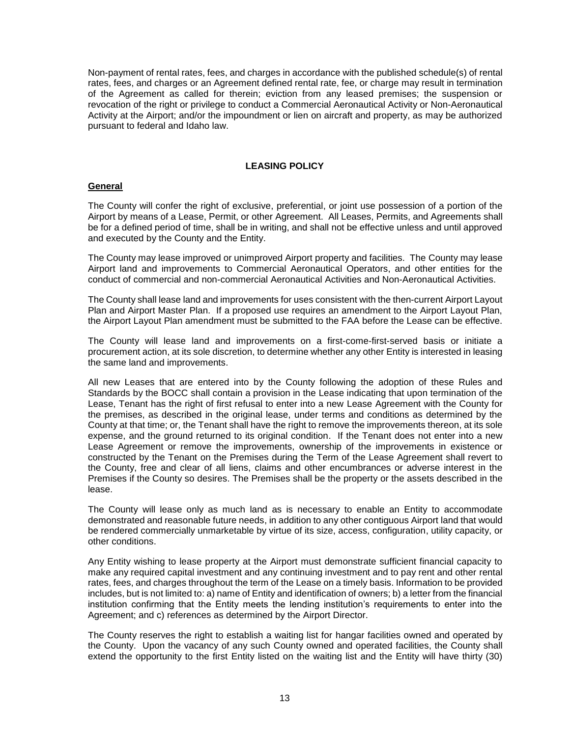Non-payment of rental rates, fees, and charges in accordance with the published schedule(s) of rental rates, fees, and charges or an Agreement defined rental rate, fee, or charge may result in termination of the Agreement as called for therein; eviction from any leased premises; the suspension or revocation of the right or privilege to conduct a Commercial Aeronautical Activity or Non-Aeronautical Activity at the Airport; and/or the impoundment or lien on aircraft and property, as may be authorized pursuant to federal and Idaho law.

## LEASING POLICY

### General

The County will confer the right of exclusive, preferential, or joint use possession of a portion of the Airport by means of a Lease, Permit, or other Agreement. All Leases, Permits, and Agreements shall be for a defined period of time, shall be in writing, and shall not be effective unless and until approved and executed by the County and the Entity.

The County may lease improved or unimproved Airport property and facilities. The County may lease Airport land and improvements to Commercial Aeronautical Operators, and other entities for the conduct of commercial and non-commercial Aeronautical Activities and Non-Aeronautical Activities.

The County shall lease land and improvements for uses consistent with the then-current Airport Layout Plan and Airport Master Plan. If a proposed use requires an amendment to the Airport Layout Plan, the Airport Layout Plan amendment must be submitted to the FAA before the Lease can be effective.

The County will lease land and improvements on a first-come-first-served basis or initiate a procurement action, at its sole discretion, to determine whether any other Entity is interested in leasing the same land and improvements.

All new Leases that are entered into by the County following the adoption of these Rules and Standards by the BOCC shall contain a provision in the Lease indicating that upon termination of the Lease, Tenant has the right of first refusal to enter into a new Lease Agreement with the County for the premises, as described in the original lease, under terms and conditions as determined by the County at that time; or, the Tenant shall have the right to remove the improvements thereon, at its sole expense, and the ground returned to its original condition. If the Tenant does not enter into a new Lease Agreement or remove the improvements, ownership of the improvements in existence or constructed by the Tenant on the Premises during the Term of the Lease Agreement shall revert to the County, free and clear of all liens, claims and other encumbrances or adverse interest in the Premises if the County so desires. The Premises shall be the property or the assets described in the lease.

The County will lease only as much land as is necessary to enable an Entity to accommodate demonstrated and reasonable future needs, in addition to any other contiguous Airport land that would be rendered commercially unmarketable by virtue of its size, access, configuration, utility capacity, or other conditions.

Any Entity wishing to lease property at the Airport must demonstrate sufficient financial capacity to make any required capital investment and any continuing investment and to pay rent and other rental rates, fees, and charges throughout the term of the Lease on a timely basis. Information to be provided includes, but is not limited to: a) name of Entity and identification of owners; b) a letter from the financial institution confirming that the Entity meets the lending institution's requirements to enter into the Agreement; and c) references as determined by the Airport Director.

The County reserves the right to establish a waiting list for hangar facilities owned and operated by the County. Upon the vacancy of any such County owned and operated facilities, the County shall extend the opportunity to the first Entity listed on the waiting list and the Entity will have thirty (30)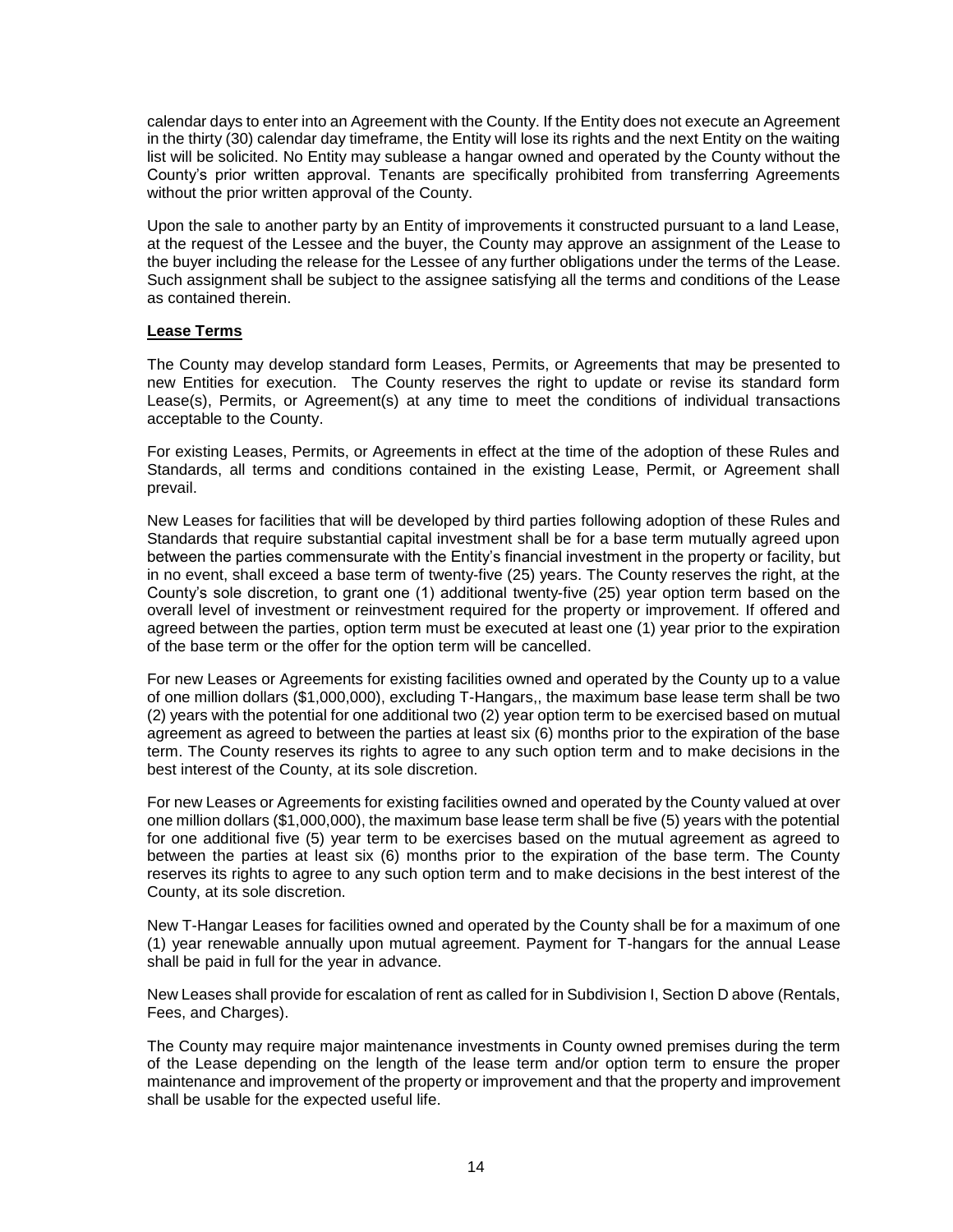calendar days to enter into an Agreement with the County. If the Entity does not execute an Agreement in the thirty (30) calendar day timeframe, the Entity will lose its rights and the next Entity on the waiting list will be solicited. No Entity may sublease a hangar owned and operated by the County without the County's prior written approval. Tenants are specifically prohibited from transferring Agreements without the prior written approval of the County.

Upon the sale to another party by an Entity of improvements it constructed pursuant to a land Lease, at the request of the Lessee and the buyer, the County may approve an assignment of the Lease to the buyer including the release for the Lessee of any further obligations under the terms of the Lease. Such assignment shall be subject to the assignee satisfying all the terms and conditions of the Lease as contained therein.

**Lease Terms**

The County may develop standard form Leases, Permits, or Agreements that may be presented to new Entities for execution. The County reserves the right to update or revise its standard form Lease(s), Permits, or Agreement(s) at any time to meet the conditions of individual transactions acceptable to the County.

For existing Leases, Permits, or Agreements in effect at the time of the adoption of these Rules and Standards, all terms and conditions contained in the existing Lease, Permit, or Agreement shall prevail.

New Leases for facilities that will be developed by third parties following adoption of these Rules and Standards that require substantial capital investment shall be for a base term mutually agreed upon between the parties commensurate with the Entity's financial investment in the property or facility, but in no event, shall exceed a base term of twenty-five (25) years. The County reserves the right, at the County's sole discretion, to grant one (1) additional twenty-five (25) year option term based on the overall level of investment or reinvestment required for the property or improvement. If offered and agreed between the parties, option term must be executed at least one (1) year prior to the expiration of the base term or the offer for the option term will be cancelled.

For new Leases or Agreements for existing facilities owned and operated by the County up to a value of one million dollars ($1,000,000), excluding T-Hangars,, the maximum base lease term shall be two (2) years with the potential for one additional two (2) year option term to be exercised based on mutual agreement as agreed to between the parties at least six (6) months prior to the expiration of the base term. The County reserves its rights to agree to any such option term and to make decisions in the best interest of the County, at its sole discretion.

For new Leases or Agreements for existing facilities owned and operated by the County valued at over one million dollars ($1,000,000), the maximum base lease term shall be five (5) years with the potential for one additional five (5) year term to be exercises based on the mutual agreement as agreed to between the parties at least six (6) months prior to the expiration of the base term. The County reserves its rights to agree to any such option term and to make decisions in the best interest of the County, at its sole discretion.

New T-Hangar Leases for facilities owned and operated by the County shall be for a maximum of one (1) year renewable annually upon mutual agreement. Payment for T-hangars for the annual Lease shall be paid in full for the year in advance.

New Leases shall provide for escalation of rent as called for in Subdivision I, Section D above (Rentals, Fees, and Charges).

The County may require major maintenance investments in County owned premises during the term of the Lease depending on the length of the lease term and/or option term to ensure the proper maintenance and improvement of the property or improvement and that the property and improvement shall be usable for the expected useful life.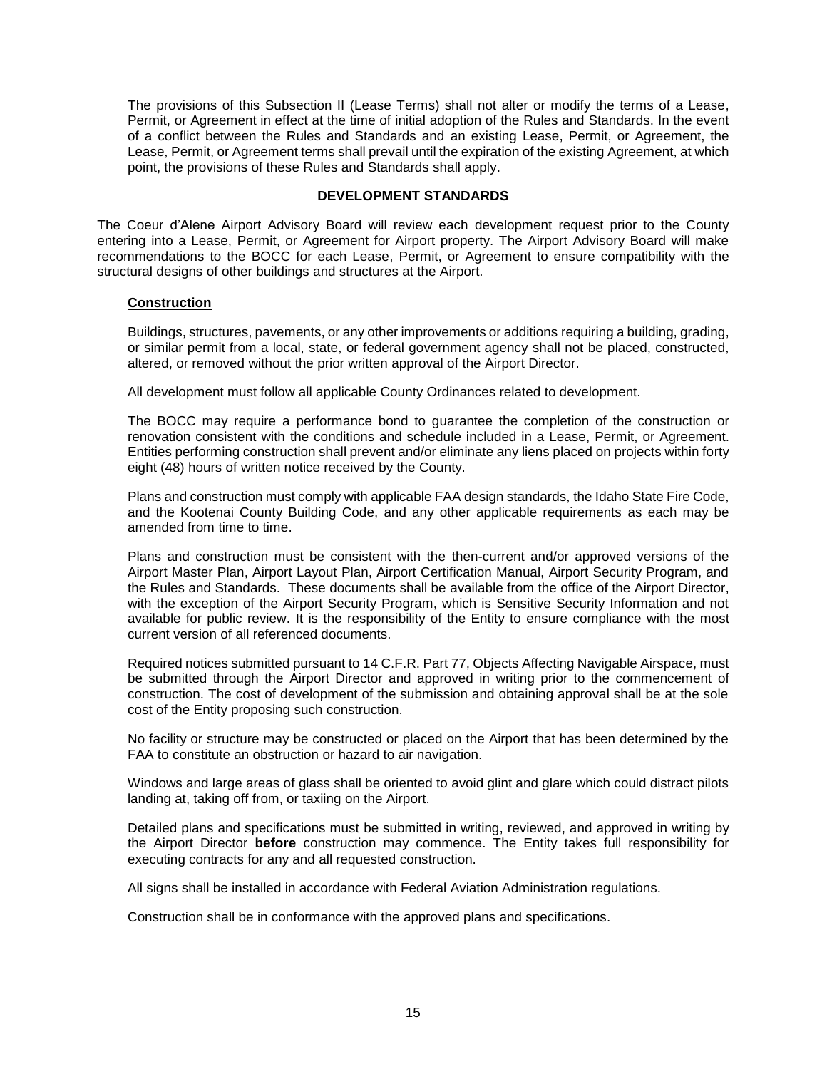The provisions of this Subsection II (Lease Terms) shall not alter or modify the terms of a Lease, Permit, or Agreement in effect at the time of initial adoption of the Rules and Standards. In the event of a conflict between the Rules and Standards and an existing Lease, Permit, or Agreement, the Lease, Permit, or Agreement terms shall prevail until the expiration of the existing Agreement, at which point, the provisions of these Rules and Standards shall apply.

## DEVELOPMENT STANDARDS

The Coeur d'Alene Airport Advisory Board will review each development request prior to the County entering into a Lease, Permit, or Agreement for Airport property. The Airport Advisory Board will make recommendations to the BOCC for each Lease, Permit, or Agreement to ensure compatibility with the structural designs of other buildings and structures at the Airport.

### Construction

Buildings, structures, pavements, or any other improvements or additions requiring a building, grading, or similar permit from a local, state, or federal government agency shall not be placed, constructed, altered, or removed without the prior written approval of the Airport Director.

All development must follow all applicable County Ordinances related to development.

The BOCC may require a performance bond to guarantee the completion of the construction or renovation consistent with the conditions and schedule included in a Lease, Permit, or Agreement. Entities performing construction shall prevent and/or eliminate any liens placed on projects within forty eight (48) hours of written notice received by the County.

Plans and construction must comply with applicable FAA design standards, the Idaho State Fire Code, and the Kootenai County Building Code, and any other applicable requirements as each may be amended from time to time.

Plans and construction must be consistent with the then-current and/or approved versions of the Airport Master Plan, Airport Layout Plan, Airport Certification Manual, Airport Security Program, and the Rules and Standards. These documents shall be available from the office of the Airport Director, with the exception of the Airport Security Program, which is Sensitive Security Information and not available for public review. It is the responsibility of the Entity to ensure compliance with the most current version of all referenced documents.

Required notices submitted pursuant to 14 C.F.R. Part 77, Objects Affecting Navigable Airspace, must be submitted through the Airport Director and approved in writing prior to the commencement of construction. The cost of development of the submission and obtaining approval shall be at the sole cost of the Entity proposing such construction.

No facility or structure may be constructed or placed on the Airport that has been determined by the FAA to constitute an obstruction or hazard to air navigation.

Windows and large areas of glass shall be oriented to avoid glint and glare which could distract pilots landing at, taking off from, or taxiing on the Airport.

Detailed plans and specifications must be submitted in writing, reviewed, and approved in writing by the Airport Director **before** construction may commence. The Entity takes full responsibility for executing contracts for any and all requested construction.

All signs shall be installed in accordance with Federal Aviation Administration regulations.

Construction shall be in conformance with the approved plans and specifications.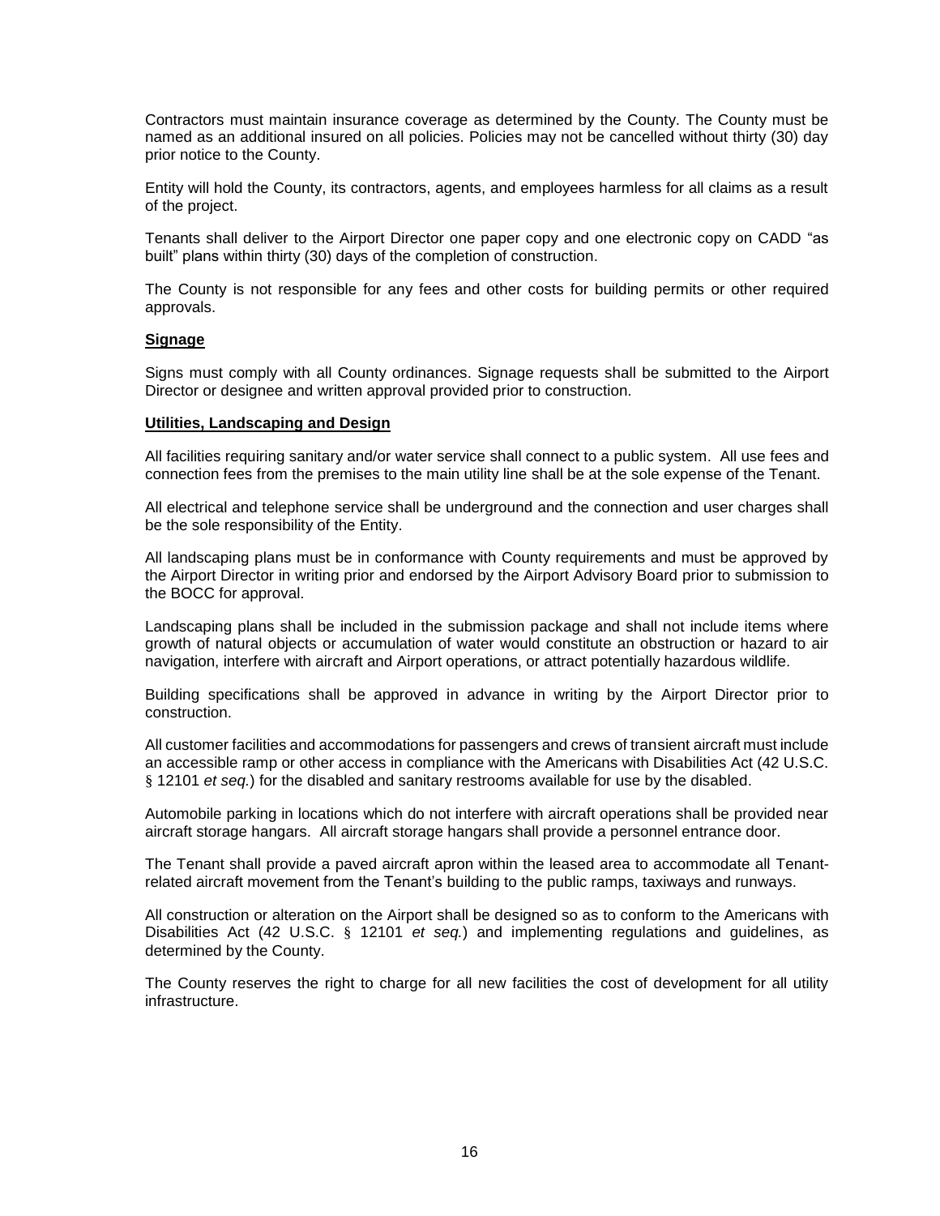Contractors must maintain insurance coverage as determined by the County. The County must be named as an additional insured on all policies. Policies may not be cancelled without thirty (30) day prior notice to the County.

Entity will hold the County, its contractors, agents, and employees harmless for all claims as a result of the project.

Tenants shall deliver to the Airport Director one paper copy and one electronic copy on CADD "as built" plans within thirty (30) days of the completion of construction.

The County is not responsible for any fees and other costs for building permits or other required approvals.

**Signage**

Signs must comply with all County ordinances. Signage requests shall be submitted to the Airport Director or designee and written approval provided prior to construction.

**Utilities, Landscaping and Design**

All facilities requiring sanitary and/or water service shall connect to a public system. All use fees and connection fees from the premises to the main utility line shall be at the sole expense of the Tenant.

All electrical and telephone service shall be underground and the connection and user charges shall be the sole responsibility of the Entity.

All landscaping plans must be in conformance with County requirements and must be approved by the Airport Director in writing prior and endorsed by the Airport Advisory Board prior to submission to the BOCC for approval.

Landscaping plans shall be included in the submission package and shall not include items where growth of natural objects or accumulation of water would constitute an obstruction or hazard to air navigation, interfere with aircraft and Airport operations, or attract potentially hazardous wildlife.

Building specifications shall be approved in advance in writing by the Airport Director prior to construction.

All customer facilities and accommodations for passengers and crews of transient aircraft must include an accessible ramp or other access in compliance with the Americans with Disabilities Act (42 U.S.C. § 12101 *et seq.*) for the disabled and sanitary restrooms available for use by the disabled.

Automobile parking in locations which do not interfere with aircraft operations shall be provided near aircraft storage hangars. All aircraft storage hangars shall provide a personnel entrance door.

The Tenant shall provide a paved aircraft apron within the leased area to accommodate all Tenant-related aircraft movement from the Tenant's building to the public ramps, taxiways and runways.

All construction or alteration on the Airport shall be designed so as to conform to the Americans with Disabilities Act (42 U.S.C. § 12101 *et seq.*) and implementing regulations and guidelines, as determined by the County.

The County reserves the right to charge for all new facilities the cost of development for all utility infrastructure.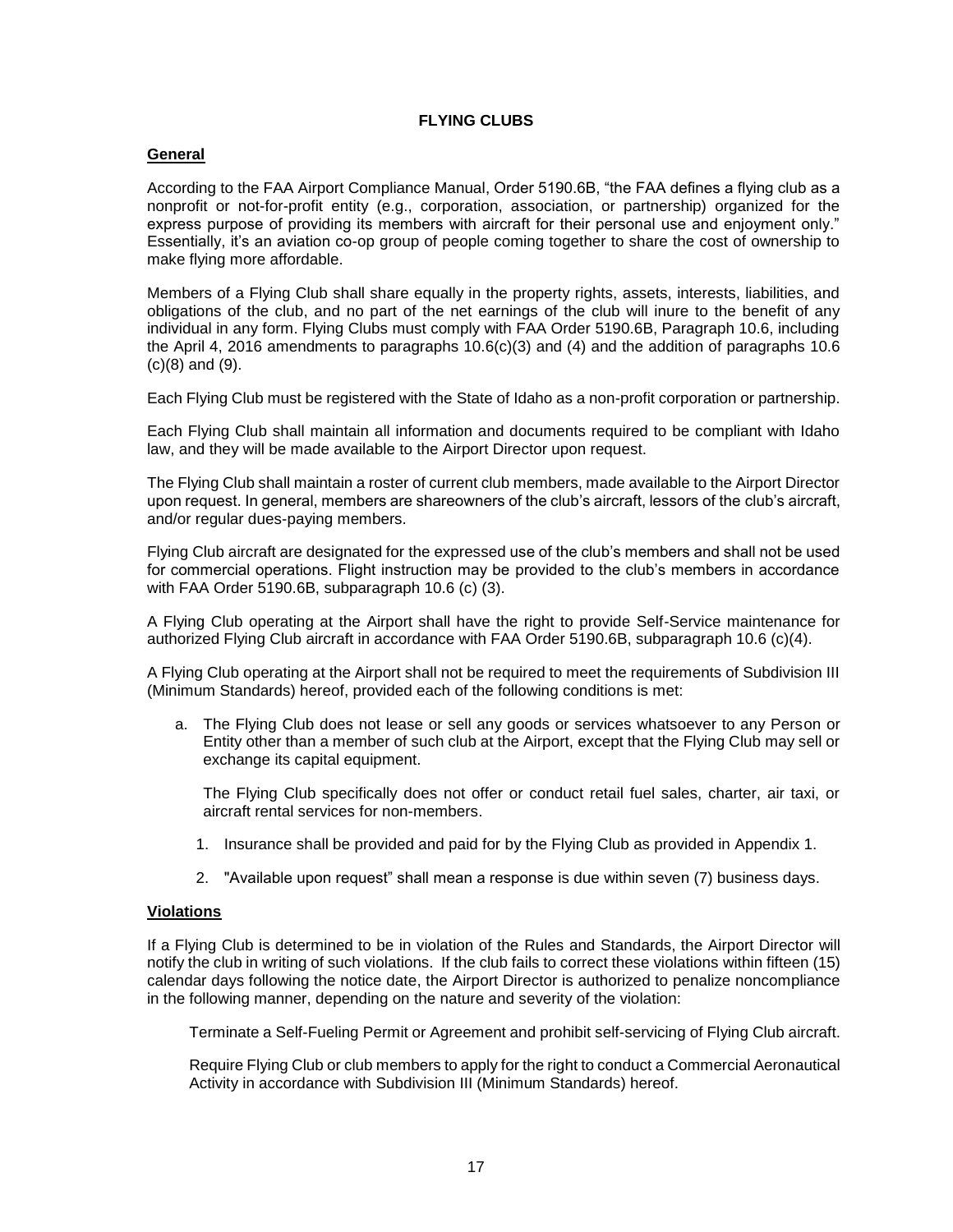# FLYING CLUBS

## General

According to the FAA Airport Compliance Manual, Order 5190.6B, "the FAA defines a flying club as a nonprofit or not-for-profit entity (e.g., corporation, association, or partnership) organized for the express purpose of providing its members with aircraft for their personal use and enjoyment only." Essentially, it's an aviation co-op group of people coming together to share the cost of ownership to make flying more affordable.

Members of a Flying Club shall share equally in the property rights, assets, interests, liabilities, and obligations of the club, and no part of the net earnings of the club will inure to the benefit of any individual in any form. Flying Clubs must comply with FAA Order 5190.6B, Paragraph 10.6, including the April 4, 2016 amendments to paragraphs 10.6(c)(3) and (4) and the addition of paragraphs 10.6 (c)(8) and (9).

Each Flying Club must be registered with the State of Idaho as a non-profit corporation or partnership.

Each Flying Club shall maintain all information and documents required to be compliant with Idaho law, and they will be made available to the Airport Director upon request.

The Flying Club shall maintain a roster of current club members, made available to the Airport Director upon request. In general, members are shareowners of the club's aircraft, lessors of the club's aircraft, and/or regular dues-paying members.

Flying Club aircraft are designated for the expressed use of the club's members and shall not be used for commercial operations. Flight instruction may be provided to the club's members in accordance with FAA Order 5190.6B, subparagraph 10.6 (c) (3).

A Flying Club operating at the Airport shall have the right to provide Self-Service maintenance for authorized Flying Club aircraft in accordance with FAA Order 5190.6B, subparagraph 10.6 (c)(4).

A Flying Club operating at the Airport shall not be required to meet the requirements of Subdivision III (Minimum Standards) hereof, provided each of the following conditions is met:

a. The Flying Club does not lease or sell any goods or services whatsoever to any Person or Entity other than a member of such club at the Airport, except that the Flying Club may sell or exchange its capital equipment.

   The Flying Club specifically does not offer or conduct retail fuel sales, charter, air taxi, or aircraft rental services for non-members.

   1. Insurance shall be provided and paid for by the Flying Club as provided in Appendix 1.
   2. "Available upon request" shall mean a response is due within seven (7) business days.

## Violations

If a Flying Club is determined to be in violation of the Rules and Standards, the Airport Director will notify the club in writing of such violations. If the club fails to correct these violations within fifteen (15) calendar days following the notice date, the Airport Director is authorized to penalize noncompliance in the following manner, depending on the nature and severity of the violation:

Terminate a Self-Fueling Permit or Agreement and prohibit self-servicing of Flying Club aircraft.

Require Flying Club or club members to apply for the right to conduct a Commercial Aeronautical Activity in accordance with Subdivision III (Minimum Standards) hereof.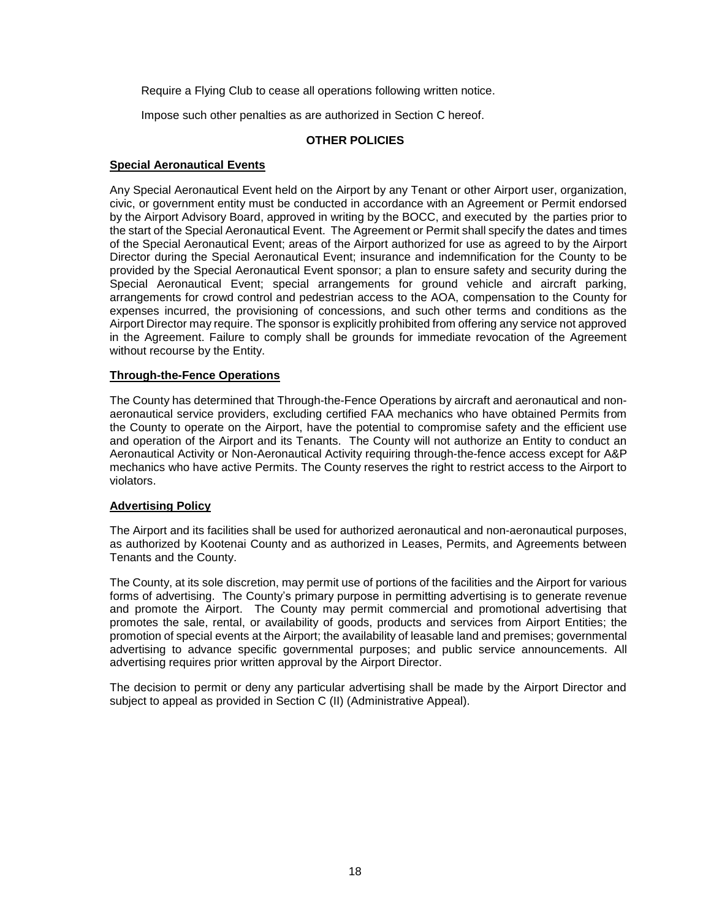Require a Flying Club to cease all operations following written notice.

Impose such other penalties as are authorized in Section C hereof.

## OTHER POLICIES

### Special Aeronautical Events

Any Special Aeronautical Event held on the Airport by any Tenant or other Airport user, organization, civic, or government entity must be conducted in accordance with an Agreement or Permit endorsed by the Airport Advisory Board, approved in writing by the BOCC, and executed by the parties prior to the start of the Special Aeronautical Event. The Agreement or Permit shall specify the dates and times of the Special Aeronautical Event; areas of the Airport authorized for use as agreed to by the Airport Director during the Special Aeronautical Event; insurance and indemnification for the County to be provided by the Special Aeronautical Event sponsor; a plan to ensure safety and security during the Special Aeronautical Event; special arrangements for ground vehicle and aircraft parking, arrangements for crowd control and pedestrian access to the AOA, compensation to the County for expenses incurred, the provisioning of concessions, and such other terms and conditions as the Airport Director may require. The sponsor is explicitly prohibited from offering any service not approved in the Agreement. Failure to comply shall be grounds for immediate revocation of the Agreement without recourse by the Entity.

### Through-the-Fence Operations

The County has determined that Through-the-Fence Operations by aircraft and aeronautical and non-aeronautical service providers, excluding certified FAA mechanics who have obtained Permits from the County to operate on the Airport, have the potential to compromise safety and the efficient use and operation of the Airport and its Tenants. The County will not authorize an Entity to conduct an Aeronautical Activity or Non-Aeronautical Activity requiring through-the-fence access except for A&P mechanics who have active Permits. The County reserves the right to restrict access to the Airport to violators.

### Advertising Policy

The Airport and its facilities shall be used for authorized aeronautical and non-aeronautical purposes, as authorized by Kootenai County and as authorized in Leases, Permits, and Agreements between Tenants and the County.

The County, at its sole discretion, may permit use of portions of the facilities and the Airport for various forms of advertising. The County's primary purpose in permitting advertising is to generate revenue and promote the Airport. The County may permit commercial and promotional advertising that promotes the sale, rental, or availability of goods, products and services from Airport Entities; the promotion of special events at the Airport; the availability of leasable land and premises; governmental advertising to advance specific governmental purposes; and public service announcements. All advertising requires prior written approval by the Airport Director.

The decision to permit or deny any particular advertising shall be made by the Airport Director and subject to appeal as provided in Section C (II) (Administrative Appeal).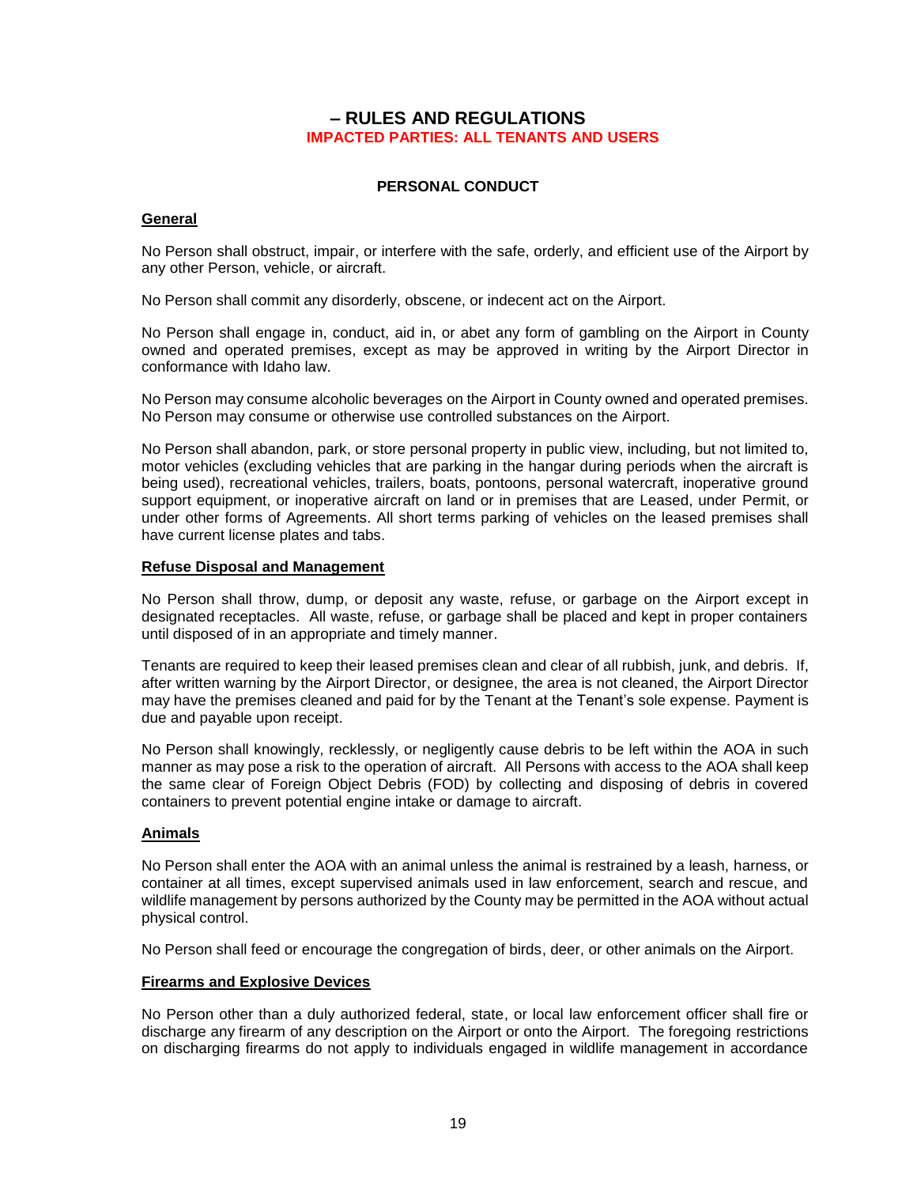# – RULES AND REGULATIONS

**IMPACTED PARTIES: ALL TENANTS AND USERS**

## PERSONAL CONDUCT

### General

No Person shall obstruct, impair, or interfere with the safe, orderly, and efficient use of the Airport by any other Person, vehicle, or aircraft.

No Person shall commit any disorderly, obscene, or indecent act on the Airport.

No Person shall engage in, conduct, aid in, or abet any form of gambling on the Airport in County owned and operated premises, except as may be approved in writing by the Airport Director in conformance with Idaho law.

No Person may consume alcoholic beverages on the Airport in County owned and operated premises. No Person may consume or otherwise use controlled substances on the Airport.

No Person shall abandon, park, or store personal property in public view, including, but not limited to, motor vehicles (excluding vehicles that are parking in the hangar during periods when the aircraft is being used), recreational vehicles, trailers, boats, pontoons, personal watercraft, inoperative ground support equipment, or inoperative aircraft on land or in premises that are Leased, under Permit, or under other forms of Agreements. All short terms parking of vehicles on the leased premises shall have current license plates and tabs.

### Refuse Disposal and Management

No Person shall throw, dump, or deposit any waste, refuse, or garbage on the Airport except in designated receptacles. All waste, refuse, or garbage shall be placed and kept in proper containers until disposed of in an appropriate and timely manner.

Tenants are required to keep their leased premises clean and clear of all rubbish, junk, and debris. If, after written warning by the Airport Director, or designee, the area is not cleaned, the Airport Director may have the premises cleaned and paid for by the Tenant at the Tenant's sole expense. Payment is due and payable upon receipt.

No Person shall knowingly, recklessly, or negligently cause debris to be left within the AOA in such manner as may pose a risk to the operation of aircraft. All Persons with access to the AOA shall keep the same clear of Foreign Object Debris (FOD) by collecting and disposing of debris in covered containers to prevent potential engine intake or damage to aircraft.

### Animals

No Person shall enter the AOA with an animal unless the animal is restrained by a leash, harness, or container at all times, except supervised animals used in law enforcement, search and rescue, and wildlife management by persons authorized by the County may be permitted in the AOA without actual physical control.

No Person shall feed or encourage the congregation of birds, deer, or other animals on the Airport.

### Firearms and Explosive Devices

No Person other than a duly authorized federal, state, or local law enforcement officer shall fire or discharge any firearm of any description on the Airport or onto the Airport. The foregoing restrictions on discharging firearms do not apply to individuals engaged in wildlife management in accordance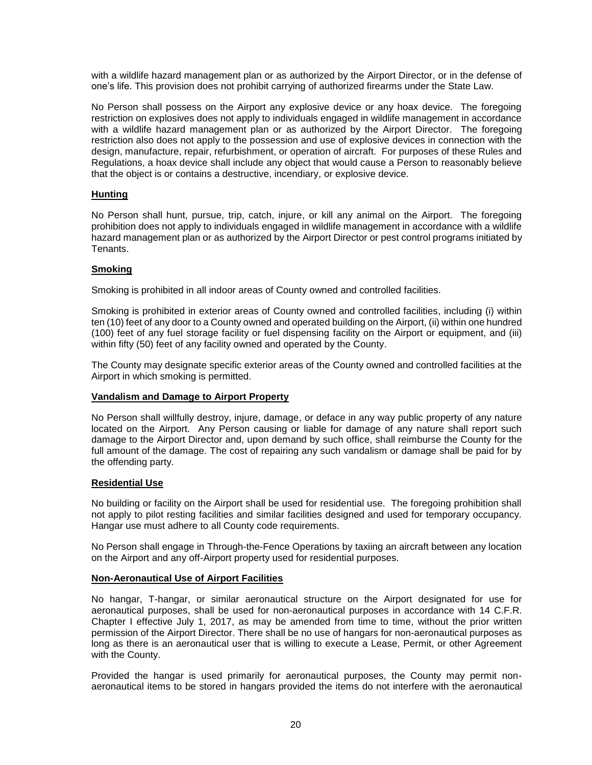with a wildlife hazard management plan or as authorized by the Airport Director, or in the defense of one's life. This provision does not prohibit carrying of authorized firearms under the State Law.

No Person shall possess on the Airport any explosive device or any hoax device. The foregoing restriction on explosives does not apply to individuals engaged in wildlife management in accordance with a wildlife hazard management plan or as authorized by the Airport Director. The foregoing restriction also does not apply to the possession and use of explosive devices in connection with the design, manufacture, repair, refurbishment, or operation of aircraft. For purposes of these Rules and Regulations, a hoax device shall include any object that would cause a Person to reasonably believe that the object is or contains a destructive, incendiary, or explosive device.

**Hunting**

No Person shall hunt, pursue, trip, catch, injure, or kill any animal on the Airport. The foregoing prohibition does not apply to individuals engaged in wildlife management in accordance with a wildlife hazard management plan or as authorized by the Airport Director or pest control programs initiated by Tenants.

**Smoking**

Smoking is prohibited in all indoor areas of County owned and controlled facilities.

Smoking is prohibited in exterior areas of County owned and controlled facilities, including (i) within ten (10) feet of any door to a County owned and operated building on the Airport, (ii) within one hundred (100) feet of any fuel storage facility or fuel dispensing facility on the Airport or equipment, and (iii) within fifty (50) feet of any facility owned and operated by the County.

The County may designate specific exterior areas of the County owned and controlled facilities at the Airport in which smoking is permitted.

**Vandalism and Damage to Airport Property**

No Person shall willfully destroy, injure, damage, or deface in any way public property of any nature located on the Airport. Any Person causing or liable for damage of any nature shall report such damage to the Airport Director and, upon demand by such office, shall reimburse the County for the full amount of the damage. The cost of repairing any such vandalism or damage shall be paid for by the offending party.

**Residential Use**

No building or facility on the Airport shall be used for residential use. The foregoing prohibition shall not apply to pilot resting facilities and similar facilities designed and used for temporary occupancy. Hangar use must adhere to all County code requirements.

No Person shall engage in Through-the-Fence Operations by taxiing an aircraft between any location on the Airport and any off-Airport property used for residential purposes.

**Non-Aeronautical Use of Airport Facilities**

No hangar, T-hangar, or similar aeronautical structure on the Airport designated for use for aeronautical purposes, shall be used for non-aeronautical purposes in accordance with 14 C.F.R. Chapter I effective July 1, 2017, as may be amended from time to time, without the prior written permission of the Airport Director. There shall be no use of hangars for non-aeronautical purposes as long as there is an aeronautical user that is willing to execute a Lease, Permit, or other Agreement with the County.

Provided the hangar is used primarily for aeronautical purposes, the County may permit non-aeronautical items to be stored in hangars provided the items do not interfere with the aeronautical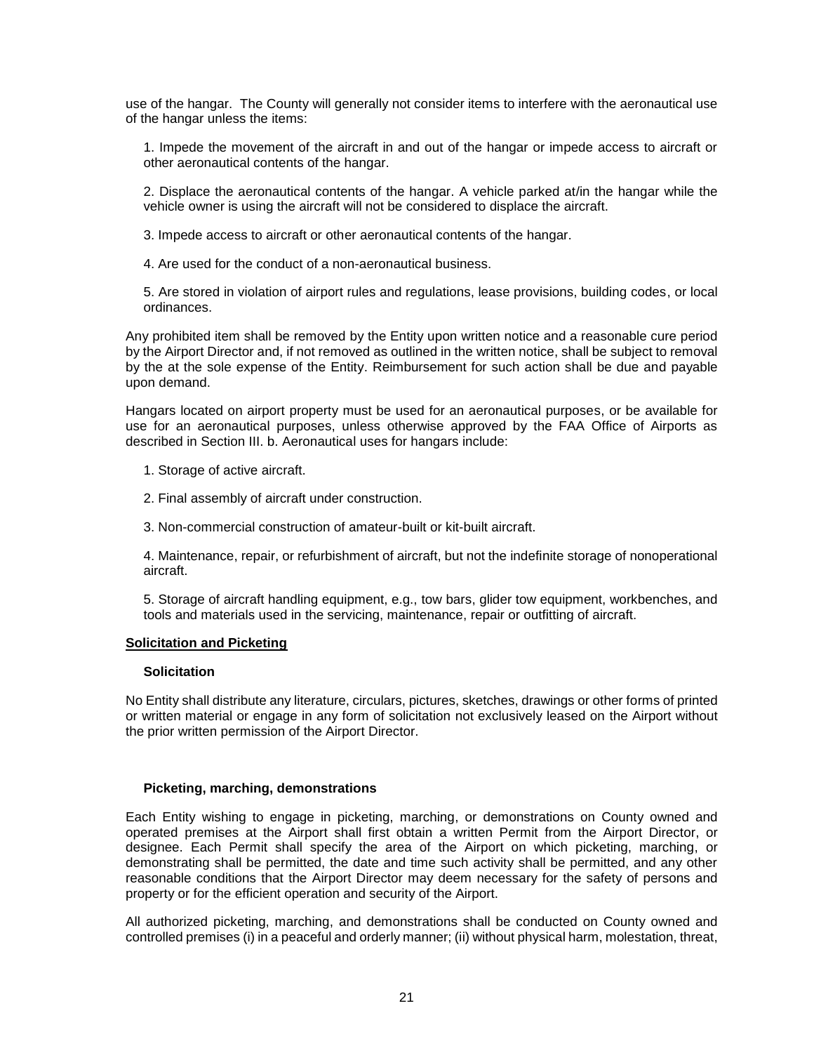use of the hangar. The County will generally not consider items to interfere with the aeronautical use of the hangar unless the items:

1. Impede the movement of the aircraft in and out of the hangar or impede access to aircraft or other aeronautical contents of the hangar.

2. Displace the aeronautical contents of the hangar. A vehicle parked at/in the hangar while the vehicle owner is using the aircraft will not be considered to displace the aircraft.

3. Impede access to aircraft or other aeronautical contents of the hangar.

4. Are used for the conduct of a non-aeronautical business.

5. Are stored in violation of airport rules and regulations, lease provisions, building codes, or local ordinances.

Any prohibited item shall be removed by the Entity upon written notice and a reasonable cure period by the Airport Director and, if not removed as outlined in the written notice, shall be subject to removal by the at the sole expense of the Entity. Reimbursement for such action shall be due and payable upon demand.

Hangars located on airport property must be used for an aeronautical purposes, or be available for use for an aeronautical purposes, unless otherwise approved by the FAA Office of Airports as described in Section III. b. Aeronautical uses for hangars include:

1. Storage of active aircraft.

2. Final assembly of aircraft under construction.

3. Non-commercial construction of amateur-built or kit-built aircraft.

4. Maintenance, repair, or refurbishment of aircraft, but not the indefinite storage of nonoperational aircraft.

5. Storage of aircraft handling equipment, e.g., tow bars, glider tow equipment, workbenches, and tools and materials used in the servicing, maintenance, repair or outfitting of aircraft.

## Solicitation and Picketing

### Solicitation

No Entity shall distribute any literature, circulars, pictures, sketches, drawings or other forms of printed or written material or engage in any form of solicitation not exclusively leased on the Airport without the prior written permission of the Airport Director.

### Picketing, marching, demonstrations

Each Entity wishing to engage in picketing, marching, or demonstrations on County owned and operated premises at the Airport shall first obtain a written Permit from the Airport Director, or designee. Each Permit shall specify the area of the Airport on which picketing, marching, or demonstrating shall be permitted, the date and time such activity shall be permitted, and any other reasonable conditions that the Airport Director may deem necessary for the safety of persons and property or for the efficient operation and security of the Airport.

All authorized picketing, marching, and demonstrations shall be conducted on County owned and controlled premises (i) in a peaceful and orderly manner; (ii) without physical harm, molestation, threat,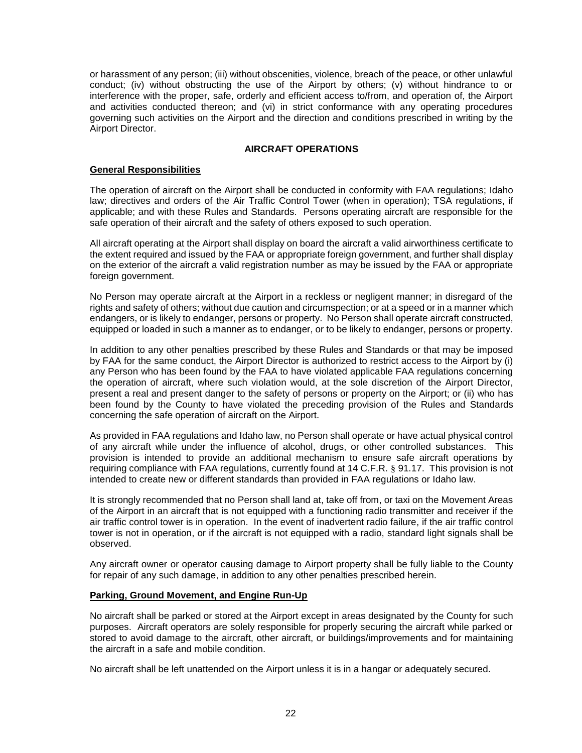or harassment of any person; (iii) without obscenities, violence, breach of the peace, or other unlawful conduct; (iv) without obstructing the use of the Airport by others; (v) without hindrance to or interference with the proper, safe, orderly and efficient access to/from, and operation of, the Airport and activities conducted thereon; and (vi) in strict conformance with any operating procedures governing such activities on the Airport and the direction and conditions prescribed in writing by the Airport Director.

## AIRCRAFT OPERATIONS

### General Responsibilities

The operation of aircraft on the Airport shall be conducted in conformity with FAA regulations; Idaho law; directives and orders of the Air Traffic Control Tower (when in operation); TSA regulations, if applicable; and with these Rules and Standards. Persons operating aircraft are responsible for the safe operation of their aircraft and the safety of others exposed to such operation.

All aircraft operating at the Airport shall display on board the aircraft a valid airworthiness certificate to the extent required and issued by the FAA or appropriate foreign government, and further shall display on the exterior of the aircraft a valid registration number as may be issued by the FAA or appropriate foreign government.

No Person may operate aircraft at the Airport in a reckless or negligent manner; in disregard of the rights and safety of others; without due caution and circumspection; or at a speed or in a manner which endangers, or is likely to endanger, persons or property. No Person shall operate aircraft constructed, equipped or loaded in such a manner as to endanger, or to be likely to endanger, persons or property.

In addition to any other penalties prescribed by these Rules and Standards or that may be imposed by FAA for the same conduct, the Airport Director is authorized to restrict access to the Airport by (i) any Person who has been found by the FAA to have violated applicable FAA regulations concerning the operation of aircraft, where such violation would, at the sole discretion of the Airport Director, present a real and present danger to the safety of persons or property on the Airport; or (ii) who has been found by the County to have violated the preceding provision of the Rules and Standards concerning the safe operation of aircraft on the Airport.

As provided in FAA regulations and Idaho law, no Person shall operate or have actual physical control of any aircraft while under the influence of alcohol, drugs, or other controlled substances. This provision is intended to provide an additional mechanism to ensure safe aircraft operations by requiring compliance with FAA regulations, currently found at 14 C.F.R. § 91.17. This provision is not intended to create new or different standards than provided in FAA regulations or Idaho law.

It is strongly recommended that no Person shall land at, take off from, or taxi on the Movement Areas of the Airport in an aircraft that is not equipped with a functioning radio transmitter and receiver if the air traffic control tower is in operation. In the event of inadvertent radio failure, if the air traffic control tower is not in operation, or if the aircraft is not equipped with a radio, standard light signals shall be observed.

Any aircraft owner or operator causing damage to Airport property shall be fully liable to the County for repair of any such damage, in addition to any other penalties prescribed herein.

### Parking, Ground Movement, and Engine Run-Up

No aircraft shall be parked or stored at the Airport except in areas designated by the County for such purposes. Aircraft operators are solely responsible for properly securing the aircraft while parked or stored to avoid damage to the aircraft, other aircraft, or buildings/improvements and for maintaining the aircraft in a safe and mobile condition.

No aircraft shall be left unattended on the Airport unless it is in a hangar or adequately secured.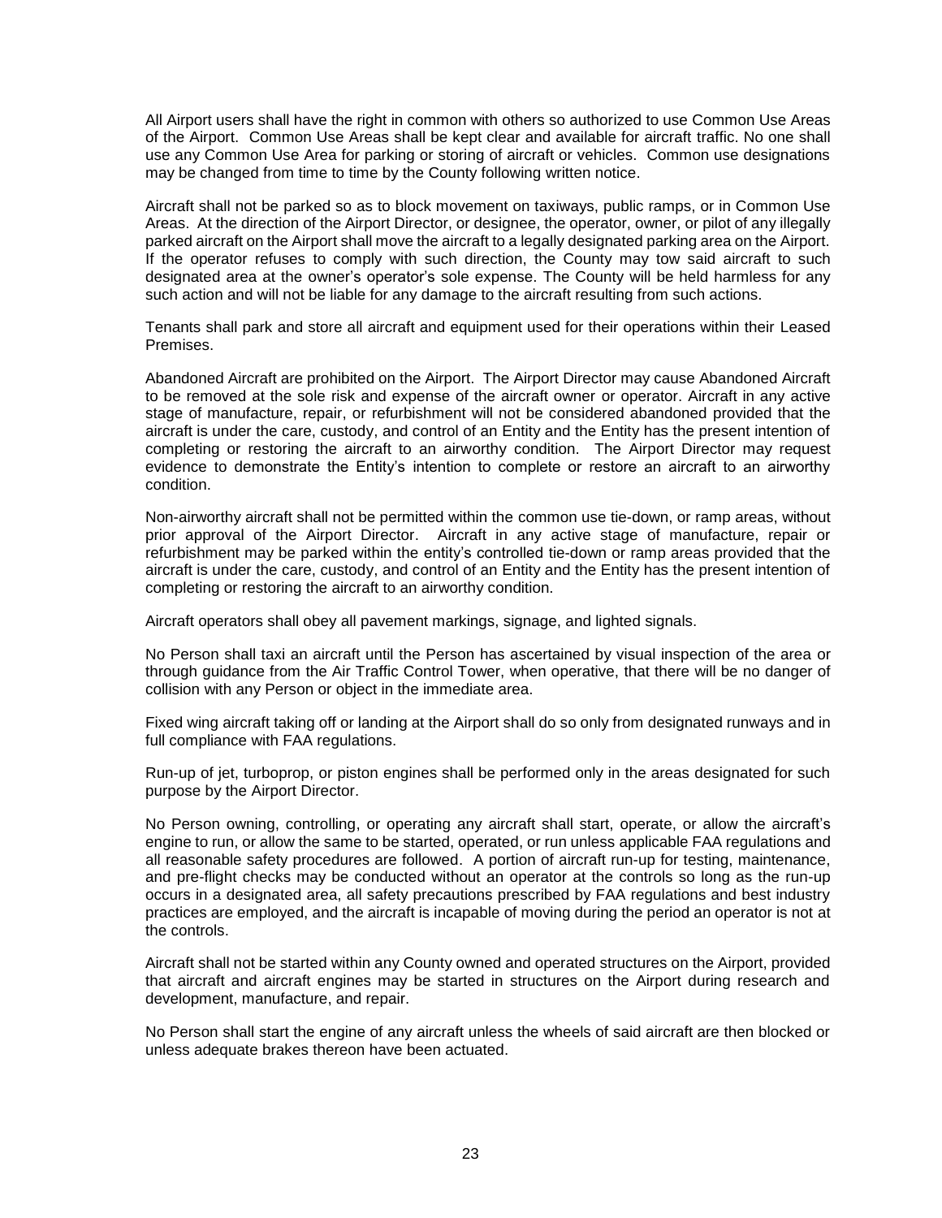All Airport users shall have the right in common with others so authorized to use Common Use Areas of the Airport. Common Use Areas shall be kept clear and available for aircraft traffic. No one shall use any Common Use Area for parking or storing of aircraft or vehicles. Common use designations may be changed from time to time by the County following written notice.

Aircraft shall not be parked so as to block movement on taxiways, public ramps, or in Common Use Areas. At the direction of the Airport Director, or designee, the operator, owner, or pilot of any illegally parked aircraft on the Airport shall move the aircraft to a legally designated parking area on the Airport. If the operator refuses to comply with such direction, the County may tow said aircraft to such designated area at the owner's operator's sole expense. The County will be held harmless for any such action and will not be liable for any damage to the aircraft resulting from such actions.

Tenants shall park and store all aircraft and equipment used for their operations within their Leased Premises.

Abandoned Aircraft are prohibited on the Airport. The Airport Director may cause Abandoned Aircraft to be removed at the sole risk and expense of the aircraft owner or operator. Aircraft in any active stage of manufacture, repair, or refurbishment will not be considered abandoned provided that the aircraft is under the care, custody, and control of an Entity and the Entity has the present intention of completing or restoring the aircraft to an airworthy condition. The Airport Director may request evidence to demonstrate the Entity's intention to complete or restore an aircraft to an airworthy condition.

Non-airworthy aircraft shall not be permitted within the common use tie-down, or ramp areas, without prior approval of the Airport Director. Aircraft in any active stage of manufacture, repair or refurbishment may be parked within the entity's controlled tie-down or ramp areas provided that the aircraft is under the care, custody, and control of an Entity and the Entity has the present intention of completing or restoring the aircraft to an airworthy condition.

Aircraft operators shall obey all pavement markings, signage, and lighted signals.

No Person shall taxi an aircraft until the Person has ascertained by visual inspection of the area or through guidance from the Air Traffic Control Tower, when operative, that there will be no danger of collision with any Person or object in the immediate area.

Fixed wing aircraft taking off or landing at the Airport shall do so only from designated runways and in full compliance with FAA regulations.

Run-up of jet, turboprop, or piston engines shall be performed only in the areas designated for such purpose by the Airport Director.

No Person owning, controlling, or operating any aircraft shall start, operate, or allow the aircraft's engine to run, or allow the same to be started, operated, or run unless applicable FAA regulations and all reasonable safety procedures are followed. A portion of aircraft run-up for testing, maintenance, and pre-flight checks may be conducted without an operator at the controls so long as the run-up occurs in a designated area, all safety precautions prescribed by FAA regulations and best industry practices are employed, and the aircraft is incapable of moving during the period an operator is not at the controls.

Aircraft shall not be started within any County owned and operated structures on the Airport, provided that aircraft and aircraft engines may be started in structures on the Airport during research and development, manufacture, and repair.

No Person shall start the engine of any aircraft unless the wheels of said aircraft are then blocked or unless adequate brakes thereon have been actuated.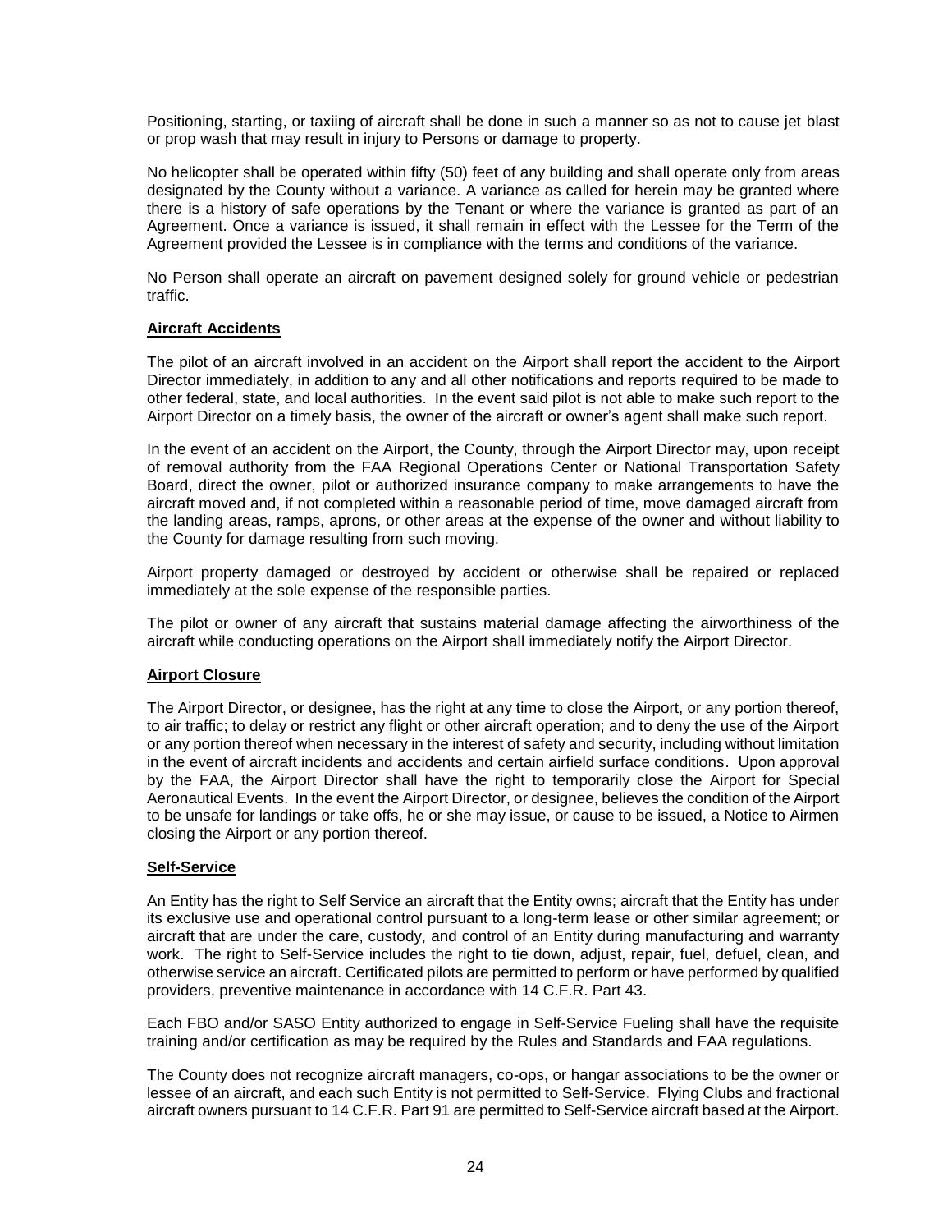Positioning, starting, or taxiing of aircraft shall be done in such a manner so as not to cause jet blast or prop wash that may result in injury to Persons or damage to property.

No helicopter shall be operated within fifty (50) feet of any building and shall operate only from areas designated by the County without a variance. A variance as called for herein may be granted where there is a history of safe operations by the Tenant or where the variance is granted as part of an Agreement. Once a variance is issued, it shall remain in effect with the Lessee for the Term of the Agreement provided the Lessee is in compliance with the terms and conditions of the variance.

No Person shall operate an aircraft on pavement designed solely for ground vehicle or pedestrian traffic.

**Aircraft Accidents**

The pilot of an aircraft involved in an accident on the Airport shall report the accident to the Airport Director immediately, in addition to any and all other notifications and reports required to be made to other federal, state, and local authorities. In the event said pilot is not able to make such report to the Airport Director on a timely basis, the owner of the aircraft or owner's agent shall make such report.

In the event of an accident on the Airport, the County, through the Airport Director may, upon receipt of removal authority from the FAA Regional Operations Center or National Transportation Safety Board, direct the owner, pilot or authorized insurance company to make arrangements to have the aircraft moved and, if not completed within a reasonable period of time, move damaged aircraft from the landing areas, ramps, aprons, or other areas at the expense of the owner and without liability to the County for damage resulting from such moving.

Airport property damaged or destroyed by accident or otherwise shall be repaired or replaced immediately at the sole expense of the responsible parties.

The pilot or owner of any aircraft that sustains material damage affecting the airworthiness of the aircraft while conducting operations on the Airport shall immediately notify the Airport Director.

**Airport Closure**

The Airport Director, or designee, has the right at any time to close the Airport, or any portion thereof, to air traffic; to delay or restrict any flight or other aircraft operation; and to deny the use of the Airport or any portion thereof when necessary in the interest of safety and security, including without limitation in the event of aircraft incidents and accidents and certain airfield surface conditions. Upon approval by the FAA, the Airport Director shall have the right to temporarily close the Airport for Special Aeronautical Events. In the event the Airport Director, or designee, believes the condition of the Airport to be unsafe for landings or take offs, he or she may issue, or cause to be issued, a Notice to Airmen closing the Airport or any portion thereof.

**Self-Service**

An Entity has the right to Self Service an aircraft that the Entity owns; aircraft that the Entity has under its exclusive use and operational control pursuant to a long-term lease or other similar agreement; or aircraft that are under the care, custody, and control of an Entity during manufacturing and warranty work. The right to Self-Service includes the right to tie down, adjust, repair, fuel, defuel, clean, and otherwise service an aircraft. Certificated pilots are permitted to perform or have performed by qualified providers, preventive maintenance in accordance with 14 C.F.R. Part 43.

Each FBO and/or SASO Entity authorized to engage in Self-Service Fueling shall have the requisite training and/or certification as may be required by the Rules and Standards and FAA regulations.

The County does not recognize aircraft managers, co-ops, or hangar associations to be the owner or lessee of an aircraft, and each such Entity is not permitted to Self-Service. Flying Clubs and fractional aircraft owners pursuant to 14 C.F.R. Part 91 are permitted to Self-Service aircraft based at the Airport.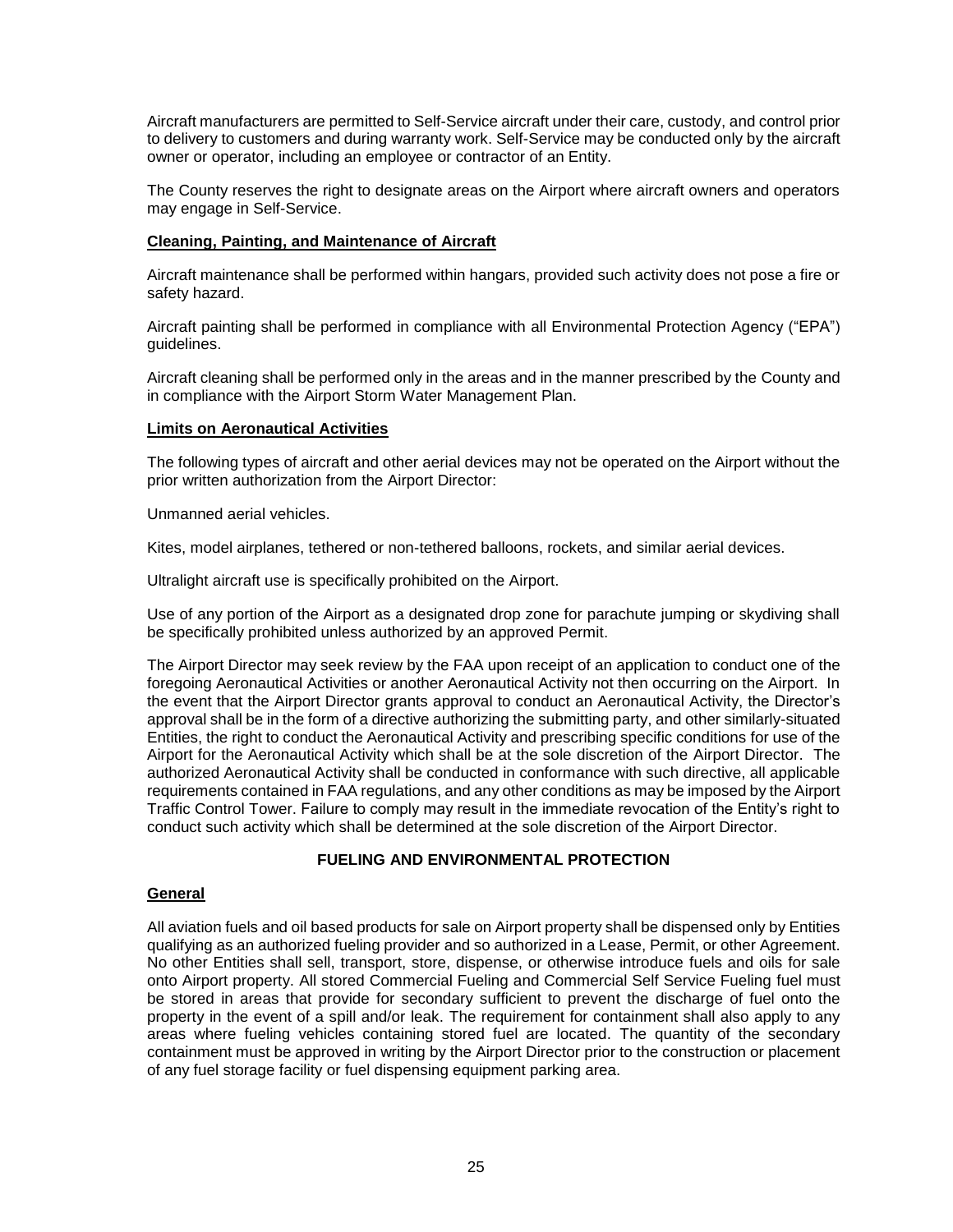Aircraft manufacturers are permitted to Self-Service aircraft under their care, custody, and control prior to delivery to customers and during warranty work. Self-Service may be conducted only by the aircraft owner or operator, including an employee or contractor of an Entity.

The County reserves the right to designate areas on the Airport where aircraft owners and operators may engage in Self-Service.

**Cleaning, Painting, and Maintenance of Aircraft**

Aircraft maintenance shall be performed within hangars, provided such activity does not pose a fire or safety hazard.

Aircraft painting shall be performed in compliance with all Environmental Protection Agency ("EPA") guidelines.

Aircraft cleaning shall be performed only in the areas and in the manner prescribed by the County and in compliance with the Airport Storm Water Management Plan.

**Limits on Aeronautical Activities**

The following types of aircraft and other aerial devices may not be operated on the Airport without the prior written authorization from the Airport Director:

Unmanned aerial vehicles.

Kites, model airplanes, tethered or non-tethered balloons, rockets, and similar aerial devices.

Ultralight aircraft use is specifically prohibited on the Airport.

Use of any portion of the Airport as a designated drop zone for parachute jumping or skydiving shall be specifically prohibited unless authorized by an approved Permit.

The Airport Director may seek review by the FAA upon receipt of an application to conduct one of the foregoing Aeronautical Activities or another Aeronautical Activity not then occurring on the Airport. In the event that the Airport Director grants approval to conduct an Aeronautical Activity, the Director's approval shall be in the form of a directive authorizing the submitting party, and other similarly-situated Entities, the right to conduct the Aeronautical Activity and prescribing specific conditions for use of the Airport for the Aeronautical Activity which shall be at the sole discretion of the Airport Director. The authorized Aeronautical Activity shall be conducted in conformance with such directive, all applicable requirements contained in FAA regulations, and any other conditions as may be imposed by the Airport Traffic Control Tower. Failure to comply may result in the immediate revocation of the Entity's right to conduct such activity which shall be determined at the sole discretion of the Airport Director.

## FUELING AND ENVIRONMENTAL PROTECTION

**General**

All aviation fuels and oil based products for sale on Airport property shall be dispensed only by Entities qualifying as an authorized fueling provider and so authorized in a Lease, Permit, or other Agreement. No other Entities shall sell, transport, store, dispense, or otherwise introduce fuels and oils for sale onto Airport property. All stored Commercial Fueling and Commercial Self Service Fueling fuel must be stored in areas that provide for secondary sufficient to prevent the discharge of fuel onto the property in the event of a spill and/or leak. The requirement for containment shall also apply to any areas where fueling vehicles containing stored fuel are located. The quantity of the secondary containment must be approved in writing by the Airport Director prior to the construction or placement of any fuel storage facility or fuel dispensing equipment parking area.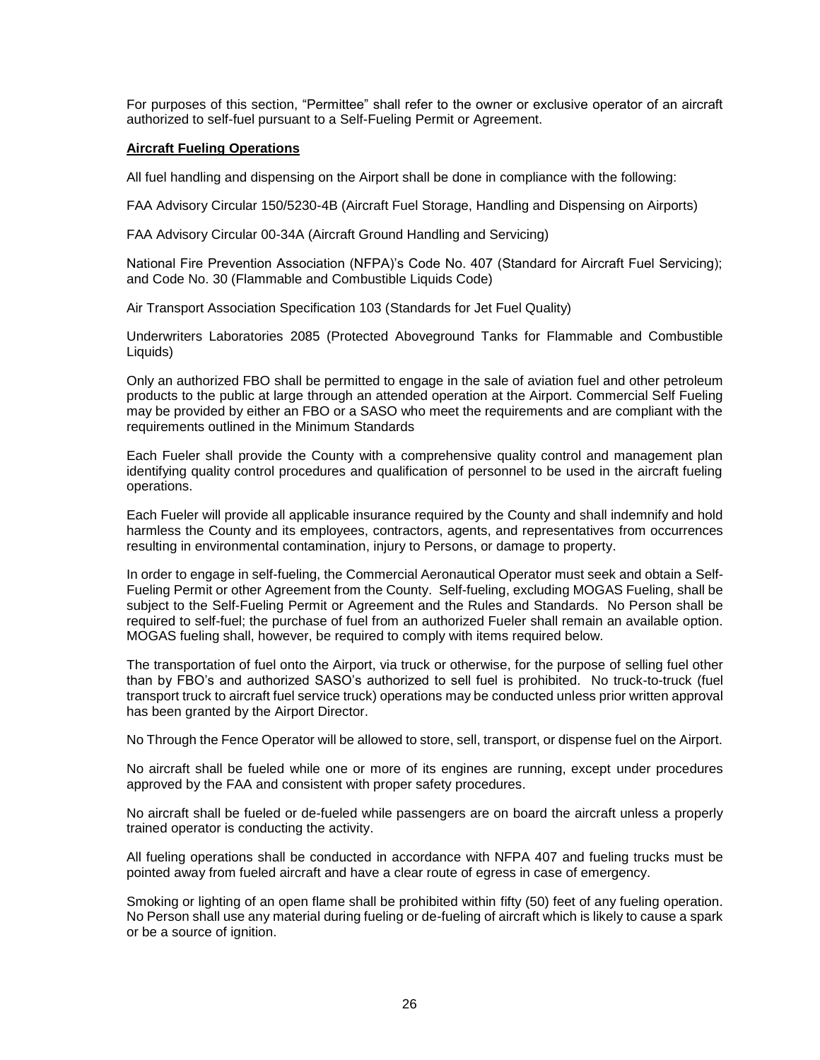For purposes of this section, "Permittee" shall refer to the owner or exclusive operator of an aircraft authorized to self-fuel pursuant to a Self-Fueling Permit or Agreement.

**Aircraft Fueling Operations**

All fuel handling and dispensing on the Airport shall be done in compliance with the following:

FAA Advisory Circular 150/5230-4B (Aircraft Fuel Storage, Handling and Dispensing on Airports)

FAA Advisory Circular 00-34A (Aircraft Ground Handling and Servicing)

National Fire Prevention Association (NFPA)'s Code No. 407 (Standard for Aircraft Fuel Servicing); and Code No. 30 (Flammable and Combustible Liquids Code)

Air Transport Association Specification 103 (Standards for Jet Fuel Quality)

Underwriters Laboratories 2085 (Protected Aboveground Tanks for Flammable and Combustible Liquids)

Only an authorized FBO shall be permitted to engage in the sale of aviation fuel and other petroleum products to the public at large through an attended operation at the Airport. Commercial Self Fueling may be provided by either an FBO or a SASO who meet the requirements and are compliant with the requirements outlined in the Minimum Standards

Each Fueler shall provide the County with a comprehensive quality control and management plan identifying quality control procedures and qualification of personnel to be used in the aircraft fueling operations.

Each Fueler will provide all applicable insurance required by the County and shall indemnify and hold harmless the County and its employees, contractors, agents, and representatives from occurrences resulting in environmental contamination, injury to Persons, or damage to property.

In order to engage in self-fueling, the Commercial Aeronautical Operator must seek and obtain a Self-Fueling Permit or other Agreement from the County. Self-fueling, excluding MOGAS Fueling, shall be subject to the Self-Fueling Permit or Agreement and the Rules and Standards. No Person shall be required to self-fuel; the purchase of fuel from an authorized Fueler shall remain an available option. MOGAS fueling shall, however, be required to comply with items required below.

The transportation of fuel onto the Airport, via truck or otherwise, for the purpose of selling fuel other than by FBO's and authorized SASO's authorized to sell fuel is prohibited. No truck-to-truck (fuel transport truck to aircraft fuel service truck) operations may be conducted unless prior written approval has been granted by the Airport Director.

No Through the Fence Operator will be allowed to store, sell, transport, or dispense fuel on the Airport.

No aircraft shall be fueled while one or more of its engines are running, except under procedures approved by the FAA and consistent with proper safety procedures.

No aircraft shall be fueled or de-fueled while passengers are on board the aircraft unless a properly trained operator is conducting the activity.

All fueling operations shall be conducted in accordance with NFPA 407 and fueling trucks must be pointed away from fueled aircraft and have a clear route of egress in case of emergency.

Smoking or lighting of an open flame shall be prohibited within fifty (50) feet of any fueling operation. No Person shall use any material during fueling or de-fueling of aircraft which is likely to cause a spark or be a source of ignition.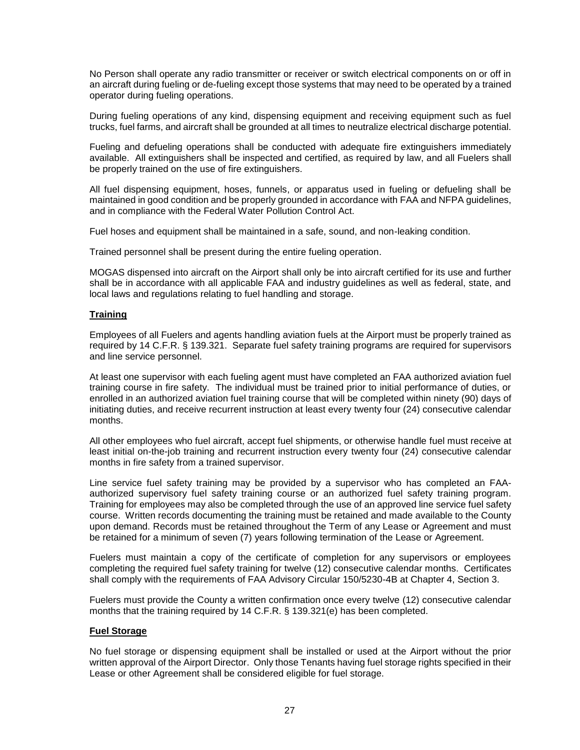No Person shall operate any radio transmitter or receiver or switch electrical components on or off in an aircraft during fueling or de-fueling except those systems that may need to be operated by a trained operator during fueling operations.

During fueling operations of any kind, dispensing equipment and receiving equipment such as fuel trucks, fuel farms, and aircraft shall be grounded at all times to neutralize electrical discharge potential.

Fueling and defueling operations shall be conducted with adequate fire extinguishers immediately available. All extinguishers shall be inspected and certified, as required by law, and all Fuelers shall be properly trained on the use of fire extinguishers.

All fuel dispensing equipment, hoses, funnels, or apparatus used in fueling or defueling shall be maintained in good condition and be properly grounded in accordance with FAA and NFPA guidelines, and in compliance with the Federal Water Pollution Control Act.

Fuel hoses and equipment shall be maintained in a safe, sound, and non-leaking condition.

Trained personnel shall be present during the entire fueling operation.

MOGAS dispensed into aircraft on the Airport shall only be into aircraft certified for its use and further shall be in accordance with all applicable FAA and industry guidelines as well as federal, state, and local laws and regulations relating to fuel handling and storage.

**Training**

Employees of all Fuelers and agents handling aviation fuels at the Airport must be properly trained as required by 14 C.F.R. § 139.321. Separate fuel safety training programs are required for supervisors and line service personnel.

At least one supervisor with each fueling agent must have completed an FAA authorized aviation fuel training course in fire safety. The individual must be trained prior to initial performance of duties, or enrolled in an authorized aviation fuel training course that will be completed within ninety (90) days of initiating duties, and receive recurrent instruction at least every twenty four (24) consecutive calendar months.

All other employees who fuel aircraft, accept fuel shipments, or otherwise handle fuel must receive at least initial on-the-job training and recurrent instruction every twenty four (24) consecutive calendar months in fire safety from a trained supervisor.

Line service fuel safety training may be provided by a supervisor who has completed an FAA-authorized supervisory fuel safety training course or an authorized fuel safety training program. Training for employees may also be completed through the use of an approved line service fuel safety course. Written records documenting the training must be retained and made available to the County upon demand. Records must be retained throughout the Term of any Lease or Agreement and must be retained for a minimum of seven (7) years following termination of the Lease or Agreement.

Fuelers must maintain a copy of the certificate of completion for any supervisors or employees completing the required fuel safety training for twelve (12) consecutive calendar months. Certificates shall comply with the requirements of FAA Advisory Circular 150/5230-4B at Chapter 4, Section 3.

Fuelers must provide the County a written confirmation once every twelve (12) consecutive calendar months that the training required by 14 C.F.R. § 139.321(e) has been completed.

**Fuel Storage**

No fuel storage or dispensing equipment shall be installed or used at the Airport without the prior written approval of the Airport Director. Only those Tenants having fuel storage rights specified in their Lease or other Agreement shall be considered eligible for fuel storage.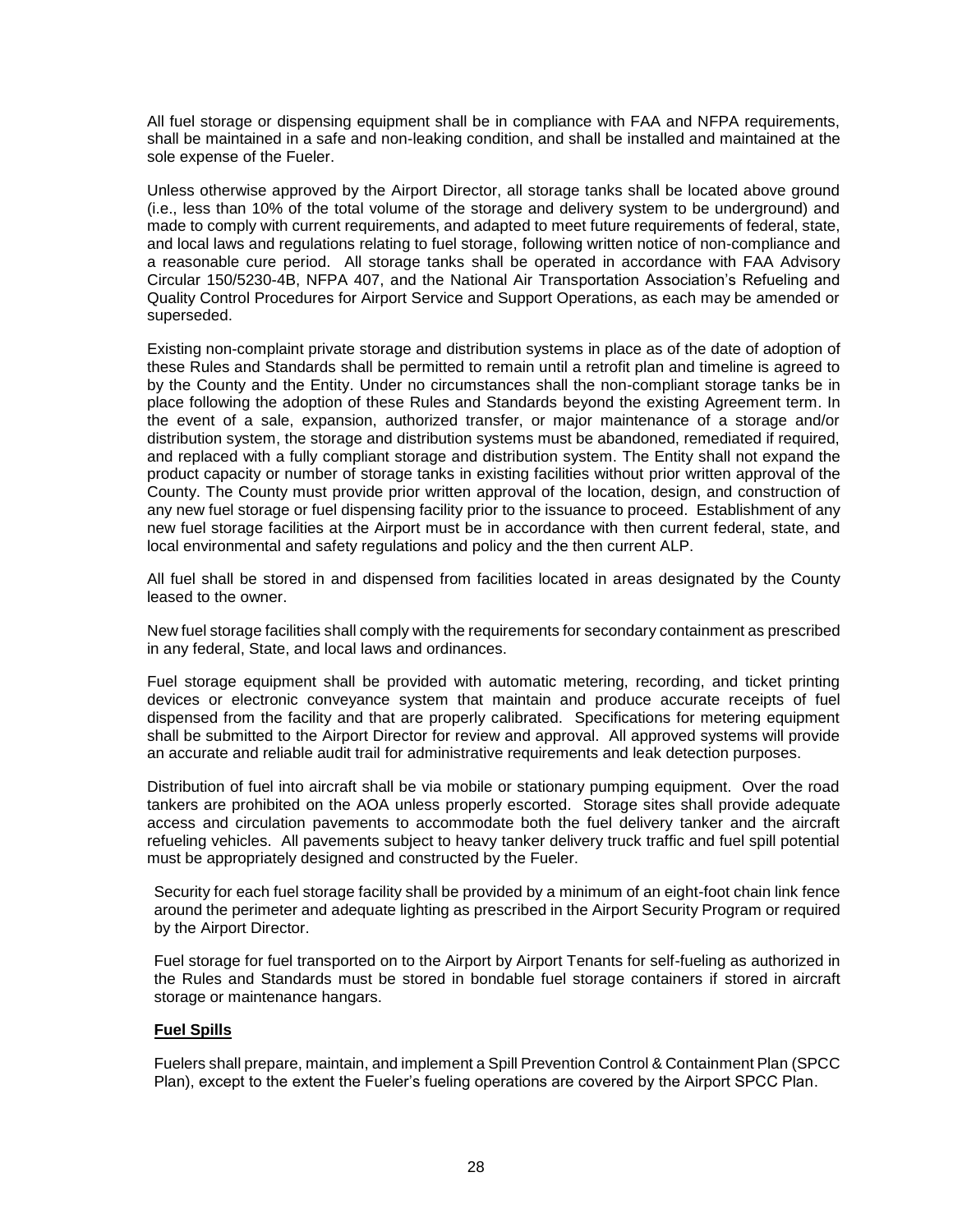All fuel storage or dispensing equipment shall be in compliance with FAA and NFPA requirements, shall be maintained in a safe and non-leaking condition, and shall be installed and maintained at the sole expense of the Fueler.

Unless otherwise approved by the Airport Director, all storage tanks shall be located above ground (i.e., less than 10% of the total volume of the storage and delivery system to be underground) and made to comply with current requirements, and adapted to meet future requirements of federal, state, and local laws and regulations relating to fuel storage, following written notice of non-compliance and a reasonable cure period. All storage tanks shall be operated in accordance with FAA Advisory Circular 150/5230-4B, NFPA 407, and the National Air Transportation Association's Refueling and Quality Control Procedures for Airport Service and Support Operations, as each may be amended or superseded.

Existing non-complaint private storage and distribution systems in place as of the date of adoption of these Rules and Standards shall be permitted to remain until a retrofit plan and timeline is agreed to by the County and the Entity. Under no circumstances shall the non-compliant storage tanks be in place following the adoption of these Rules and Standards beyond the existing Agreement term. In the event of a sale, expansion, authorized transfer, or major maintenance of a storage and/or distribution system, the storage and distribution systems must be abandoned, remediated if required, and replaced with a fully compliant storage and distribution system. The Entity shall not expand the product capacity or number of storage tanks in existing facilities without prior written approval of the County. The County must provide prior written approval of the location, design, and construction of any new fuel storage or fuel dispensing facility prior to the issuance to proceed. Establishment of any new fuel storage facilities at the Airport must be in accordance with then current federal, state, and local environmental and safety regulations and policy and the then current ALP.

All fuel shall be stored in and dispensed from facilities located in areas designated by the County leased to the owner.

New fuel storage facilities shall comply with the requirements for secondary containment as prescribed in any federal, State, and local laws and ordinances.

Fuel storage equipment shall be provided with automatic metering, recording, and ticket printing devices or electronic conveyance system that maintain and produce accurate receipts of fuel dispensed from the facility and that are properly calibrated. Specifications for metering equipment shall be submitted to the Airport Director for review and approval. All approved systems will provide an accurate and reliable audit trail for administrative requirements and leak detection purposes.

Distribution of fuel into aircraft shall be via mobile or stationary pumping equipment. Over the road tankers are prohibited on the AOA unless properly escorted. Storage sites shall provide adequate access and circulation pavements to accommodate both the fuel delivery tanker and the aircraft refueling vehicles. All pavements subject to heavy tanker delivery truck traffic and fuel spill potential must be appropriately designed and constructed by the Fueler.

Security for each fuel storage facility shall be provided by a minimum of an eight-foot chain link fence around the perimeter and adequate lighting as prescribed in the Airport Security Program or required by the Airport Director.

Fuel storage for fuel transported on to the Airport by Airport Tenants for self-fueling as authorized in the Rules and Standards must be stored in bondable fuel storage containers if stored in aircraft storage or maintenance hangars.

**Fuel Spills**

Fuelers shall prepare, maintain, and implement a Spill Prevention Control & Containment Plan (SPCC Plan), except to the extent the Fueler's fueling operations are covered by the Airport SPCC Plan.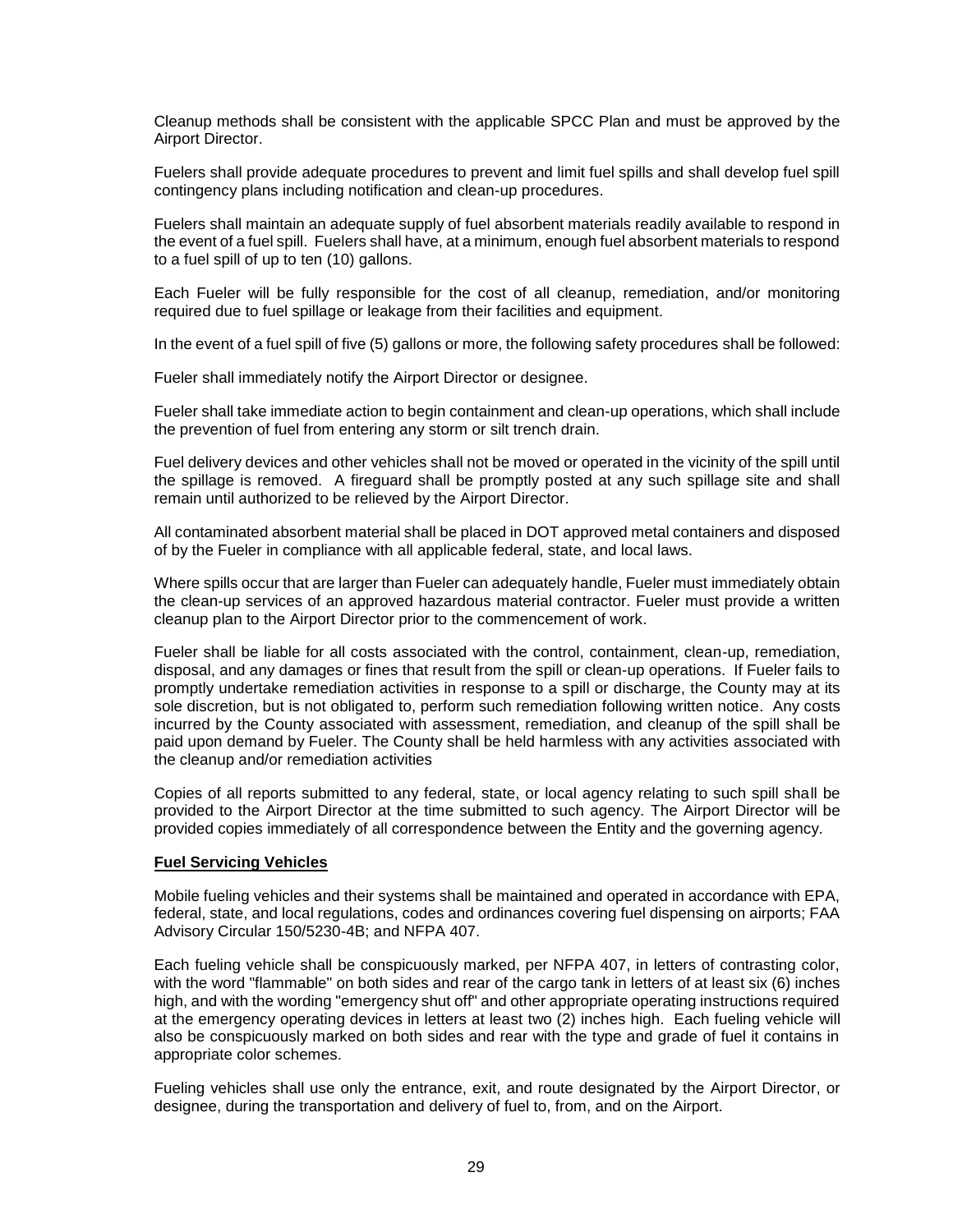Cleanup methods shall be consistent with the applicable SPCC Plan and must be approved by the Airport Director.

Fuelers shall provide adequate procedures to prevent and limit fuel spills and shall develop fuel spill contingency plans including notification and clean-up procedures.

Fuelers shall maintain an adequate supply of fuel absorbent materials readily available to respond in the event of a fuel spill. Fuelers shall have, at a minimum, enough fuel absorbent materials to respond to a fuel spill of up to ten (10) gallons.

Each Fueler will be fully responsible for the cost of all cleanup, remediation, and/or monitoring required due to fuel spillage or leakage from their facilities and equipment.

In the event of a fuel spill of five (5) gallons or more, the following safety procedures shall be followed:

Fueler shall immediately notify the Airport Director or designee.

Fueler shall take immediate action to begin containment and clean-up operations, which shall include the prevention of fuel from entering any storm or silt trench drain.

Fuel delivery devices and other vehicles shall not be moved or operated in the vicinity of the spill until the spillage is removed. A fireguard shall be promptly posted at any such spillage site and shall remain until authorized to be relieved by the Airport Director.

All contaminated absorbent material shall be placed in DOT approved metal containers and disposed of by the Fueler in compliance with all applicable federal, state, and local laws.

Where spills occur that are larger than Fueler can adequately handle, Fueler must immediately obtain the clean-up services of an approved hazardous material contractor. Fueler must provide a written cleanup plan to the Airport Director prior to the commencement of work.

Fueler shall be liable for all costs associated with the control, containment, clean-up, remediation, disposal, and any damages or fines that result from the spill or clean-up operations. If Fueler fails to promptly undertake remediation activities in response to a spill or discharge, the County may at its sole discretion, but is not obligated to, perform such remediation following written notice. Any costs incurred by the County associated with assessment, remediation, and cleanup of the spill shall be paid upon demand by Fueler. The County shall be held harmless with any activities associated with the cleanup and/or remediation activities

Copies of all reports submitted to any federal, state, or local agency relating to such spill shall be provided to the Airport Director at the time submitted to such agency. The Airport Director will be provided copies immediately of all correspondence between the Entity and the governing agency.

**Fuel Servicing Vehicles**

Mobile fueling vehicles and their systems shall be maintained and operated in accordance with EPA, federal, state, and local regulations, codes and ordinances covering fuel dispensing on airports; FAA Advisory Circular 150/5230-4B; and NFPA 407.

Each fueling vehicle shall be conspicuously marked, per NFPA 407, in letters of contrasting color, with the word "flammable" on both sides and rear of the cargo tank in letters of at least six (6) inches high, and with the wording "emergency shut off" and other appropriate operating instructions required at the emergency operating devices in letters at least two (2) inches high. Each fueling vehicle will also be conspicuously marked on both sides and rear with the type and grade of fuel it contains in appropriate color schemes.

Fueling vehicles shall use only the entrance, exit, and route designated by the Airport Director, or designee, during the transportation and delivery of fuel to, from, and on the Airport.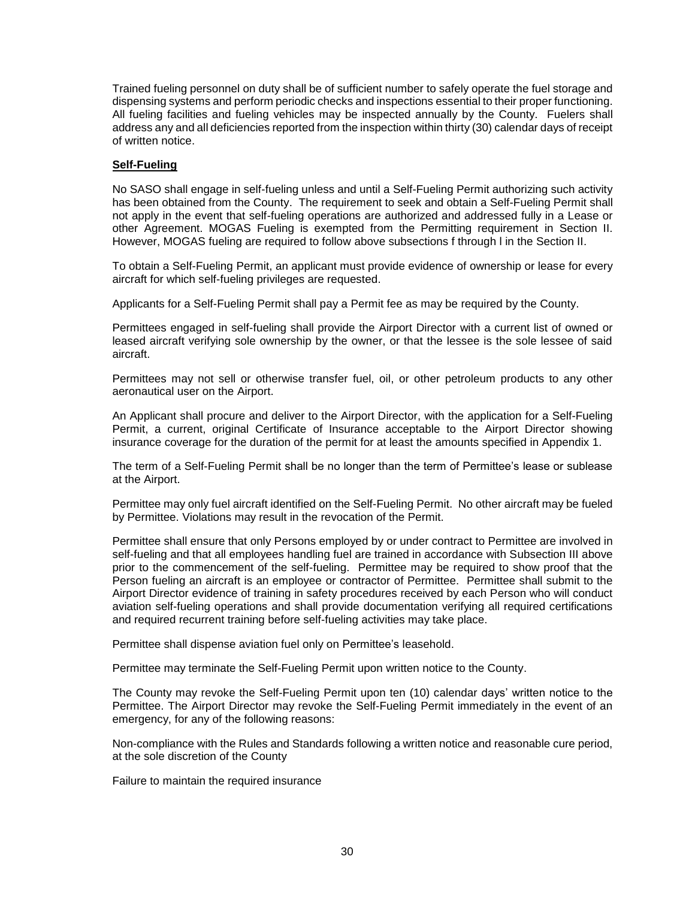Trained fueling personnel on duty shall be of sufficient number to safely operate the fuel storage and dispensing systems and perform periodic checks and inspections essential to their proper functioning. All fueling facilities and fueling vehicles may be inspected annually by the County. Fuelers shall address any and all deficiencies reported from the inspection within thirty (30) calendar days of receipt of written notice.

**Self-Fueling**

No SASO shall engage in self-fueling unless and until a Self-Fueling Permit authorizing such activity has been obtained from the County. The requirement to seek and obtain a Self-Fueling Permit shall not apply in the event that self-fueling operations are authorized and addressed fully in a Lease or other Agreement. MOGAS Fueling is exempted from the Permitting requirement in Section II. However, MOGAS fueling are required to follow above subsections f through l in the Section II.

To obtain a Self-Fueling Permit, an applicant must provide evidence of ownership or lease for every aircraft for which self-fueling privileges are requested.

Applicants for a Self-Fueling Permit shall pay a Permit fee as may be required by the County.

Permittees engaged in self-fueling shall provide the Airport Director with a current list of owned or leased aircraft verifying sole ownership by the owner, or that the lessee is the sole lessee of said aircraft.

Permittees may not sell or otherwise transfer fuel, oil, or other petroleum products to any other aeronautical user on the Airport.

An Applicant shall procure and deliver to the Airport Director, with the application for a Self-Fueling Permit, a current, original Certificate of Insurance acceptable to the Airport Director showing insurance coverage for the duration of the permit for at least the amounts specified in Appendix 1.

The term of a Self-Fueling Permit shall be no longer than the term of Permittee's lease or sublease at the Airport.

Permittee may only fuel aircraft identified on the Self-Fueling Permit. No other aircraft may be fueled by Permittee. Violations may result in the revocation of the Permit.

Permittee shall ensure that only Persons employed by or under contract to Permittee are involved in self-fueling and that all employees handling fuel are trained in accordance with Subsection III above prior to the commencement of the self-fueling. Permittee may be required to show proof that the Person fueling an aircraft is an employee or contractor of Permittee. Permittee shall submit to the Airport Director evidence of training in safety procedures received by each Person who will conduct aviation self-fueling operations and shall provide documentation verifying all required certifications and required recurrent training before self-fueling activities may take place.

Permittee shall dispense aviation fuel only on Permittee's leasehold.

Permittee may terminate the Self-Fueling Permit upon written notice to the County.

The County may revoke the Self-Fueling Permit upon ten (10) calendar days' written notice to the Permittee. The Airport Director may revoke the Self-Fueling Permit immediately in the event of an emergency, for any of the following reasons:

Non-compliance with the Rules and Standards following a written notice and reasonable cure period, at the sole discretion of the County

Failure to maintain the required insurance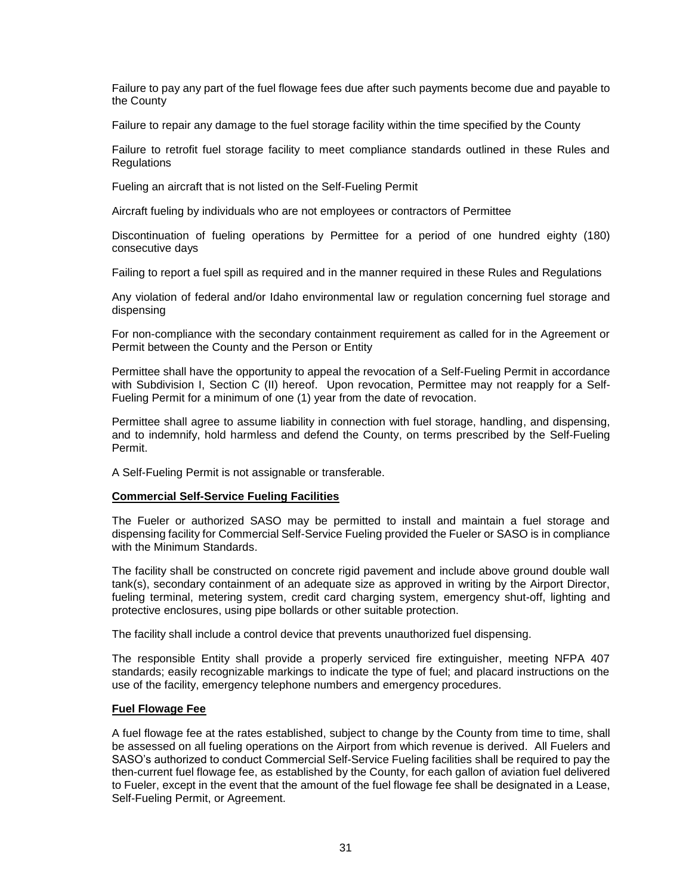Failure to pay any part of the fuel flowage fees due after such payments become due and payable to the County

Failure to repair any damage to the fuel storage facility within the time specified by the County

Failure to retrofit fuel storage facility to meet compliance standards outlined in these Rules and Regulations

Fueling an aircraft that is not listed on the Self-Fueling Permit

Aircraft fueling by individuals who are not employees or contractors of Permittee

Discontinuation of fueling operations by Permittee for a period of one hundred eighty (180) consecutive days

Failing to report a fuel spill as required and in the manner required in these Rules and Regulations

Any violation of federal and/or Idaho environmental law or regulation concerning fuel storage and dispensing

For non-compliance with the secondary containment requirement as called for in the Agreement or Permit between the County and the Person or Entity

Permittee shall have the opportunity to appeal the revocation of a Self-Fueling Permit in accordance with Subdivision I, Section C (II) hereof. Upon revocation, Permittee may not reapply for a Self-Fueling Permit for a minimum of one (1) year from the date of revocation.

Permittee shall agree to assume liability in connection with fuel storage, handling, and dispensing, and to indemnify, hold harmless and defend the County, on terms prescribed by the Self-Fueling Permit.

A Self-Fueling Permit is not assignable or transferable.

**Commercial Self-Service Fueling Facilities**

The Fueler or authorized SASO may be permitted to install and maintain a fuel storage and dispensing facility for Commercial Self-Service Fueling provided the Fueler or SASO is in compliance with the Minimum Standards.

The facility shall be constructed on concrete rigid pavement and include above ground double wall tank(s), secondary containment of an adequate size as approved in writing by the Airport Director, fueling terminal, metering system, credit card charging system, emergency shut-off, lighting and protective enclosures, using pipe bollards or other suitable protection.

The facility shall include a control device that prevents unauthorized fuel dispensing.

The responsible Entity shall provide a properly serviced fire extinguisher, meeting NFPA 407 standards; easily recognizable markings to indicate the type of fuel; and placard instructions on the use of the facility, emergency telephone numbers and emergency procedures.

**Fuel Flowage Fee**

A fuel flowage fee at the rates established, subject to change by the County from time to time, shall be assessed on all fueling operations on the Airport from which revenue is derived. All Fuelers and SASO's authorized to conduct Commercial Self-Service Fueling facilities shall be required to pay the then-current fuel flowage fee, as established by the County, for each gallon of aviation fuel delivered to Fueler, except in the event that the amount of the fuel flowage fee shall be designated in a Lease, Self-Fueling Permit, or Agreement.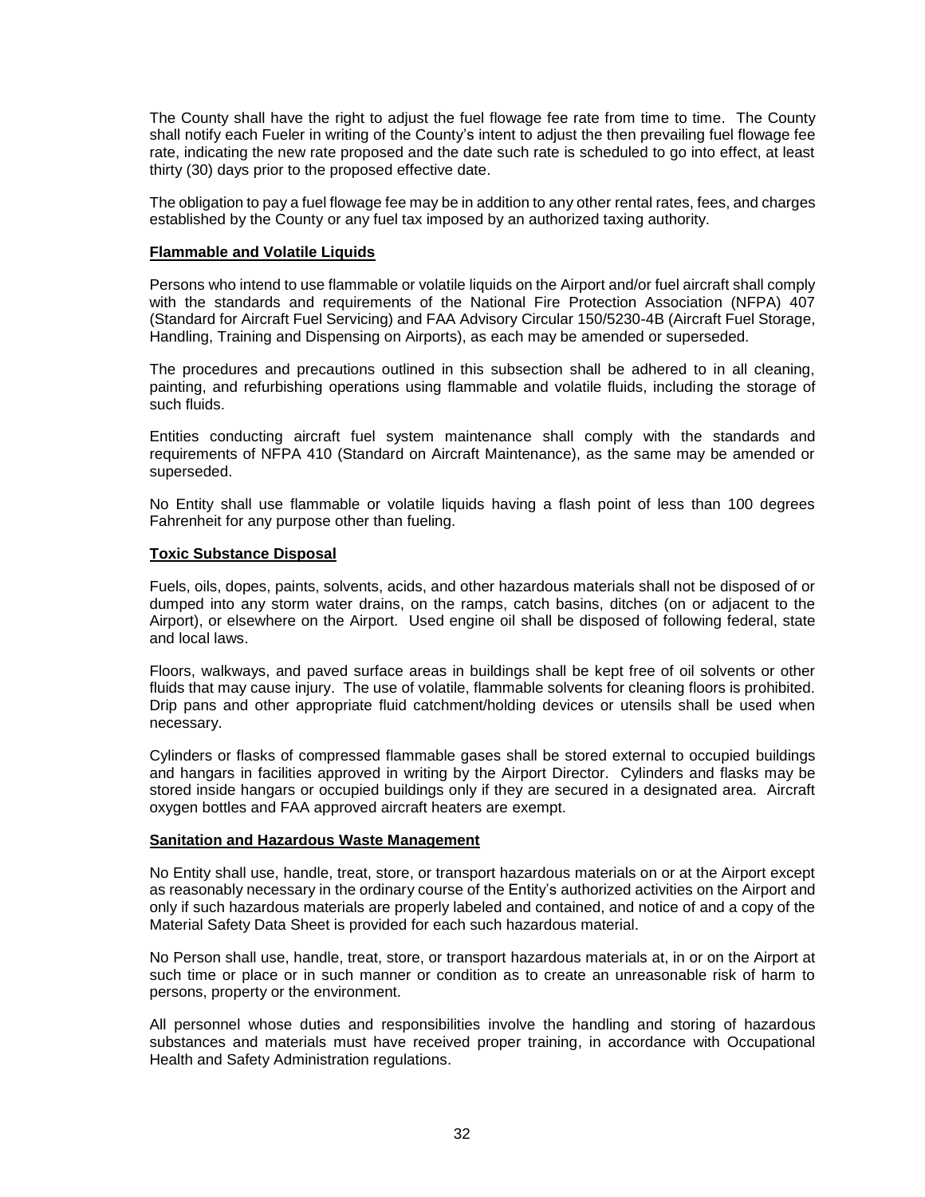The County shall have the right to adjust the fuel flowage fee rate from time to time. The County shall notify each Fueler in writing of the County's intent to adjust the then prevailing fuel flowage fee rate, indicating the new rate proposed and the date such rate is scheduled to go into effect, at least thirty (30) days prior to the proposed effective date.

The obligation to pay a fuel flowage fee may be in addition to any other rental rates, fees, and charges established by the County or any fuel tax imposed by an authorized taxing authority.

**Flammable and Volatile Liquids**

Persons who intend to use flammable or volatile liquids on the Airport and/or fuel aircraft shall comply with the standards and requirements of the National Fire Protection Association (NFPA) 407 (Standard for Aircraft Fuel Servicing) and FAA Advisory Circular 150/5230-4B (Aircraft Fuel Storage, Handling, Training and Dispensing on Airports), as each may be amended or superseded.

The procedures and precautions outlined in this subsection shall be adhered to in all cleaning, painting, and refurbishing operations using flammable and volatile fluids, including the storage of such fluids.

Entities conducting aircraft fuel system maintenance shall comply with the standards and requirements of NFPA 410 (Standard on Aircraft Maintenance), as the same may be amended or superseded.

No Entity shall use flammable or volatile liquids having a flash point of less than 100 degrees Fahrenheit for any purpose other than fueling.

**Toxic Substance Disposal**

Fuels, oils, dopes, paints, solvents, acids, and other hazardous materials shall not be disposed of or dumped into any storm water drains, on the ramps, catch basins, ditches (on or adjacent to the Airport), or elsewhere on the Airport. Used engine oil shall be disposed of following federal, state and local laws.

Floors, walkways, and paved surface areas in buildings shall be kept free of oil solvents or other fluids that may cause injury. The use of volatile, flammable solvents for cleaning floors is prohibited. Drip pans and other appropriate fluid catchment/holding devices or utensils shall be used when necessary.

Cylinders or flasks of compressed flammable gases shall be stored external to occupied buildings and hangars in facilities approved in writing by the Airport Director. Cylinders and flasks may be stored inside hangars or occupied buildings only if they are secured in a designated area. Aircraft oxygen bottles and FAA approved aircraft heaters are exempt.

**Sanitation and Hazardous Waste Management**

No Entity shall use, handle, treat, store, or transport hazardous materials on or at the Airport except as reasonably necessary in the ordinary course of the Entity's authorized activities on the Airport and only if such hazardous materials are properly labeled and contained, and notice of and a copy of the Material Safety Data Sheet is provided for each such hazardous material.

No Person shall use, handle, treat, store, or transport hazardous materials at, in or on the Airport at such time or place or in such manner or condition as to create an unreasonable risk of harm to persons, property or the environment.

All personnel whose duties and responsibilities involve the handling and storing of hazardous substances and materials must have received proper training, in accordance with Occupational Health and Safety Administration regulations.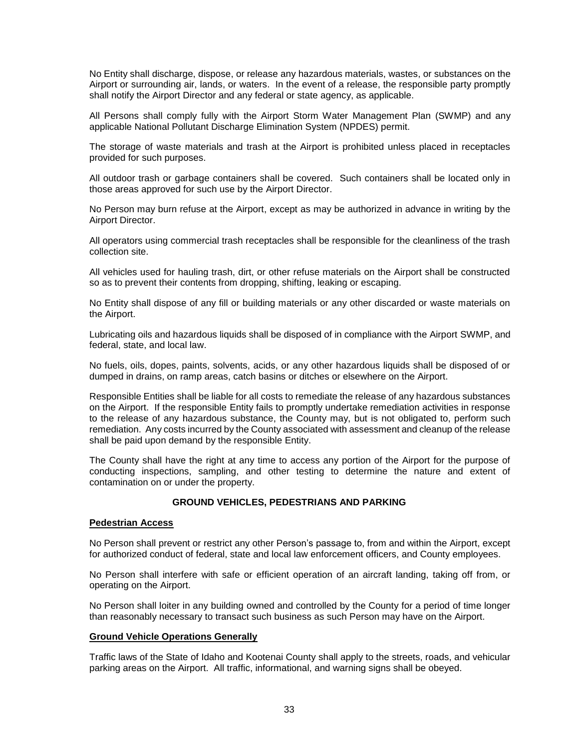No Entity shall discharge, dispose, or release any hazardous materials, wastes, or substances on the Airport or surrounding air, lands, or waters. In the event of a release, the responsible party promptly shall notify the Airport Director and any federal or state agency, as applicable.

All Persons shall comply fully with the Airport Storm Water Management Plan (SWMP) and any applicable National Pollutant Discharge Elimination System (NPDES) permit.

The storage of waste materials and trash at the Airport is prohibited unless placed in receptacles provided for such purposes.

All outdoor trash or garbage containers shall be covered. Such containers shall be located only in those areas approved for such use by the Airport Director.

No Person may burn refuse at the Airport, except as may be authorized in advance in writing by the Airport Director.

All operators using commercial trash receptacles shall be responsible for the cleanliness of the trash collection site.

All vehicles used for hauling trash, dirt, or other refuse materials on the Airport shall be constructed so as to prevent their contents from dropping, shifting, leaking or escaping.

No Entity shall dispose of any fill or building materials or any other discarded or waste materials on the Airport.

Lubricating oils and hazardous liquids shall be disposed of in compliance with the Airport SWMP, and federal, state, and local law.

No fuels, oils, dopes, paints, solvents, acids, or any other hazardous liquids shall be disposed of or dumped in drains, on ramp areas, catch basins or ditches or elsewhere on the Airport.

Responsible Entities shall be liable for all costs to remediate the release of any hazardous substances on the Airport. If the responsible Entity fails to promptly undertake remediation activities in response to the release of any hazardous substance, the County may, but is not obligated to, perform such remediation. Any costs incurred by the County associated with assessment and cleanup of the release shall be paid upon demand by the responsible Entity.

The County shall have the right at any time to access any portion of the Airport for the purpose of conducting inspections, sampling, and other testing to determine the nature and extent of contamination on or under the property.

## GROUND VEHICLES, PEDESTRIANS AND PARKING

### Pedestrian Access

No Person shall prevent or restrict any other Person's passage to, from and within the Airport, except for authorized conduct of federal, state and local law enforcement officers, and County employees.

No Person shall interfere with safe or efficient operation of an aircraft landing, taking off from, or operating on the Airport.

No Person shall loiter in any building owned and controlled by the County for a period of time longer than reasonably necessary to transact such business as such Person may have on the Airport.

### Ground Vehicle Operations Generally

Traffic laws of the State of Idaho and Kootenai County shall apply to the streets, roads, and vehicular parking areas on the Airport. All traffic, informational, and warning signs shall be obeyed.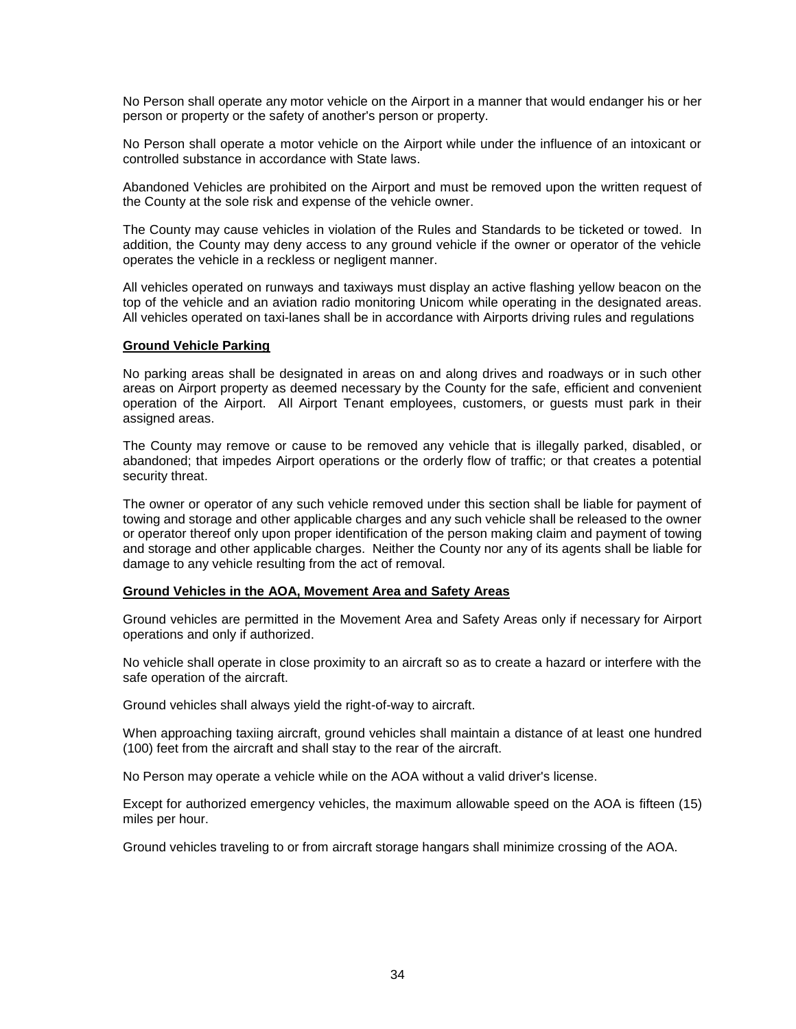No Person shall operate any motor vehicle on the Airport in a manner that would endanger his or her person or property or the safety of another's person or property.

No Person shall operate a motor vehicle on the Airport while under the influence of an intoxicant or controlled substance in accordance with State laws.

Abandoned Vehicles are prohibited on the Airport and must be removed upon the written request of the County at the sole risk and expense of the vehicle owner.

The County may cause vehicles in violation of the Rules and Standards to be ticketed or towed. In addition, the County may deny access to any ground vehicle if the owner or operator of the vehicle operates the vehicle in a reckless or negligent manner.

All vehicles operated on runways and taxiways must display an active flashing yellow beacon on the top of the vehicle and an aviation radio monitoring Unicom while operating in the designated areas. All vehicles operated on taxi-lanes shall be in accordance with Airports driving rules and regulations

**Ground Vehicle Parking**

No parking areas shall be designated in areas on and along drives and roadways or in such other areas on Airport property as deemed necessary by the County for the safe, efficient and convenient operation of the Airport. All Airport Tenant employees, customers, or guests must park in their assigned areas.

The County may remove or cause to be removed any vehicle that is illegally parked, disabled, or abandoned; that impedes Airport operations or the orderly flow of traffic; or that creates a potential security threat.

The owner or operator of any such vehicle removed under this section shall be liable for payment of towing and storage and other applicable charges and any such vehicle shall be released to the owner or operator thereof only upon proper identification of the person making claim and payment of towing and storage and other applicable charges. Neither the County nor any of its agents shall be liable for damage to any vehicle resulting from the act of removal.

**Ground Vehicles in the AOA, Movement Area and Safety Areas**

Ground vehicles are permitted in the Movement Area and Safety Areas only if necessary for Airport operations and only if authorized.

No vehicle shall operate in close proximity to an aircraft so as to create a hazard or interfere with the safe operation of the aircraft.

Ground vehicles shall always yield the right-of-way to aircraft.

When approaching taxiing aircraft, ground vehicles shall maintain a distance of at least one hundred (100) feet from the aircraft and shall stay to the rear of the aircraft.

No Person may operate a vehicle while on the AOA without a valid driver's license.

Except for authorized emergency vehicles, the maximum allowable speed on the AOA is fifteen (15) miles per hour.

Ground vehicles traveling to or from aircraft storage hangars shall minimize crossing of the AOA.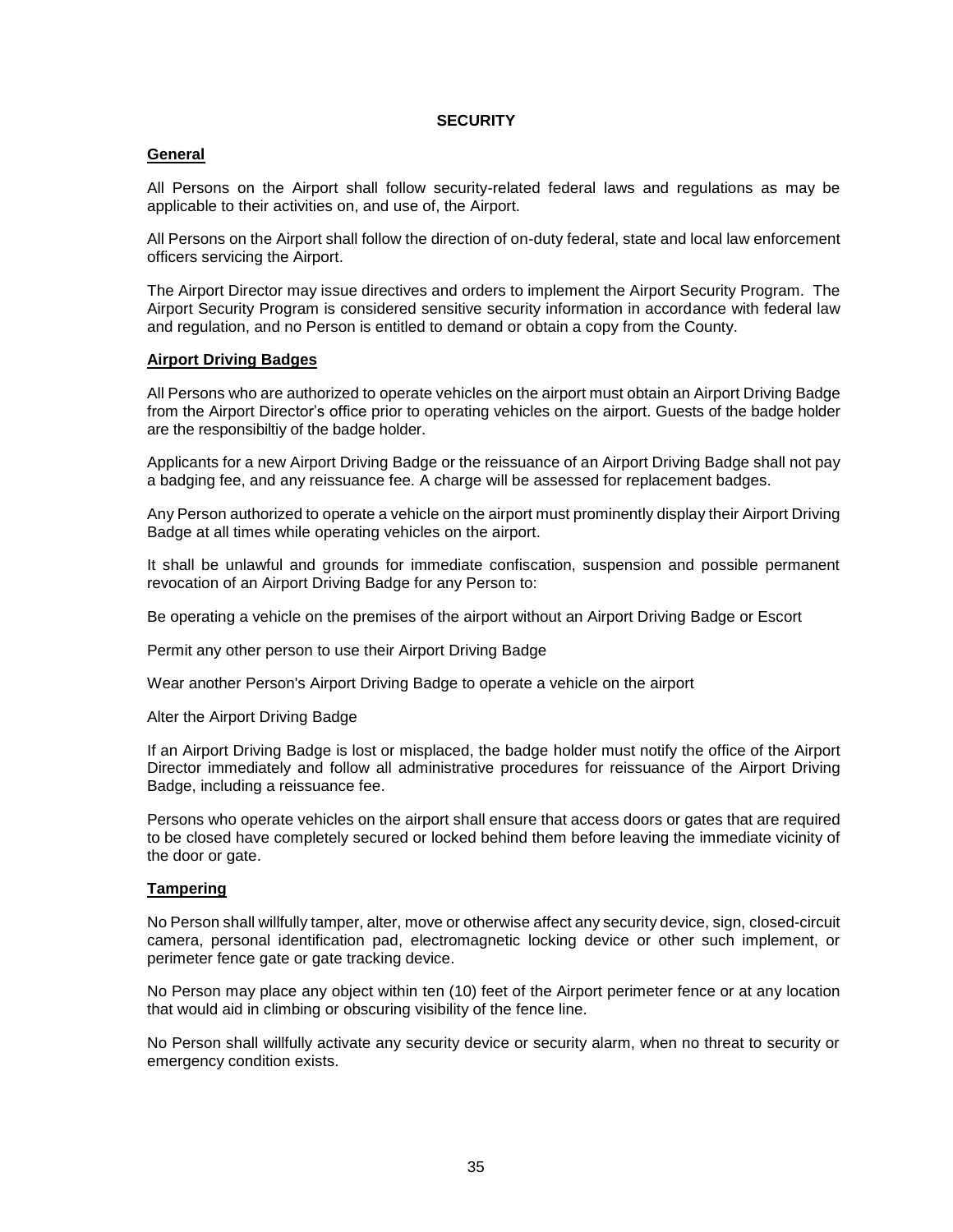# SECURITY

## General

All Persons on the Airport shall follow security-related federal laws and regulations as may be applicable to their activities on, and use of, the Airport.

All Persons on the Airport shall follow the direction of on-duty federal, state and local law enforcement officers servicing the Airport.

The Airport Director may issue directives and orders to implement the Airport Security Program. The Airport Security Program is considered sensitive security information in accordance with federal law and regulation, and no Person is entitled to demand or obtain a copy from the County.

## Airport Driving Badges

All Persons who are authorized to operate vehicles on the airport must obtain an Airport Driving Badge from the Airport Director's office prior to operating vehicles on the airport. Guests of the badge holder are the responsibiltiy of the badge holder.

Applicants for a new Airport Driving Badge or the reissuance of an Airport Driving Badge shall not pay a badging fee, and any reissuance fee. A charge will be assessed for replacement badges.

Any Person authorized to operate a vehicle on the airport must prominently display their Airport Driving Badge at all times while operating vehicles on the airport.

It shall be unlawful and grounds for immediate confiscation, suspension and possible permanent revocation of an Airport Driving Badge for any Person to:

Be operating a vehicle on the premises of the airport without an Airport Driving Badge or Escort

Permit any other person to use their Airport Driving Badge

Wear another Person's Airport Driving Badge to operate a vehicle on the airport

Alter the Airport Driving Badge

If an Airport Driving Badge is lost or misplaced, the badge holder must notify the office of the Airport Director immediately and follow all administrative procedures for reissuance of the Airport Driving Badge, including a reissuance fee.

Persons who operate vehicles on the airport shall ensure that access doors or gates that are required to be closed have completely secured or locked behind them before leaving the immediate vicinity of the door or gate.

## Tampering

No Person shall willfully tamper, alter, move or otherwise affect any security device, sign, closed-circuit camera, personal identification pad, electromagnetic locking device or other such implement, or perimeter fence gate or gate tracking device.

No Person may place any object within ten (10) feet of the Airport perimeter fence or at any location that would aid in climbing or obscuring visibility of the fence line.

No Person shall willfully activate any security device or security alarm, when no threat to security or emergency condition exists.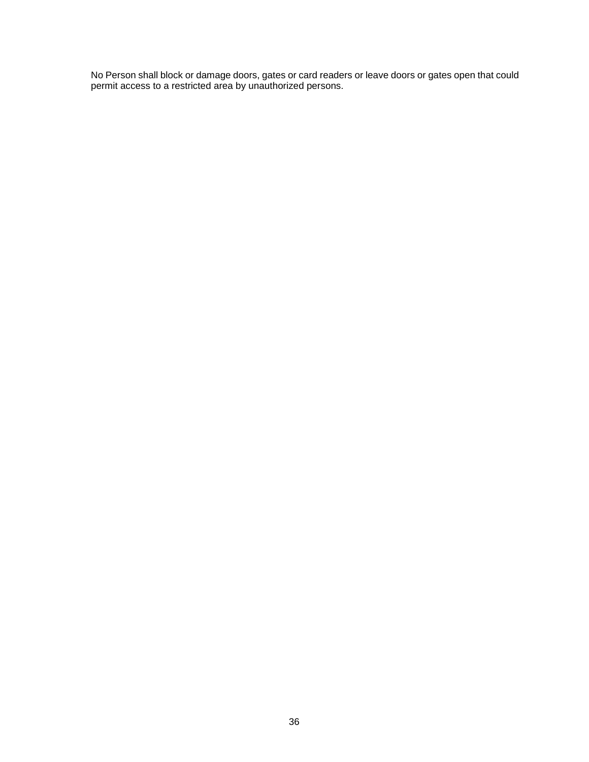No Person shall block or damage doors, gates or card readers or leave doors or gates open that could permit access to a restricted area by unauthorized persons.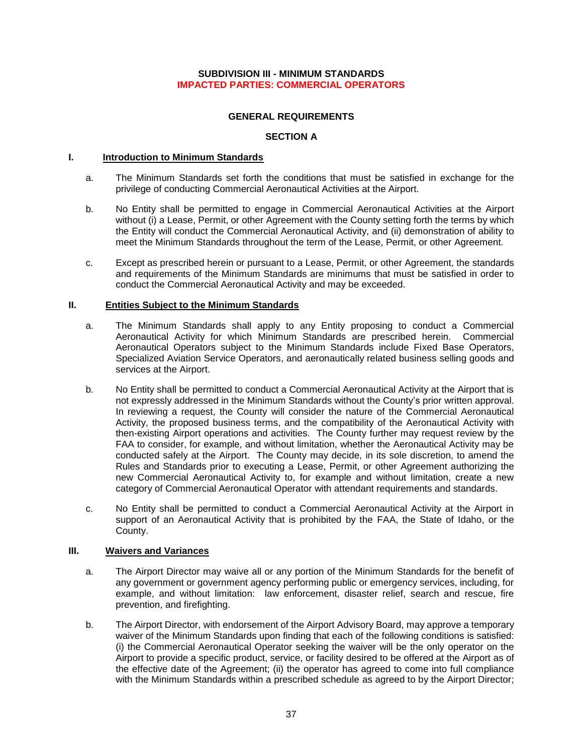**SUBDIVISION III - MINIMUM STANDARDS**
**IMPACTED PARTIES: COMMERCIAL OPERATORS**

## GENERAL REQUIREMENTS

## SECTION A

### I. Introduction to Minimum Standards

a. The Minimum Standards set forth the conditions that must be satisfied in exchange for the privilege of conducting Commercial Aeronautical Activities at the Airport.

b. No Entity shall be permitted to engage in Commercial Aeronautical Activities at the Airport without (i) a Lease, Permit, or other Agreement with the County setting forth the terms by which the Entity will conduct the Commercial Aeronautical Activity, and (ii) demonstration of ability to meet the Minimum Standards throughout the term of the Lease, Permit, or other Agreement.

c. Except as prescribed herein or pursuant to a Lease, Permit, or other Agreement, the standards and requirements of the Minimum Standards are minimums that must be satisfied in order to conduct the Commercial Aeronautical Activity and may be exceeded.

### II. Entities Subject to the Minimum Standards

a. The Minimum Standards shall apply to any Entity proposing to conduct a Commercial Aeronautical Activity for which Minimum Standards are prescribed herein. Commercial Aeronautical Operators subject to the Minimum Standards include Fixed Base Operators, Specialized Aviation Service Operators, and aeronautically related business selling goods and services at the Airport.

b. No Entity shall be permitted to conduct a Commercial Aeronautical Activity at the Airport that is not expressly addressed in the Minimum Standards without the County's prior written approval. In reviewing a request, the County will consider the nature of the Commercial Aeronautical Activity, the proposed business terms, and the compatibility of the Aeronautical Activity with then-existing Airport operations and activities. The County further may request review by the FAA to consider, for example, and without limitation, whether the Aeronautical Activity may be conducted safely at the Airport. The County may decide, in its sole discretion, to amend the Rules and Standards prior to executing a Lease, Permit, or other Agreement authorizing the new Commercial Aeronautical Activity to, for example and without limitation, create a new category of Commercial Aeronautical Operator with attendant requirements and standards.

c. No Entity shall be permitted to conduct a Commercial Aeronautical Activity at the Airport in support of an Aeronautical Activity that is prohibited by the FAA, the State of Idaho, or the County.

### III. Waivers and Variances

a. The Airport Director may waive all or any portion of the Minimum Standards for the benefit of any government or government agency performing public or emergency services, including, for example, and without limitation: law enforcement, disaster relief, search and rescue, fire prevention, and firefighting.

b. The Airport Director, with endorsement of the Airport Advisory Board, may approve a temporary waiver of the Minimum Standards upon finding that each of the following conditions is satisfied: (i) the Commercial Aeronautical Operator seeking the waiver will be the only operator on the Airport to provide a specific product, service, or facility desired to be offered at the Airport as of the effective date of the Agreement; (ii) the operator has agreed to come into full compliance with the Minimum Standards within a prescribed schedule as agreed to by the Airport Director;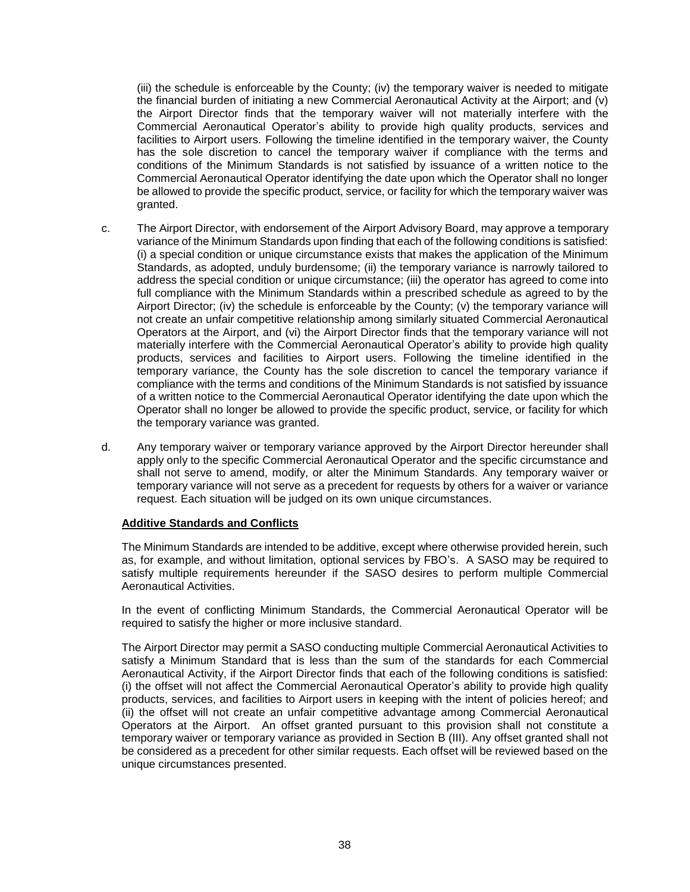(iii) the schedule is enforceable by the County; (iv) the temporary waiver is needed to mitigate the financial burden of initiating a new Commercial Aeronautical Activity at the Airport; and (v) the Airport Director finds that the temporary waiver will not materially interfere with the Commercial Aeronautical Operator's ability to provide high quality products, services and facilities to Airport users. Following the timeline identified in the temporary waiver, the County has the sole discretion to cancel the temporary waiver if compliance with the terms and conditions of the Minimum Standards is not satisfied by issuance of a written notice to the Commercial Aeronautical Operator identifying the date upon which the Operator shall no longer be allowed to provide the specific product, service, or facility for which the temporary waiver was granted.

c. The Airport Director, with endorsement of the Airport Advisory Board, may approve a temporary variance of the Minimum Standards upon finding that each of the following conditions is satisfied: (i) a special condition or unique circumstance exists that makes the application of the Minimum Standards, as adopted, unduly burdensome; (ii) the temporary variance is narrowly tailored to address the special condition or unique circumstance; (iii) the operator has agreed to come into full compliance with the Minimum Standards within a prescribed schedule as agreed to by the Airport Director; (iv) the schedule is enforceable by the County; (v) the temporary variance will not create an unfair competitive relationship among similarly situated Commercial Aeronautical Operators at the Airport, and (vi) the Airport Director finds that the temporary variance will not materially interfere with the Commercial Aeronautical Operator's ability to provide high quality products, services and facilities to Airport users. Following the timeline identified in the temporary variance, the County has the sole discretion to cancel the temporary variance if compliance with the terms and conditions of the Minimum Standards is not satisfied by issuance of a written notice to the Commercial Aeronautical Operator identifying the date upon which the Operator shall no longer be allowed to provide the specific product, service, or facility for which the temporary variance was granted.

d. Any temporary waiver or temporary variance approved by the Airport Director hereunder shall apply only to the specific Commercial Aeronautical Operator and the specific circumstance and shall not serve to amend, modify, or alter the Minimum Standards. Any temporary waiver or temporary variance will not serve as a precedent for requests by others for a waiver or variance request. Each situation will be judged on its own unique circumstances.

**Additive Standards and Conflicts**

The Minimum Standards are intended to be additive, except where otherwise provided herein, such as, for example, and without limitation, optional services by FBO's. A SASO may be required to satisfy multiple requirements hereunder if the SASO desires to perform multiple Commercial Aeronautical Activities.

In the event of conflicting Minimum Standards, the Commercial Aeronautical Operator will be required to satisfy the higher or more inclusive standard.

The Airport Director may permit a SASO conducting multiple Commercial Aeronautical Activities to satisfy a Minimum Standard that is less than the sum of the standards for each Commercial Aeronautical Activity, if the Airport Director finds that each of the following conditions is satisfied: (i) the offset will not affect the Commercial Aeronautical Operator's ability to provide high quality products, services, and facilities to Airport users in keeping with the intent of policies hereof; and (ii) the offset will not create an unfair competitive advantage among Commercial Aeronautical Operators at the Airport. An offset granted pursuant to this provision shall not constitute a temporary waiver or temporary variance as provided in Section B (III). Any offset granted shall not be considered as a precedent for other similar requests. Each offset will be reviewed based on the unique circumstances presented.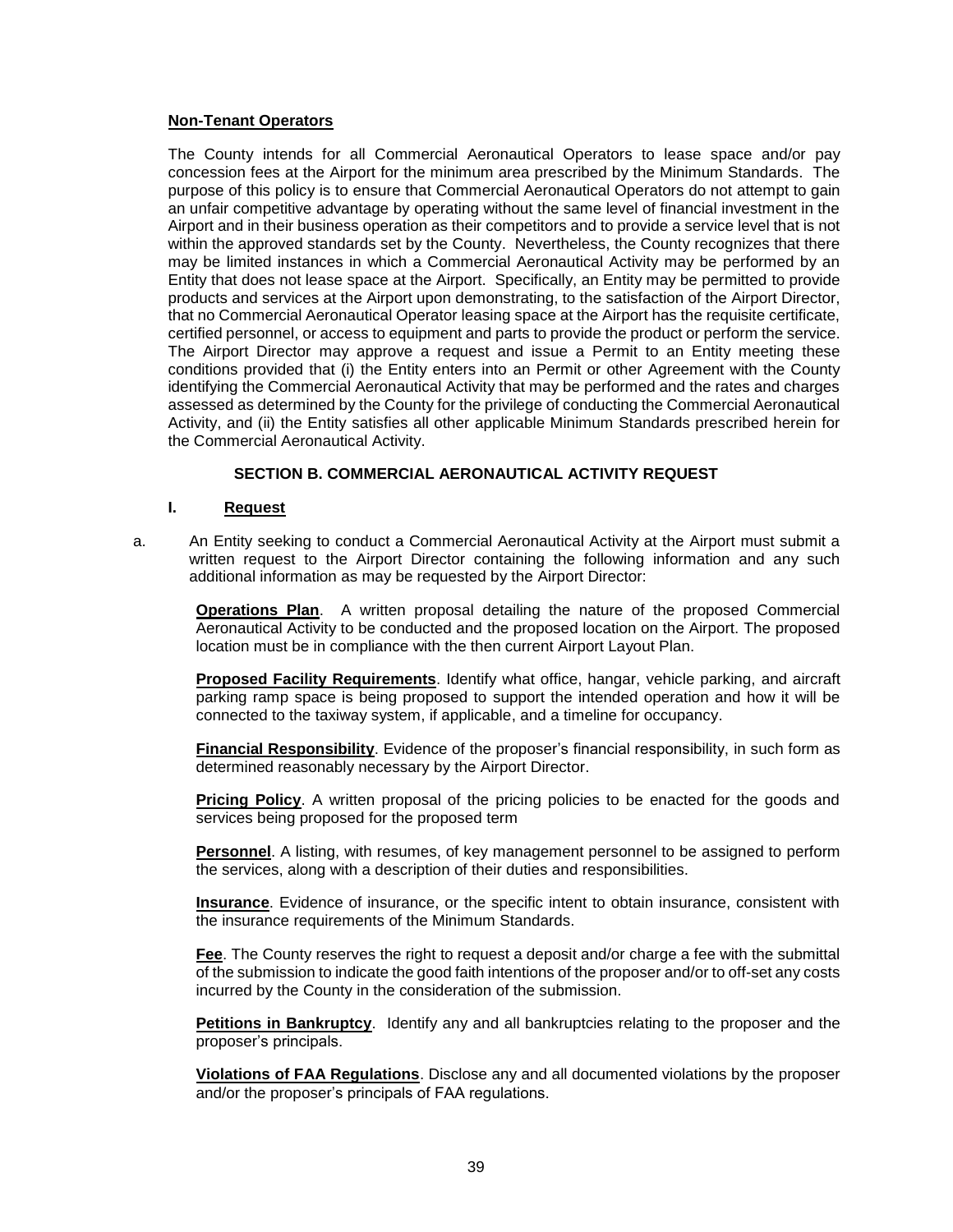**Non-Tenant Operators**

The County intends for all Commercial Aeronautical Operators to lease space and/or pay concession fees at the Airport for the minimum area prescribed by the Minimum Standards. The purpose of this policy is to ensure that Commercial Aeronautical Operators do not attempt to gain an unfair competitive advantage by operating without the same level of financial investment in the Airport and in their business operation as their competitors and to provide a service level that is not within the approved standards set by the County. Nevertheless, the County recognizes that there may be limited instances in which a Commercial Aeronautical Activity may be performed by an Entity that does not lease space at the Airport. Specifically, an Entity may be permitted to provide products and services at the Airport upon demonstrating, to the satisfaction of the Airport Director, that no Commercial Aeronautical Operator leasing space at the Airport has the requisite certificate, certified personnel, or access to equipment and parts to provide the product or perform the service. The Airport Director may approve a request and issue a Permit to an Entity meeting these conditions provided that (i) the Entity enters into an Permit or other Agreement with the County identifying the Commercial Aeronautical Activity that may be performed and the rates and charges assessed as determined by the County for the privilege of conducting the Commercial Aeronautical Activity, and (ii) the Entity satisfies all other applicable Minimum Standards prescribed herein for the Commercial Aeronautical Activity.

## SECTION B. COMMERCIAL AERONAUTICAL ACTIVITY REQUEST

### I. Request

a. An Entity seeking to conduct a Commercial Aeronautical Activity at the Airport must submit a written request to the Airport Director containing the following information and any such additional information as may be requested by the Airport Director:

**Operations Plan**. A written proposal detailing the nature of the proposed Commercial Aeronautical Activity to be conducted and the proposed location on the Airport. The proposed location must be in compliance with the then current Airport Layout Plan.

**Proposed Facility Requirements**. Identify what office, hangar, vehicle parking, and aircraft parking ramp space is being proposed to support the intended operation and how it will be connected to the taxiway system, if applicable, and a timeline for occupancy.

**Financial Responsibility**. Evidence of the proposer's financial responsibility, in such form as determined reasonably necessary by the Airport Director.

**Pricing Policy**. A written proposal of the pricing policies to be enacted for the goods and services being proposed for the proposed term

**Personnel**. A listing, with resumes, of key management personnel to be assigned to perform the services, along with a description of their duties and responsibilities.

**Insurance**. Evidence of insurance, or the specific intent to obtain insurance, consistent with the insurance requirements of the Minimum Standards.

**Fee**. The County reserves the right to request a deposit and/or charge a fee with the submittal of the submission to indicate the good faith intentions of the proposer and/or to off-set any costs incurred by the County in the consideration of the submission.

**Petitions in Bankruptcy**. Identify any and all bankruptcies relating to the proposer and the proposer's principals.

**Violations of FAA Regulations**. Disclose any and all documented violations by the proposer and/or the proposer's principals of FAA regulations.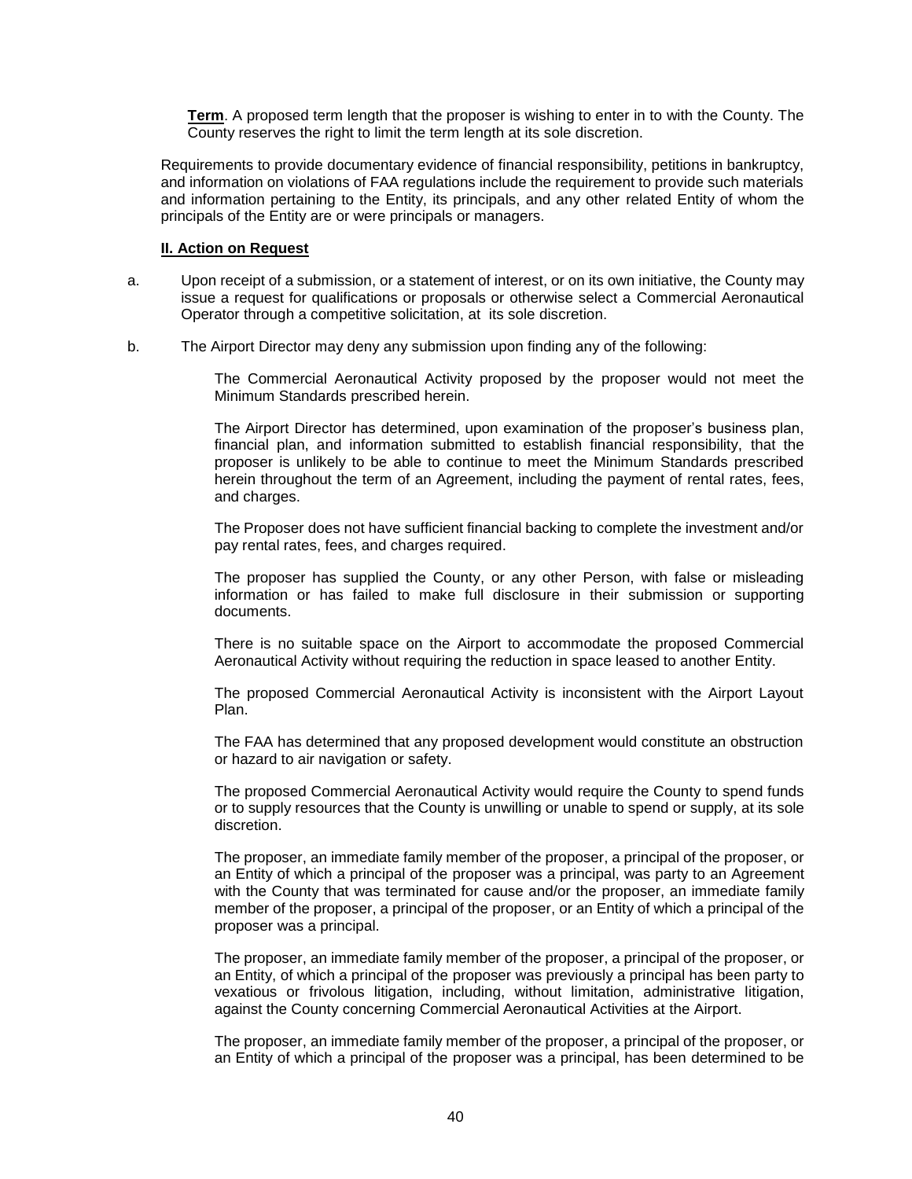**Term**. A proposed term length that the proposer is wishing to enter in to with the County. The County reserves the right to limit the term length at its sole discretion.

Requirements to provide documentary evidence of financial responsibility, petitions in bankruptcy, and information on violations of FAA regulations include the requirement to provide such materials and information pertaining to the Entity, its principals, and any other related Entity of whom the principals of the Entity are or were principals or managers.

**II. Action on Request**

a. Upon receipt of a submission, or a statement of interest, or on its own initiative, the County may issue a request for qualifications or proposals or otherwise select a Commercial Aeronautical Operator through a competitive solicitation, at its sole discretion.

b. The Airport Director may deny any submission upon finding any of the following:

The Commercial Aeronautical Activity proposed by the proposer would not meet the Minimum Standards prescribed herein.

The Airport Director has determined, upon examination of the proposer's business plan, financial plan, and information submitted to establish financial responsibility, that the proposer is unlikely to be able to continue to meet the Minimum Standards prescribed herein throughout the term of an Agreement, including the payment of rental rates, fees, and charges.

The Proposer does not have sufficient financial backing to complete the investment and/or pay rental rates, fees, and charges required.

The proposer has supplied the County, or any other Person, with false or misleading information or has failed to make full disclosure in their submission or supporting documents.

There is no suitable space on the Airport to accommodate the proposed Commercial Aeronautical Activity without requiring the reduction in space leased to another Entity.

The proposed Commercial Aeronautical Activity is inconsistent with the Airport Layout Plan.

The FAA has determined that any proposed development would constitute an obstruction or hazard to air navigation or safety.

The proposed Commercial Aeronautical Activity would require the County to spend funds or to supply resources that the County is unwilling or unable to spend or supply, at its sole discretion.

The proposer, an immediate family member of the proposer, a principal of the proposer, or an Entity of which a principal of the proposer was a principal, was party to an Agreement with the County that was terminated for cause and/or the proposer, an immediate family member of the proposer, a principal of the proposer, or an Entity of which a principal of the proposer was a principal.

The proposer, an immediate family member of the proposer, a principal of the proposer, or an Entity, of which a principal of the proposer was previously a principal has been party to vexatious or frivolous litigation, including, without limitation, administrative litigation, against the County concerning Commercial Aeronautical Activities at the Airport.

The proposer, an immediate family member of the proposer, a principal of the proposer, or an Entity of which a principal of the proposer was a principal, has been determined to be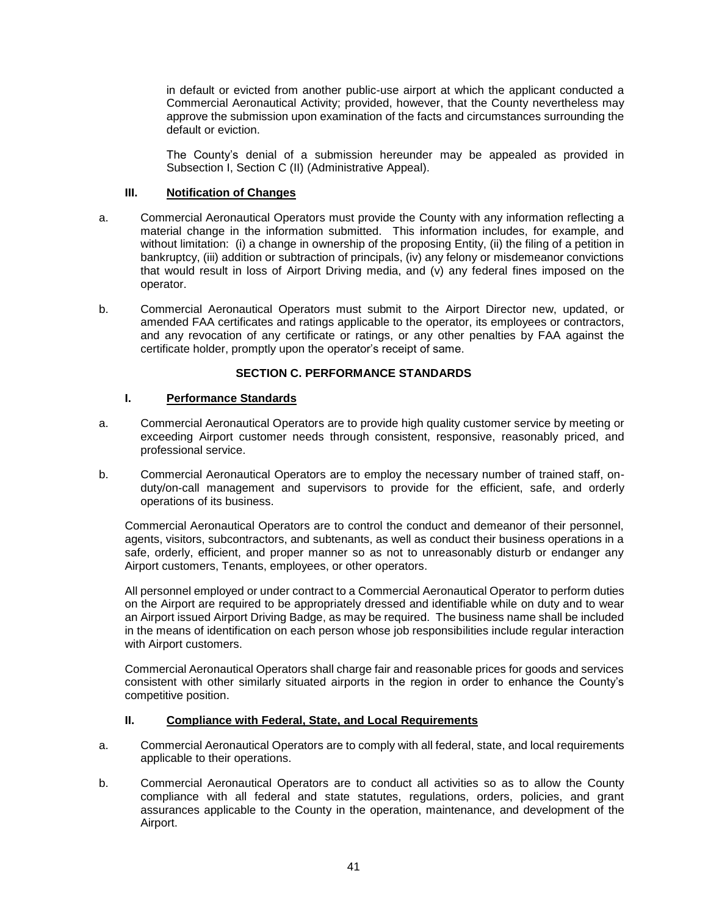in default or evicted from another public-use airport at which the applicant conducted a Commercial Aeronautical Activity; provided, however, that the County nevertheless may approve the submission upon examination of the facts and circumstances surrounding the default or eviction.

The County's denial of a submission hereunder may be appealed as provided in Subsection I, Section C (II) (Administrative Appeal).

### III. Notification of Changes

a. Commercial Aeronautical Operators must provide the County with any information reflecting a material change in the information submitted. This information includes, for example, and without limitation: (i) a change in ownership of the proposing Entity, (ii) the filing of a petition in bankruptcy, (iii) addition or subtraction of principals, (iv) any felony or misdemeanor convictions that would result in loss of Airport Driving media, and (v) any federal fines imposed on the operator.

b. Commercial Aeronautical Operators must submit to the Airport Director new, updated, or amended FAA certificates and ratings applicable to the operator, its employees or contractors, and any revocation of any certificate or ratings, or any other penalties by FAA against the certificate holder, promptly upon the operator's receipt of same.

## SECTION C. PERFORMANCE STANDARDS

### I. Performance Standards

a. Commercial Aeronautical Operators are to provide high quality customer service by meeting or exceeding Airport customer needs through consistent, responsive, reasonably priced, and professional service.

b. Commercial Aeronautical Operators are to employ the necessary number of trained staff, on-duty/on-call management and supervisors to provide for the efficient, safe, and orderly operations of its business.

Commercial Aeronautical Operators are to control the conduct and demeanor of their personnel, agents, visitors, subcontractors, and subtenants, as well as conduct their business operations in a safe, orderly, efficient, and proper manner so as not to unreasonably disturb or endanger any Airport customers, Tenants, employees, or other operators.

All personnel employed or under contract to a Commercial Aeronautical Operator to perform duties on the Airport are required to be appropriately dressed and identifiable while on duty and to wear an Airport issued Airport Driving Badge, as may be required. The business name shall be included in the means of identification on each person whose job responsibilities include regular interaction with Airport customers.

Commercial Aeronautical Operators shall charge fair and reasonable prices for goods and services consistent with other similarly situated airports in the region in order to enhance the County's competitive position.

### II. Compliance with Federal, State, and Local Requirements

a. Commercial Aeronautical Operators are to comply with all federal, state, and local requirements applicable to their operations.

b. Commercial Aeronautical Operators are to conduct all activities so as to allow the County compliance with all federal and state statutes, regulations, orders, policies, and grant assurances applicable to the County in the operation, maintenance, and development of the Airport.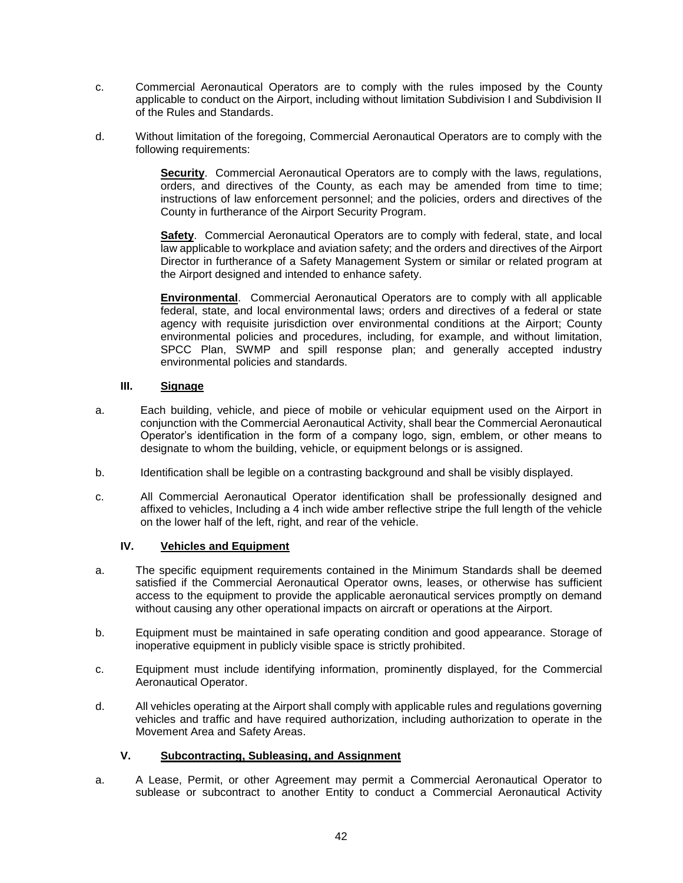c. Commercial Aeronautical Operators are to comply with the rules imposed by the County applicable to conduct on the Airport, including without limitation Subdivision I and Subdivision II of the Rules and Standards.

d. Without limitation of the foregoing, Commercial Aeronautical Operators are to comply with the following requirements:

**Security**. Commercial Aeronautical Operators are to comply with the laws, regulations, orders, and directives of the County, as each may be amended from time to time; instructions of law enforcement personnel; and the policies, orders and directives of the County in furtherance of the Airport Security Program.

**Safety**. Commercial Aeronautical Operators are to comply with federal, state, and local law applicable to workplace and aviation safety; and the orders and directives of the Airport Director in furtherance of a Safety Management System or similar or related program at the Airport designed and intended to enhance safety.

**Environmental**. Commercial Aeronautical Operators are to comply with all applicable federal, state, and local environmental laws; orders and directives of a federal or state agency with requisite jurisdiction over environmental conditions at the Airport; County environmental policies and procedures, including, for example, and without limitation, SPCC Plan, SWMP and spill response plan; and generally accepted industry environmental policies and standards.

## III. Signage

a. Each building, vehicle, and piece of mobile or vehicular equipment used on the Airport in conjunction with the Commercial Aeronautical Activity, shall bear the Commercial Aeronautical Operator's identification in the form of a company logo, sign, emblem, or other means to designate to whom the building, vehicle, or equipment belongs or is assigned.

b. Identification shall be legible on a contrasting background and shall be visibly displayed.

c. All Commercial Aeronautical Operator identification shall be professionally designed and affixed to vehicles, Including a 4 inch wide amber reflective stripe the full length of the vehicle on the lower half of the left, right, and rear of the vehicle.

## IV. Vehicles and Equipment

a. The specific equipment requirements contained in the Minimum Standards shall be deemed satisfied if the Commercial Aeronautical Operator owns, leases, or otherwise has sufficient access to the equipment to provide the applicable aeronautical services promptly on demand without causing any other operational impacts on aircraft or operations at the Airport.

b. Equipment must be maintained in safe operating condition and good appearance. Storage of inoperative equipment in publicly visible space is strictly prohibited.

c. Equipment must include identifying information, prominently displayed, for the Commercial Aeronautical Operator.

d. All vehicles operating at the Airport shall comply with applicable rules and regulations governing vehicles and traffic and have required authorization, including authorization to operate in the Movement Area and Safety Areas.

## V. Subcontracting, Subleasing, and Assignment

a. A Lease, Permit, or other Agreement may permit a Commercial Aeronautical Operator to sublease or subcontract to another Entity to conduct a Commercial Aeronautical Activity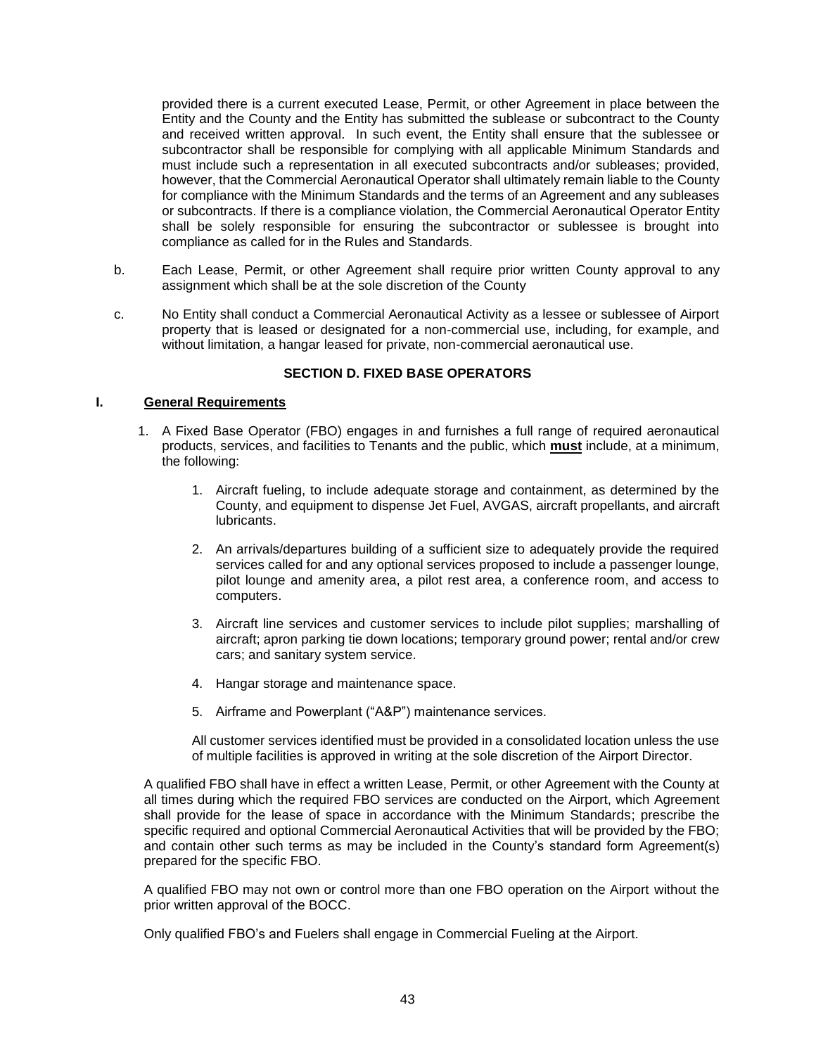provided there is a current executed Lease, Permit, or other Agreement in place between the Entity and the County and the Entity has submitted the sublease or subcontract to the County and received written approval. In such event, the Entity shall ensure that the sublessee or subcontractor shall be responsible for complying with all applicable Minimum Standards and must include such a representation in all executed subcontracts and/or subleases; provided, however, that the Commercial Aeronautical Operator shall ultimately remain liable to the County for compliance with the Minimum Standards and the terms of an Agreement and any subleases or subcontracts. If there is a compliance violation, the Commercial Aeronautical Operator Entity shall be solely responsible for ensuring the subcontractor or sublessee is brought into compliance as called for in the Rules and Standards.

b. Each Lease, Permit, or other Agreement shall require prior written County approval to any assignment which shall be at the sole discretion of the County

c. No Entity shall conduct a Commercial Aeronautical Activity as a lessee or sublessee of Airport property that is leased or designated for a non-commercial use, including, for example, and without limitation, a hangar leased for private, non-commercial aeronautical use.

## SECTION D. FIXED BASE OPERATORS

### I. General Requirements

1. A Fixed Base Operator (FBO) engages in and furnishes a full range of required aeronautical products, services, and facilities to Tenants and the public, which **must** include, at a minimum, the following:

    1. Aircraft fueling, to include adequate storage and containment, as determined by the County, and equipment to dispense Jet Fuel, AVGAS, aircraft propellants, and aircraft lubricants.

    2. An arrivals/departures building of a sufficient size to adequately provide the required services called for and any optional services proposed to include a passenger lounge, pilot lounge and amenity area, a pilot rest area, a conference room, and access to computers.

    3. Aircraft line services and customer services to include pilot supplies; marshalling of aircraft; apron parking tie down locations; temporary ground power; rental and/or crew cars; and sanitary system service.

    4. Hangar storage and maintenance space.

    5. Airframe and Powerplant ("A&P") maintenance services.

    All customer services identified must be provided in a consolidated location unless the use of multiple facilities is approved in writing at the sole discretion of the Airport Director.

A qualified FBO shall have in effect a written Lease, Permit, or other Agreement with the County at all times during which the required FBO services are conducted on the Airport, which Agreement shall provide for the lease of space in accordance with the Minimum Standards; prescribe the specific required and optional Commercial Aeronautical Activities that will be provided by the FBO; and contain other such terms as may be included in the County's standard form Agreement(s) prepared for the specific FBO.

A qualified FBO may not own or control more than one FBO operation on the Airport without the prior written approval of the BOCC.

Only qualified FBO's and Fuelers shall engage in Commercial Fueling at the Airport.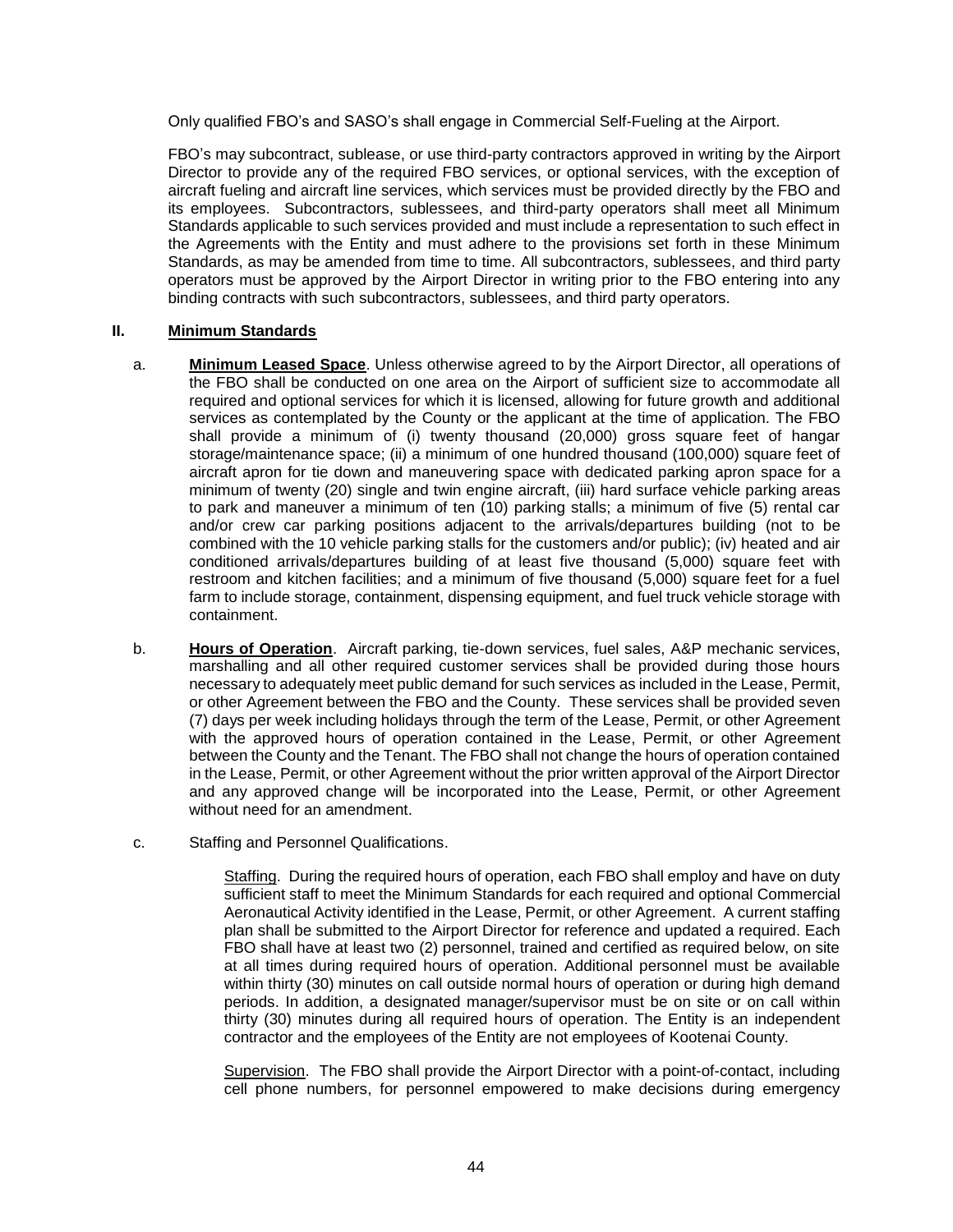Only qualified FBO's and SASO's shall engage in Commercial Self-Fueling at the Airport.

FBO's may subcontract, sublease, or use third-party contractors approved in writing by the Airport Director to provide any of the required FBO services, or optional services, with the exception of aircraft fueling and aircraft line services, which services must be provided directly by the FBO and its employees. Subcontractors, sublessees, and third-party operators shall meet all Minimum Standards applicable to such services provided and must include a representation to such effect in the Agreements with the Entity and must adhere to the provisions set forth in these Minimum Standards, as may be amended from time to time. All subcontractors, sublessees, and third party operators must be approved by the Airport Director in writing prior to the FBO entering into any binding contracts with such subcontractors, sublessees, and third party operators.

## II. Minimum Standards

a. **Minimum Leased Space**. Unless otherwise agreed to by the Airport Director, all operations of the FBO shall be conducted on one area on the Airport of sufficient size to accommodate all required and optional services for which it is licensed, allowing for future growth and additional services as contemplated by the County or the applicant at the time of application. The FBO shall provide a minimum of (i) twenty thousand (20,000) gross square feet of hangar storage/maintenance space; (ii) a minimum of one hundred thousand (100,000) square feet of aircraft apron for tie down and maneuvering space with dedicated parking apron space for a minimum of twenty (20) single and twin engine aircraft, (iii) hard surface vehicle parking areas to park and maneuver a minimum of ten (10) parking stalls; a minimum of five (5) rental car and/or crew car parking positions adjacent to the arrivals/departures building (not to be combined with the 10 vehicle parking stalls for the customers and/or public); (iv) heated and air conditioned arrivals/departures building of at least five thousand (5,000) square feet with restroom and kitchen facilities; and a minimum of five thousand (5,000) square feet for a fuel farm to include storage, containment, dispensing equipment, and fuel truck vehicle storage with containment.

b. **Hours of Operation**. Aircraft parking, tie-down services, fuel sales, A&P mechanic services, marshalling and all other required customer services shall be provided during those hours necessary to adequately meet public demand for such services as included in the Lease, Permit, or other Agreement between the FBO and the County. These services shall be provided seven (7) days per week including holidays through the term of the Lease, Permit, or other Agreement with the approved hours of operation contained in the Lease, Permit, or other Agreement between the County and the Tenant. The FBO shall not change the hours of operation contained in the Lease, Permit, or other Agreement without the prior written approval of the Airport Director and any approved change will be incorporated into the Lease, Permit, or other Agreement without need for an amendment.

c. Staffing and Personnel Qualifications.

Staffing. During the required hours of operation, each FBO shall employ and have on duty sufficient staff to meet the Minimum Standards for each required and optional Commercial Aeronautical Activity identified in the Lease, Permit, or other Agreement. A current staffing plan shall be submitted to the Airport Director for reference and updated a required. Each FBO shall have at least two (2) personnel, trained and certified as required below, on site at all times during required hours of operation. Additional personnel must be available within thirty (30) minutes on call outside normal hours of operation or during high demand periods. In addition, a designated manager/supervisor must be on site or on call within thirty (30) minutes during all required hours of operation. The Entity is an independent contractor and the employees of the Entity are not employees of Kootenai County.

Supervision. The FBO shall provide the Airport Director with a point-of-contact, including cell phone numbers, for personnel empowered to make decisions during emergency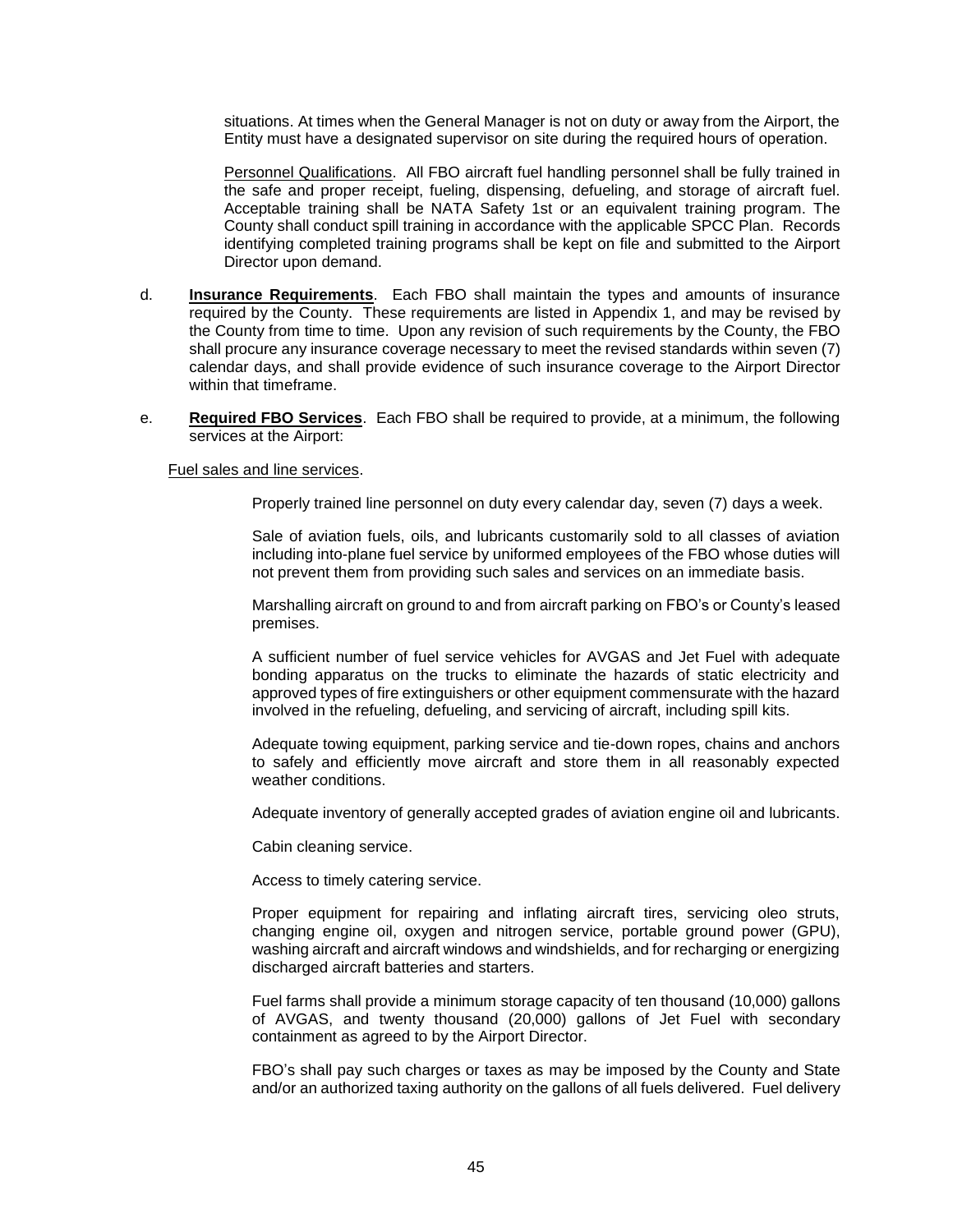situations. At times when the General Manager is not on duty or away from the Airport, the Entity must have a designated supervisor on site during the required hours of operation.

Personnel Qualifications. All FBO aircraft fuel handling personnel shall be fully trained in the safe and proper receipt, fueling, dispensing, defueling, and storage of aircraft fuel. Acceptable training shall be NATA Safety 1st or an equivalent training program. The County shall conduct spill training in accordance with the applicable SPCC Plan. Records identifying completed training programs shall be kept on file and submitted to the Airport Director upon demand.

d. **Insurance Requirements**. Each FBO shall maintain the types and amounts of insurance required by the County. These requirements are listed in Appendix 1, and may be revised by the County from time to time. Upon any revision of such requirements by the County, the FBO shall procure any insurance coverage necessary to meet the revised standards within seven (7) calendar days, and shall provide evidence of such insurance coverage to the Airport Director within that timeframe.

e. **Required FBO Services**. Each FBO shall be required to provide, at a minimum, the following services at the Airport:

Fuel sales and line services.

Properly trained line personnel on duty every calendar day, seven (7) days a week.

Sale of aviation fuels, oils, and lubricants customarily sold to all classes of aviation including into-plane fuel service by uniformed employees of the FBO whose duties will not prevent them from providing such sales and services on an immediate basis.

Marshalling aircraft on ground to and from aircraft parking on FBO's or County's leased premises.

A sufficient number of fuel service vehicles for AVGAS and Jet Fuel with adequate bonding apparatus on the trucks to eliminate the hazards of static electricity and approved types of fire extinguishers or other equipment commensurate with the hazard involved in the refueling, defueling, and servicing of aircraft, including spill kits.

Adequate towing equipment, parking service and tie-down ropes, chains and anchors to safely and efficiently move aircraft and store them in all reasonably expected weather conditions.

Adequate inventory of generally accepted grades of aviation engine oil and lubricants.

Cabin cleaning service.

Access to timely catering service.

Proper equipment for repairing and inflating aircraft tires, servicing oleo struts, changing engine oil, oxygen and nitrogen service, portable ground power (GPU), washing aircraft and aircraft windows and windshields, and for recharging or energizing discharged aircraft batteries and starters.

Fuel farms shall provide a minimum storage capacity of ten thousand (10,000) gallons of AVGAS, and twenty thousand (20,000) gallons of Jet Fuel with secondary containment as agreed to by the Airport Director.

FBO's shall pay such charges or taxes as may be imposed by the County and State and/or an authorized taxing authority on the gallons of all fuels delivered. Fuel delivery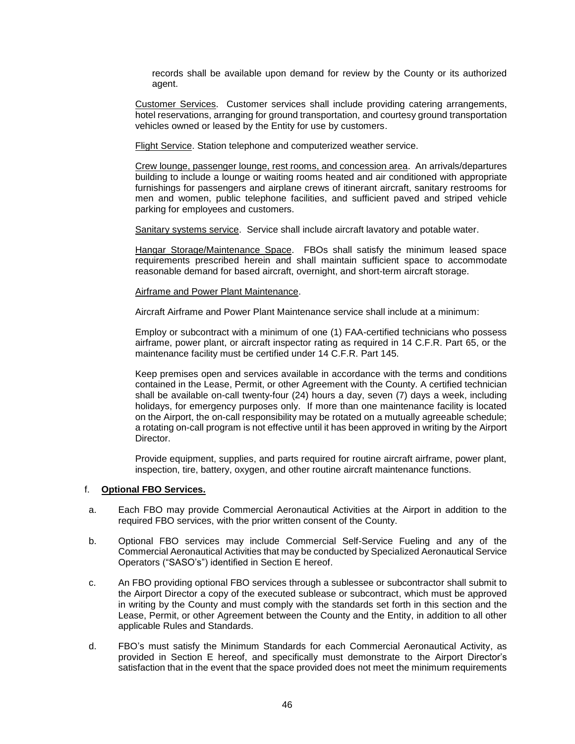records shall be available upon demand for review by the County or its authorized agent.

<u>Customer Services</u>. Customer services shall include providing catering arrangements, hotel reservations, arranging for ground transportation, and courtesy ground transportation vehicles owned or leased by the Entity for use by customers.

<u>Flight Service</u>. Station telephone and computerized weather service.

<u>Crew lounge, passenger lounge, rest rooms, and concession area</u>. An arrivals/departures building to include a lounge or waiting rooms heated and air conditioned with appropriate furnishings for passengers and airplane crews of itinerant aircraft, sanitary restrooms for men and women, public telephone facilities, and sufficient paved and striped vehicle parking for employees and customers.

<u>Sanitary systems service</u>. Service shall include aircraft lavatory and potable water.

<u>Hangar Storage/Maintenance Space</u>. FBOs shall satisfy the minimum leased space requirements prescribed herein and shall maintain sufficient space to accommodate reasonable demand for based aircraft, overnight, and short-term aircraft storage.

<u>Airframe and Power Plant Maintenance</u>.

Aircraft Airframe and Power Plant Maintenance service shall include at a minimum:

Employ or subcontract with a minimum of one (1) FAA-certified technicians who possess airframe, power plant, or aircraft inspector rating as required in 14 C.F.R. Part 65, or the maintenance facility must be certified under 14 C.F.R. Part 145.

Keep premises open and services available in accordance with the terms and conditions contained in the Lease, Permit, or other Agreement with the County. A certified technician shall be available on-call twenty-four (24) hours a day, seven (7) days a week, including holidays, for emergency purposes only. If more than one maintenance facility is located on the Airport, the on-call responsibility may be rotated on a mutually agreeable schedule; a rotating on-call program is not effective until it has been approved in writing by the Airport Director.

Provide equipment, supplies, and parts required for routine aircraft airframe, power plant, inspection, tire, battery, oxygen, and other routine aircraft maintenance functions.

f. **<u>Optional FBO Services.</u>**

a. Each FBO may provide Commercial Aeronautical Activities at the Airport in addition to the required FBO services, with the prior written consent of the County.

b. Optional FBO services may include Commercial Self-Service Fueling and any of the Commercial Aeronautical Activities that may be conducted by Specialized Aeronautical Service Operators ("SASO's") identified in Section E hereof.

c. An FBO providing optional FBO services through a sublessee or subcontractor shall submit to the Airport Director a copy of the executed sublease or subcontract, which must be approved in writing by the County and must comply with the standards set forth in this section and the Lease, Permit, or other Agreement between the County and the Entity, in addition to all other applicable Rules and Standards.

d. FBO's must satisfy the Minimum Standards for each Commercial Aeronautical Activity, as provided in Section E hereof, and specifically must demonstrate to the Airport Director's satisfaction that in the event that the space provided does not meet the minimum requirements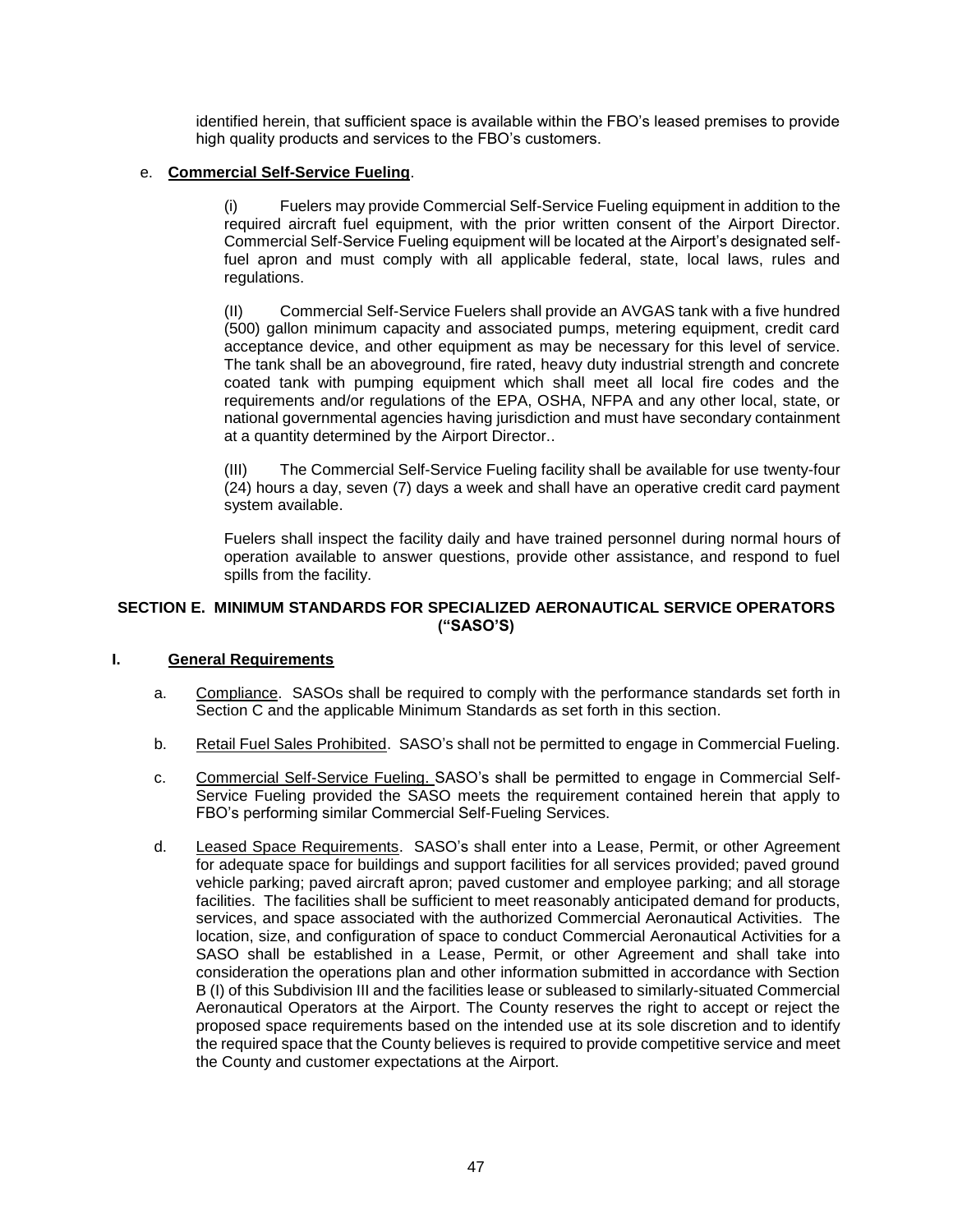identified herein, that sufficient space is available within the FBO's leased premises to provide high quality products and services to the FBO's customers.

e. **Commercial Self-Service Fueling**.

(i) Fuelers may provide Commercial Self-Service Fueling equipment in addition to the required aircraft fuel equipment, with the prior written consent of the Airport Director. Commercial Self-Service Fueling equipment will be located at the Airport's designated self-fuel apron and must comply with all applicable federal, state, local laws, rules and regulations.

(II) Commercial Self-Service Fuelers shall provide an AVGAS tank with a five hundred (500) gallon minimum capacity and associated pumps, metering equipment, credit card acceptance device, and other equipment as may be necessary for this level of service. The tank shall be an aboveground, fire rated, heavy duty industrial strength and concrete coated tank with pumping equipment which shall meet all local fire codes and the requirements and/or regulations of the EPA, OSHA, NFPA and any other local, state, or national governmental agencies having jurisdiction and must have secondary containment at a quantity determined by the Airport Director..

(III) The Commercial Self-Service Fueling facility shall be available for use twenty-four (24) hours a day, seven (7) days a week and shall have an operative credit card payment system available.

Fuelers shall inspect the facility daily and have trained personnel during normal hours of operation available to answer questions, provide other assistance, and respond to fuel spills from the facility.

## SECTION E. MINIMUM STANDARDS FOR SPECIALIZED AERONAUTICAL SERVICE OPERATORS ("SASO'S)

### I. General Requirements

a. Compliance. SASOs shall be required to comply with the performance standards set forth in Section C and the applicable Minimum Standards as set forth in this section.

b. Retail Fuel Sales Prohibited. SASO's shall not be permitted to engage in Commercial Fueling.

c. Commercial Self-Service Fueling. SASO's shall be permitted to engage in Commercial Self-Service Fueling provided the SASO meets the requirement contained herein that apply to FBO's performing similar Commercial Self-Fueling Services.

d. Leased Space Requirements. SASO's shall enter into a Lease, Permit, or other Agreement for adequate space for buildings and support facilities for all services provided; paved ground vehicle parking; paved aircraft apron; paved customer and employee parking; and all storage facilities. The facilities shall be sufficient to meet reasonably anticipated demand for products, services, and space associated with the authorized Commercial Aeronautical Activities. The location, size, and configuration of space to conduct Commercial Aeronautical Activities for a SASO shall be established in a Lease, Permit, or other Agreement and shall take into consideration the operations plan and other information submitted in accordance with Section B (I) of this Subdivision III and the facilities lease or subleased to similarly-situated Commercial Aeronautical Operators at the Airport. The County reserves the right to accept or reject the proposed space requirements based on the intended use at its sole discretion and to identify the required space that the County believes is required to provide competitive service and meet the County and customer expectations at the Airport.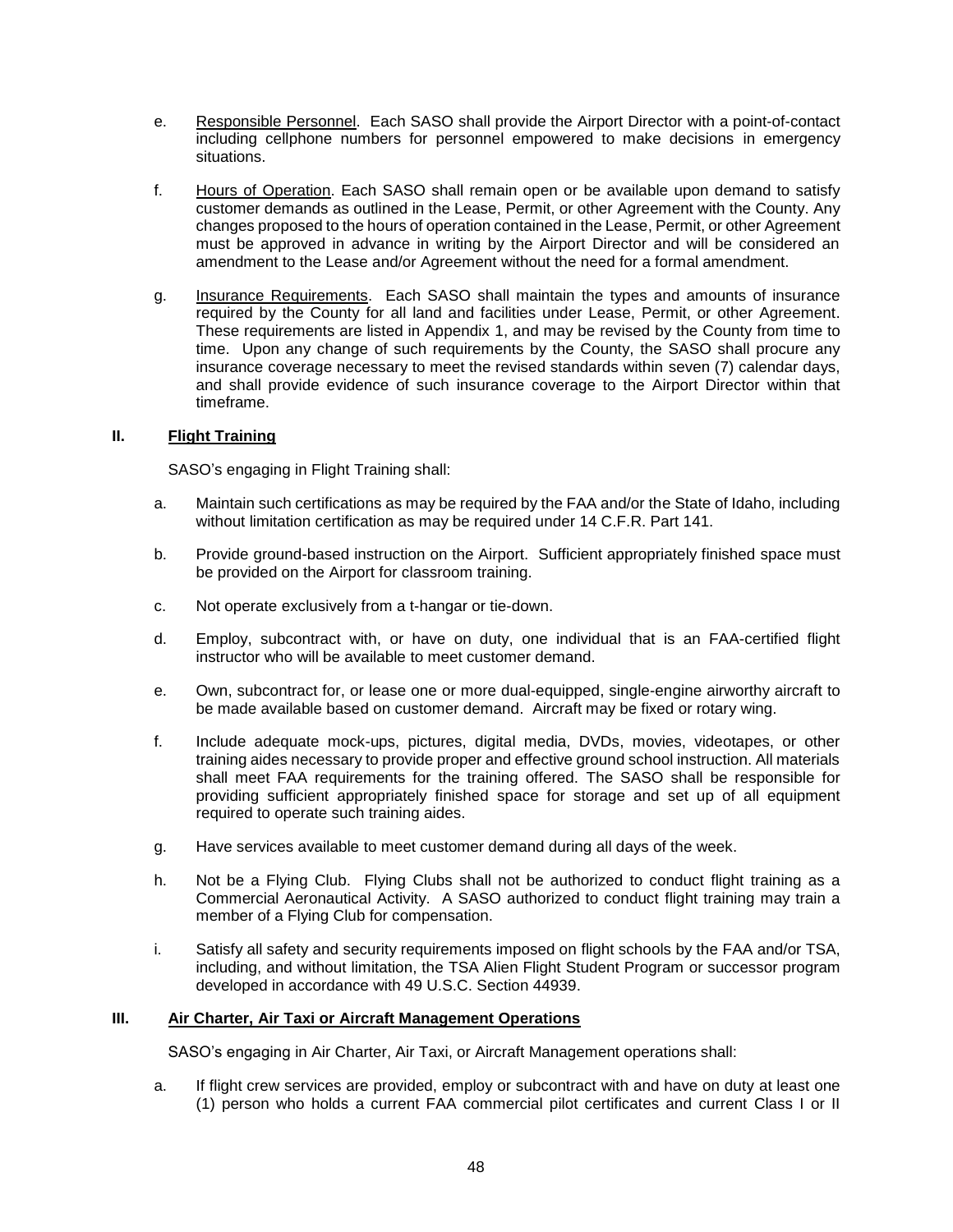e. Responsible Personnel. Each SASO shall provide the Airport Director with a point-of-contact including cellphone numbers for personnel empowered to make decisions in emergency situations.

f. Hours of Operation. Each SASO shall remain open or be available upon demand to satisfy customer demands as outlined in the Lease, Permit, or other Agreement with the County. Any changes proposed to the hours of operation contained in the Lease, Permit, or other Agreement must be approved in advance in writing by the Airport Director and will be considered an amendment to the Lease and/or Agreement without the need for a formal amendment.

g. Insurance Requirements. Each SASO shall maintain the types and amounts of insurance required by the County for all land and facilities under Lease, Permit, or other Agreement. These requirements are listed in Appendix 1, and may be revised by the County from time to time. Upon any change of such requirements by the County, the SASO shall procure any insurance coverage necessary to meet the revised standards within seven (7) calendar days, and shall provide evidence of such insurance coverage to the Airport Director within that timeframe.

## II. Flight Training

SASO's engaging in Flight Training shall:

a. Maintain such certifications as may be required by the FAA and/or the State of Idaho, including without limitation certification as may be required under 14 C.F.R. Part 141.

b. Provide ground-based instruction on the Airport. Sufficient appropriately finished space must be provided on the Airport for classroom training.

c. Not operate exclusively from a t-hangar or tie-down.

d. Employ, subcontract with, or have on duty, one individual that is an FAA-certified flight instructor who will be available to meet customer demand.

e. Own, subcontract for, or lease one or more dual-equipped, single-engine airworthy aircraft to be made available based on customer demand. Aircraft may be fixed or rotary wing.

f. Include adequate mock-ups, pictures, digital media, DVDs, movies, videotapes, or other training aides necessary to provide proper and effective ground school instruction. All materials shall meet FAA requirements for the training offered. The SASO shall be responsible for providing sufficient appropriately finished space for storage and set up of all equipment required to operate such training aides.

g. Have services available to meet customer demand during all days of the week.

h. Not be a Flying Club. Flying Clubs shall not be authorized to conduct flight training as a Commercial Aeronautical Activity. A SASO authorized to conduct flight training may train a member of a Flying Club for compensation.

i. Satisfy all safety and security requirements imposed on flight schools by the FAA and/or TSA, including, and without limitation, the TSA Alien Flight Student Program or successor program developed in accordance with 49 U.S.C. Section 44939.

## III. Air Charter, Air Taxi or Aircraft Management Operations

SASO's engaging in Air Charter, Air Taxi, or Aircraft Management operations shall:

a. If flight crew services are provided, employ or subcontract with and have on duty at least one (1) person who holds a current FAA commercial pilot certificates and current Class I or II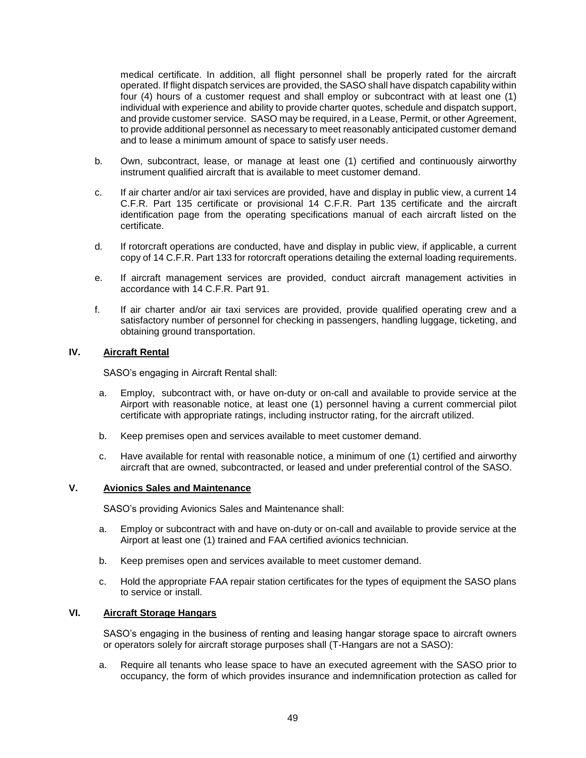medical certificate. In addition, all flight personnel shall be properly rated for the aircraft operated. If flight dispatch services are provided, the SASO shall have dispatch capability within four (4) hours of a customer request and shall employ or subcontract with at least one (1) individual with experience and ability to provide charter quotes, schedule and dispatch support, and provide customer service. SASO may be required, in a Lease, Permit, or other Agreement, to provide additional personnel as necessary to meet reasonably anticipated customer demand and to lease a minimum amount of space to satisfy user needs.

b. Own, subcontract, lease, or manage at least one (1) certified and continuously airworthy instrument qualified aircraft that is available to meet customer demand.

c. If air charter and/or air taxi services are provided, have and display in public view, a current 14 C.F.R. Part 135 certificate or provisional 14 C.F.R. Part 135 certificate and the aircraft identification page from the operating specifications manual of each aircraft listed on the certificate.

d. If rotorcraft operations are conducted, have and display in public view, if applicable, a current copy of 14 C.F.R. Part 133 for rotorcraft operations detailing the external loading requirements.

e. If aircraft management services are provided, conduct aircraft management activities in accordance with 14 C.F.R. Part 91.

f. If air charter and/or air taxi services are provided, provide qualified operating crew and a satisfactory number of personnel for checking in passengers, handling luggage, ticketing, and obtaining ground transportation.

## IV. Aircraft Rental

SASO's engaging in Aircraft Rental shall:

a. Employ, subcontract with, or have on-duty or on-call and available to provide service at the Airport with reasonable notice, at least one (1) personnel having a current commercial pilot certificate with appropriate ratings, including instructor rating, for the aircraft utilized.

b. Keep premises open and services available to meet customer demand.

c. Have available for rental with reasonable notice, a minimum of one (1) certified and airworthy aircraft that are owned, subcontracted, or leased and under preferential control of the SASO.

## V. Avionics Sales and Maintenance

SASO's providing Avionics Sales and Maintenance shall:

a. Employ or subcontract with and have on-duty or on-call and available to provide service at the Airport at least one (1) trained and FAA certified avionics technician.

b. Keep premises open and services available to meet customer demand.

c. Hold the appropriate FAA repair station certificates for the types of equipment the SASO plans to service or install.

## VI. Aircraft Storage Hangars

SASO's engaging in the business of renting and leasing hangar storage space to aircraft owners or operators solely for aircraft storage purposes shall (T-Hangars are not a SASO):

a. Require all tenants who lease space to have an executed agreement with the SASO prior to occupancy, the form of which provides insurance and indemnification protection as called for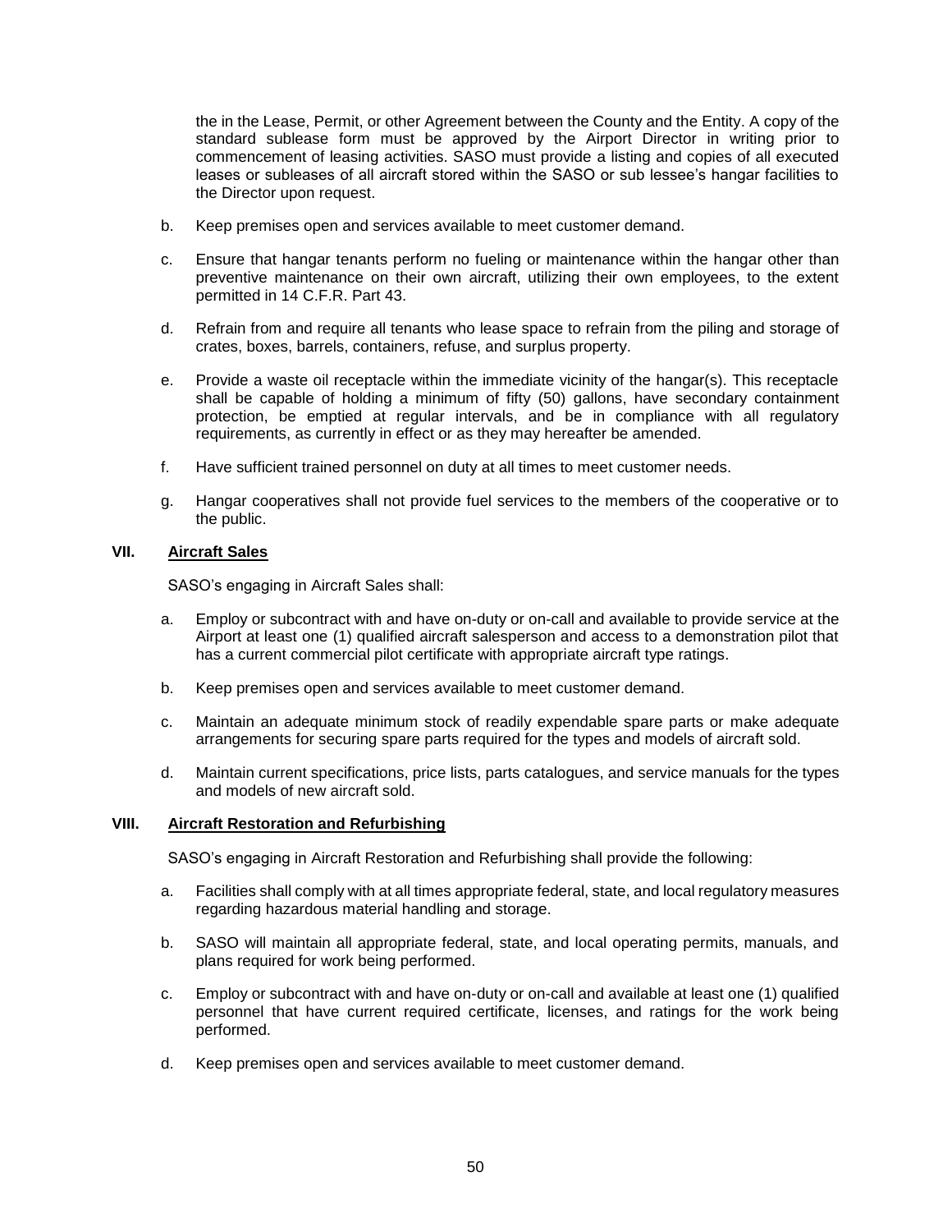the in the Lease, Permit, or other Agreement between the County and the Entity. A copy of the standard sublease form must be approved by the Airport Director in writing prior to commencement of leasing activities. SASO must provide a listing and copies of all executed leases or subleases of all aircraft stored within the SASO or sub lessee's hangar facilities to the Director upon request.

b. Keep premises open and services available to meet customer demand.

c. Ensure that hangar tenants perform no fueling or maintenance within the hangar other than preventive maintenance on their own aircraft, utilizing their own employees, to the extent permitted in 14 C.F.R. Part 43.

d. Refrain from and require all tenants who lease space to refrain from the piling and storage of crates, boxes, barrels, containers, refuse, and surplus property.

e. Provide a waste oil receptacle within the immediate vicinity of the hangar(s). This receptacle shall be capable of holding a minimum of fifty (50) gallons, have secondary containment protection, be emptied at regular intervals, and be in compliance with all regulatory requirements, as currently in effect or as they may hereafter be amended.

f. Have sufficient trained personnel on duty at all times to meet customer needs.

g. Hangar cooperatives shall not provide fuel services to the members of the cooperative or to the public.

## VII. <u>Aircraft Sales</u>

SASO's engaging in Aircraft Sales shall:

a. Employ or subcontract with and have on-duty or on-call and available to provide service at the Airport at least one (1) qualified aircraft salesperson and access to a demonstration pilot that has a current commercial pilot certificate with appropriate aircraft type ratings.

b. Keep premises open and services available to meet customer demand.

c. Maintain an adequate minimum stock of readily expendable spare parts or make adequate arrangements for securing spare parts required for the types and models of aircraft sold.

d. Maintain current specifications, price lists, parts catalogues, and service manuals for the types and models of new aircraft sold.

## VIII. <u>Aircraft Restoration and Refurbishing</u>

SASO's engaging in Aircraft Restoration and Refurbishing shall provide the following:

a. Facilities shall comply with at all times appropriate federal, state, and local regulatory measures regarding hazardous material handling and storage.

b. SASO will maintain all appropriate federal, state, and local operating permits, manuals, and plans required for work being performed.

c. Employ or subcontract with and have on-duty or on-call and available at least one (1) qualified personnel that have current required certificate, licenses, and ratings for the work being performed.

d. Keep premises open and services available to meet customer demand.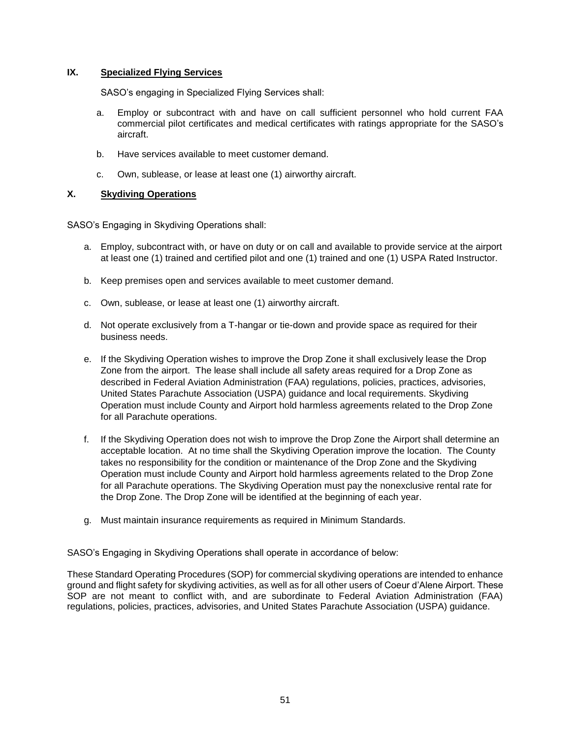## IX. Specialized Flying Services

SASO's engaging in Specialized Flying Services shall:

a. Employ or subcontract with and have on call sufficient personnel who hold current FAA commercial pilot certificates and medical certificates with ratings appropriate for the SASO's aircraft.

b. Have services available to meet customer demand.

c. Own, sublease, or lease at least one (1) airworthy aircraft.

## X. Skydiving Operations

SASO's Engaging in Skydiving Operations shall:

a. Employ, subcontract with, or have on duty or on call and available to provide service at the airport at least one (1) trained and certified pilot and one (1) trained and one (1) USPA Rated Instructor.

b. Keep premises open and services available to meet customer demand.

c. Own, sublease, or lease at least one (1) airworthy aircraft.

d. Not operate exclusively from a T-hangar or tie-down and provide space as required for their business needs.

e. If the Skydiving Operation wishes to improve the Drop Zone it shall exclusively lease the Drop Zone from the airport. The lease shall include all safety areas required for a Drop Zone as described in Federal Aviation Administration (FAA) regulations, policies, practices, advisories, United States Parachute Association (USPA) guidance and local requirements. Skydiving Operation must include County and Airport hold harmless agreements related to the Drop Zone for all Parachute operations.

f. If the Skydiving Operation does not wish to improve the Drop Zone the Airport shall determine an acceptable location. At no time shall the Skydiving Operation improve the location. The County takes no responsibility for the condition or maintenance of the Drop Zone and the Skydiving Operation must include County and Airport hold harmless agreements related to the Drop Zone for all Parachute operations. The Skydiving Operation must pay the nonexclusive rental rate for the Drop Zone. The Drop Zone will be identified at the beginning of each year.

g. Must maintain insurance requirements as required in Minimum Standards.

SASO's Engaging in Skydiving Operations shall operate in accordance of below:

These Standard Operating Procedures (SOP) for commercial skydiving operations are intended to enhance ground and flight safety for skydiving activities, as well as for all other users of Coeur d'Alene Airport. These SOP are not meant to conflict with, and are subordinate to Federal Aviation Administration (FAA) regulations, policies, practices, advisories, and United States Parachute Association (USPA) guidance.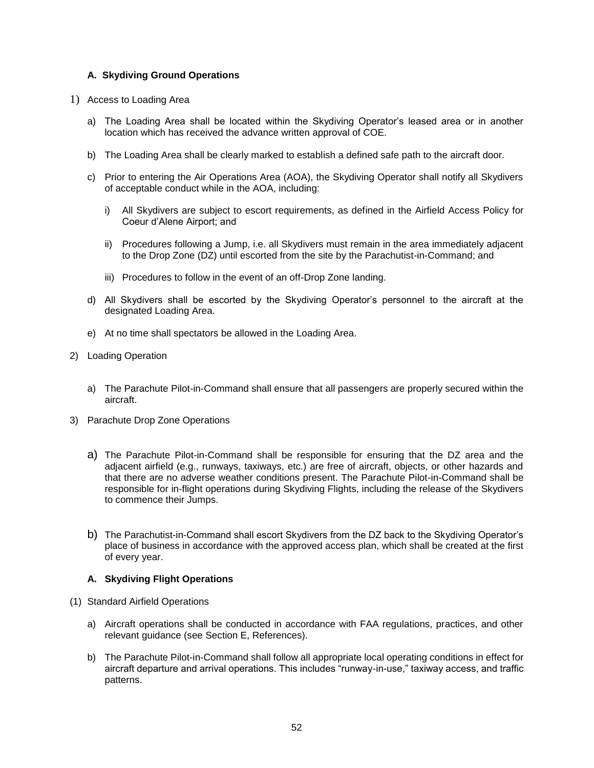### A. Skydiving Ground Operations

1) Access to Loading Area

   a) The Loading Area shall be located within the Skydiving Operator's leased area or in another location which has received the advance written approval of COE.

   b) The Loading Area shall be clearly marked to establish a defined safe path to the aircraft door.

   c) Prior to entering the Air Operations Area (AOA), the Skydiving Operator shall notify all Skydivers of acceptable conduct while in the AOA, including:

      i) All Skydivers are subject to escort requirements, as defined in the Airfield Access Policy for Coeur d'Alene Airport; and

      ii) Procedures following a Jump, i.e. all Skydivers must remain in the area immediately adjacent to the Drop Zone (DZ) until escorted from the site by the Parachutist-in-Command; and

      iii) Procedures to follow in the event of an off-Drop Zone landing.

   d) All Skydivers shall be escorted by the Skydiving Operator's personnel to the aircraft at the designated Loading Area.

   e) At no time shall spectators be allowed in the Loading Area.

2) Loading Operation

   a) The Parachute Pilot-in-Command shall ensure that all passengers are properly secured within the aircraft.

3) Parachute Drop Zone Operations

   a) The Parachute Pilot-in-Command shall be responsible for ensuring that the DZ area and the adjacent airfield (e.g., runways, taxiways, etc.) are free of aircraft, objects, or other hazards and that there are no adverse weather conditions present. The Parachute Pilot-in-Command shall be responsible for in-flight operations during Skydiving Flights, including the release of the Skydivers to commence their Jumps.

   b) The Parachutist-in-Command shall escort Skydivers from the DZ back to the Skydiving Operator's place of business in accordance with the approved access plan, which shall be created at the first of every year.

### A. Skydiving Flight Operations

(1) Standard Airfield Operations

   a) Aircraft operations shall be conducted in accordance with FAA regulations, practices, and other relevant guidance (see Section E, References).

   b) The Parachute Pilot-in-Command shall follow all appropriate local operating conditions in effect for aircraft departure and arrival operations. This includes "runway-in-use," taxiway access, and traffic patterns.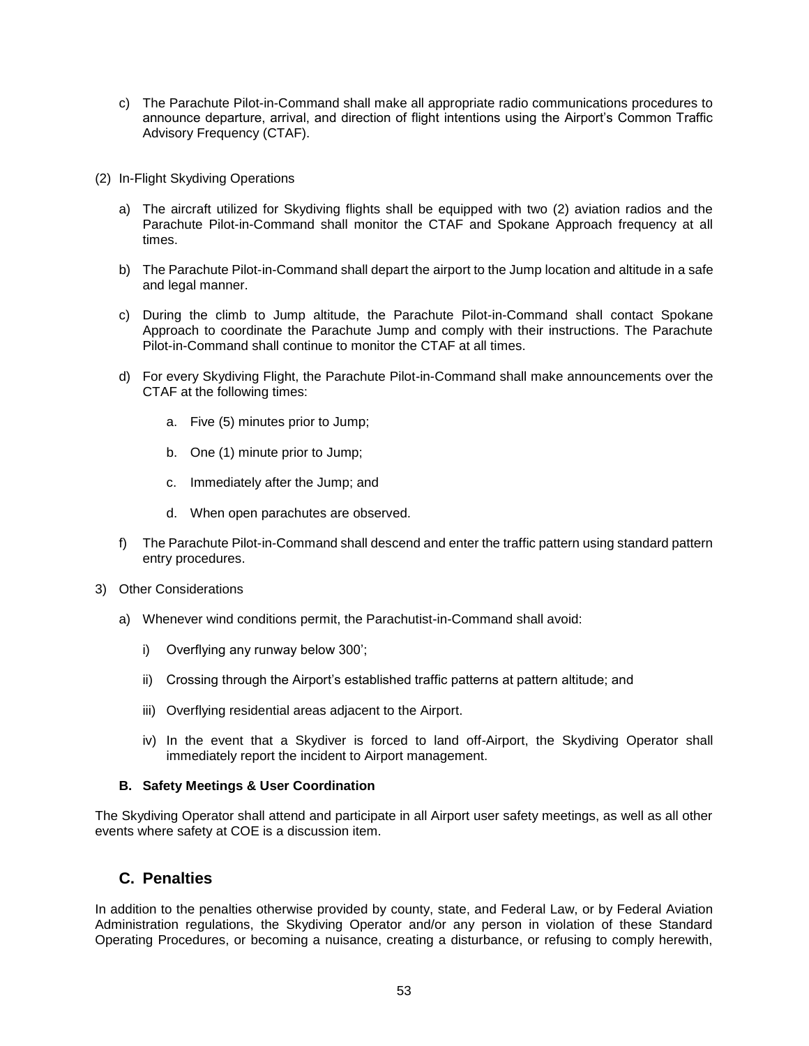c) The Parachute Pilot-in-Command shall make all appropriate radio communications procedures to announce departure, arrival, and direction of flight intentions using the Airport's Common Traffic Advisory Frequency (CTAF).

(2) In-Flight Skydiving Operations

a) The aircraft utilized for Skydiving flights shall be equipped with two (2) aviation radios and the Parachute Pilot-in-Command shall monitor the CTAF and Spokane Approach frequency at all times.

b) The Parachute Pilot-in-Command shall depart the airport to the Jump location and altitude in a safe and legal manner.

c) During the climb to Jump altitude, the Parachute Pilot-in-Command shall contact Spokane Approach to coordinate the Parachute Jump and comply with their instructions. The Parachute Pilot-in-Command shall continue to monitor the CTAF at all times.

d) For every Skydiving Flight, the Parachute Pilot-in-Command shall make announcements over the CTAF at the following times:

   a. Five (5) minutes prior to Jump;

   b. One (1) minute prior to Jump;

   c. Immediately after the Jump; and

   d. When open parachutes are observed.

f) The Parachute Pilot-in-Command shall descend and enter the traffic pattern using standard pattern entry procedures.

3) Other Considerations

a) Whenever wind conditions permit, the Parachutist-in-Command shall avoid:

   i) Overflying any runway below 300';

   ii) Crossing through the Airport's established traffic patterns at pattern altitude; and

   iii) Overflying residential areas adjacent to the Airport.

   iv) In the event that a Skydiver is forced to land off-Airport, the Skydiving Operator shall immediately report the incident to Airport management.

#### B. Safety Meetings & User Coordination

The Skydiving Operator shall attend and participate in all Airport user safety meetings, as well as all other events where safety at COE is a discussion item.

### C. Penalties

In addition to the penalties otherwise provided by county, state, and Federal Law, or by Federal Aviation Administration regulations, the Skydiving Operator and/or any person in violation of these Standard Operating Procedures, or becoming a nuisance, creating a disturbance, or refusing to comply herewith,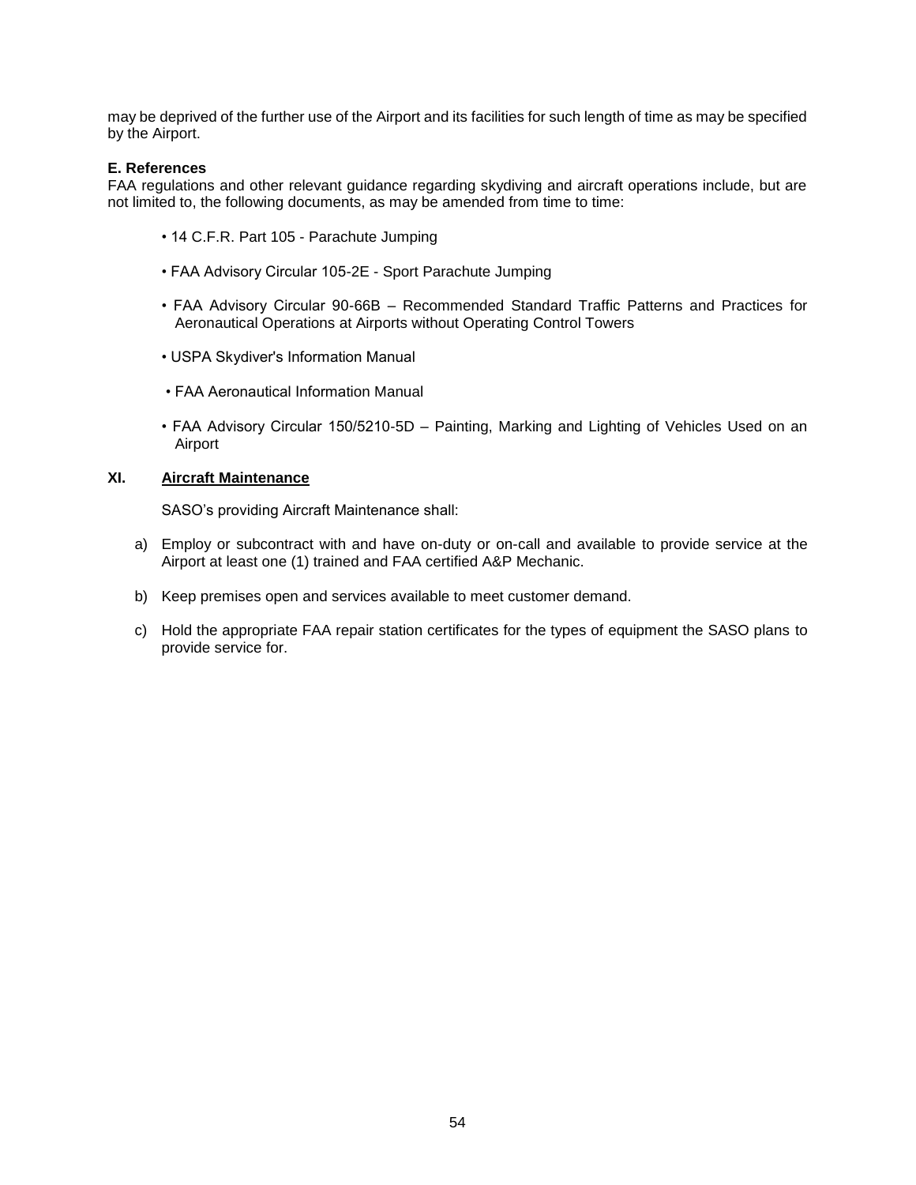may be deprived of the further use of the Airport and its facilities for such length of time as may be specified by the Airport.

**E. References**
FAA regulations and other relevant guidance regarding skydiving and aircraft operations include, but are not limited to, the following documents, as may be amended from time to time:

- 14 C.F.R. Part 105 - Parachute Jumping
- FAA Advisory Circular 105-2E - Sport Parachute Jumping
- FAA Advisory Circular 90-66B – Recommended Standard Traffic Patterns and Practices for Aeronautical Operations at Airports without Operating Control Towers
- USPA Skydiver's Information Manual
- FAA Aeronautical Information Manual
- FAA Advisory Circular 150/5210-5D – Painting, Marking and Lighting of Vehicles Used on an Airport

## XI. <u>Aircraft Maintenance</u>

SASO's providing Aircraft Maintenance shall:

a) Employ or subcontract with and have on-duty or on-call and available to provide service at the Airport at least one (1) trained and FAA certified A&P Mechanic.

b) Keep premises open and services available to meet customer demand.

c) Hold the appropriate FAA repair station certificates for the types of equipment the SASO plans to provide service for.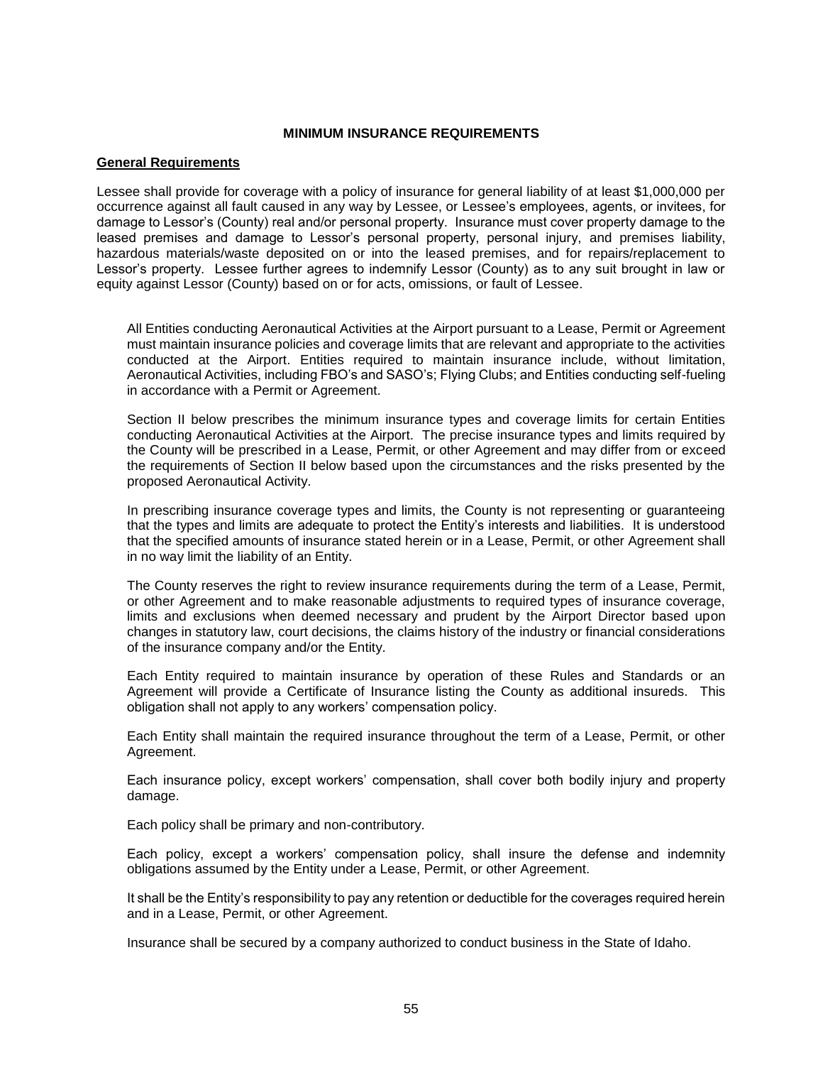## MINIMUM INSURANCE REQUIREMENTS

**General Requirements**

Lessee shall provide for coverage with a policy of insurance for general liability of at least $1,000,000 per occurrence against all fault caused in any way by Lessee, or Lessee's employees, agents, or invitees, for damage to Lessor's (County) real and/or personal property. Insurance must cover property damage to the leased premises and damage to Lessor's personal property, personal injury, and premises liability, hazardous materials/waste deposited on or into the leased premises, and for repairs/replacement to Lessor's property. Lessee further agrees to indemnify Lessor (County) as to any suit brought in law or equity against Lessor (County) based on or for acts, omissions, or fault of Lessee.

All Entities conducting Aeronautical Activities at the Airport pursuant to a Lease, Permit or Agreement must maintain insurance policies and coverage limits that are relevant and appropriate to the activities conducted at the Airport. Entities required to maintain insurance include, without limitation, Aeronautical Activities, including FBO's and SASO's; Flying Clubs; and Entities conducting self-fueling in accordance with a Permit or Agreement.

Section II below prescribes the minimum insurance types and coverage limits for certain Entities conducting Aeronautical Activities at the Airport. The precise insurance types and limits required by the County will be prescribed in a Lease, Permit, or other Agreement and may differ from or exceed the requirements of Section II below based upon the circumstances and the risks presented by the proposed Aeronautical Activity.

In prescribing insurance coverage types and limits, the County is not representing or guaranteeing that the types and limits are adequate to protect the Entity's interests and liabilities. It is understood that the specified amounts of insurance stated herein or in a Lease, Permit, or other Agreement shall in no way limit the liability of an Entity.

The County reserves the right to review insurance requirements during the term of a Lease, Permit, or other Agreement and to make reasonable adjustments to required types of insurance coverage, limits and exclusions when deemed necessary and prudent by the Airport Director based upon changes in statutory law, court decisions, the claims history of the industry or financial considerations of the insurance company and/or the Entity.

Each Entity required to maintain insurance by operation of these Rules and Standards or an Agreement will provide a Certificate of Insurance listing the County as additional insureds. This obligation shall not apply to any workers' compensation policy.

Each Entity shall maintain the required insurance throughout the term of a Lease, Permit, or other Agreement.

Each insurance policy, except workers' compensation, shall cover both bodily injury and property damage.

Each policy shall be primary and non-contributory.

Each policy, except a workers' compensation policy, shall insure the defense and indemnity obligations assumed by the Entity under a Lease, Permit, or other Agreement.

It shall be the Entity's responsibility to pay any retention or deductible for the coverages required herein and in a Lease, Permit, or other Agreement.

Insurance shall be secured by a company authorized to conduct business in the State of Idaho.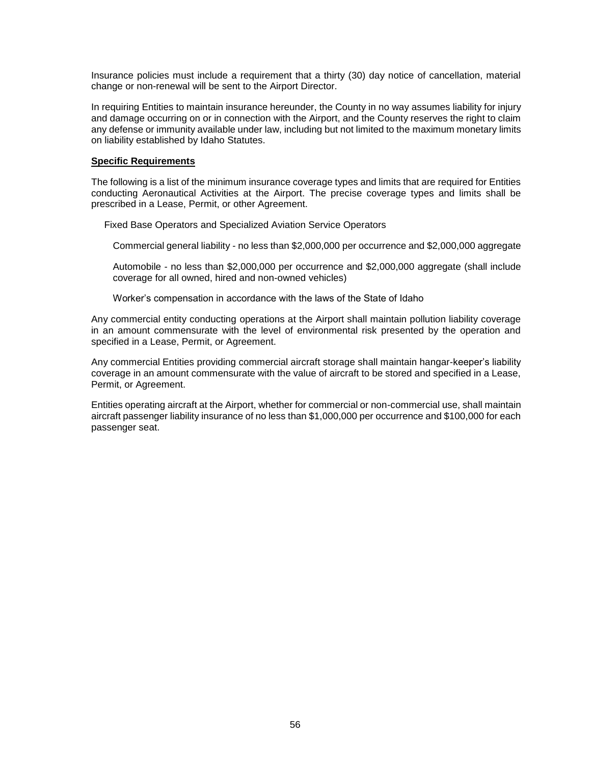Insurance policies must include a requirement that a thirty (30) day notice of cancellation, material change or non-renewal will be sent to the Airport Director.

In requiring Entities to maintain insurance hereunder, the County in no way assumes liability for injury and damage occurring on or in connection with the Airport, and the County reserves the right to claim any defense or immunity available under law, including but not limited to the maximum monetary limits on liability established by Idaho Statutes.

**Specific Requirements**

The following is a list of the minimum insurance coverage types and limits that are required for Entities conducting Aeronautical Activities at the Airport. The precise coverage types and limits shall be prescribed in a Lease, Permit, or other Agreement.

Fixed Base Operators and Specialized Aviation Service Operators

Commercial general liability - no less than $2,000,000 per occurrence and $2,000,000 aggregate

Automobile - no less than $2,000,000 per occurrence and $2,000,000 aggregate (shall include coverage for all owned, hired and non-owned vehicles)

Worker's compensation in accordance with the laws of the State of Idaho

Any commercial entity conducting operations at the Airport shall maintain pollution liability coverage in an amount commensurate with the level of environmental risk presented by the operation and specified in a Lease, Permit, or Agreement.

Any commercial Entities providing commercial aircraft storage shall maintain hangar-keeper's liability coverage in an amount commensurate with the value of aircraft to be stored and specified in a Lease, Permit, or Agreement.

Entities operating aircraft at the Airport, whether for commercial or non-commercial use, shall maintain aircraft passenger liability insurance of no less than $1,000,000 per occurrence and $100,000 for each passenger seat.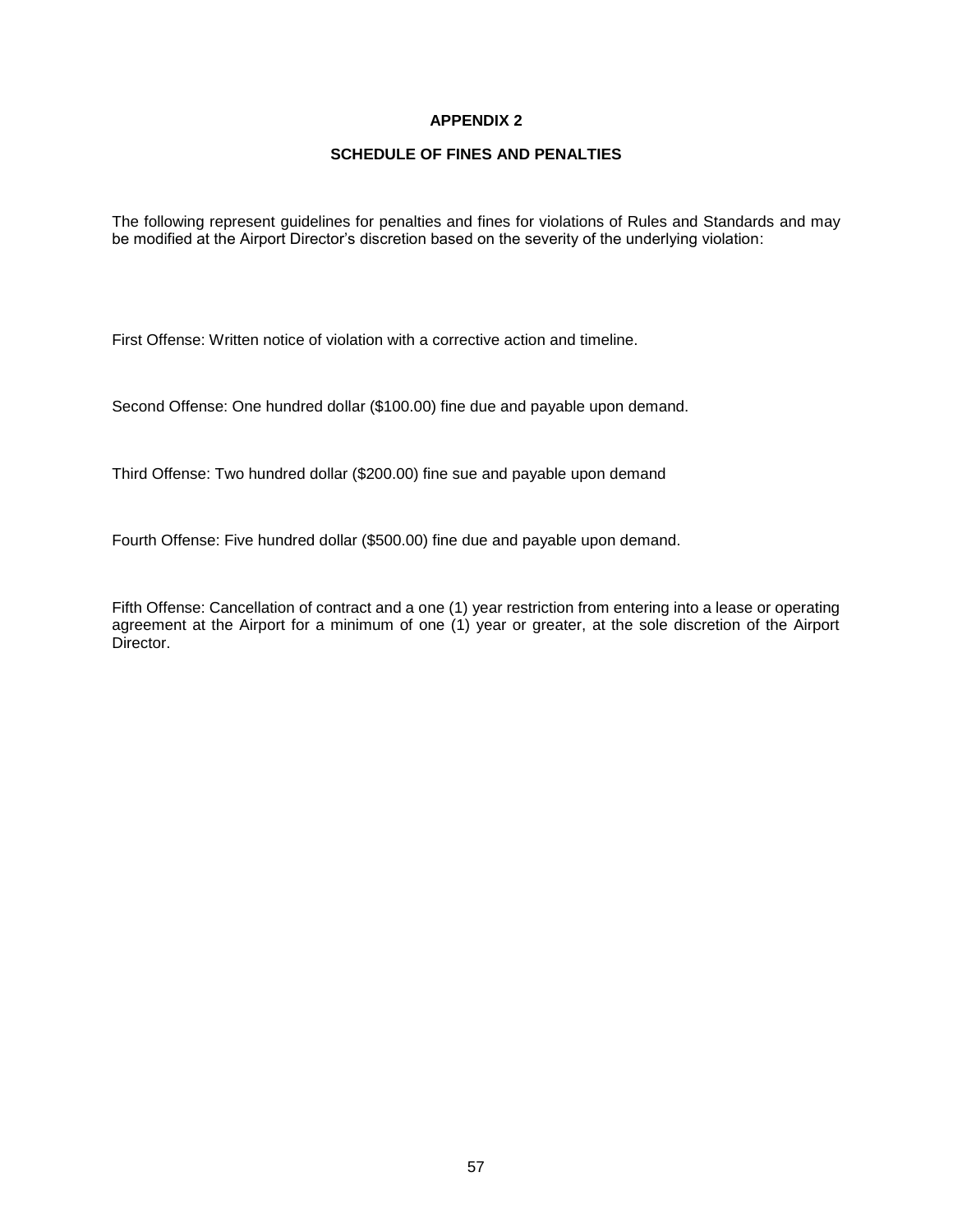# APPENDIX 2

## SCHEDULE OF FINES AND PENALTIES

The following represent guidelines for penalties and fines for violations of Rules and Standards and may be modified at the Airport Director's discretion based on the severity of the underlying violation:

First Offense: Written notice of violation with a corrective action and timeline.

Second Offense: One hundred dollar ($100.00) fine due and payable upon demand.

Third Offense: Two hundred dollar ($200.00) fine sue and payable upon demand

Fourth Offense: Five hundred dollar ($500.00) fine due and payable upon demand.

Fifth Offense: Cancellation of contract and a one (1) year restriction from entering into a lease or operating agreement at the Airport for a minimum of one (1) year or greater, at the sole discretion of the Airport Director.